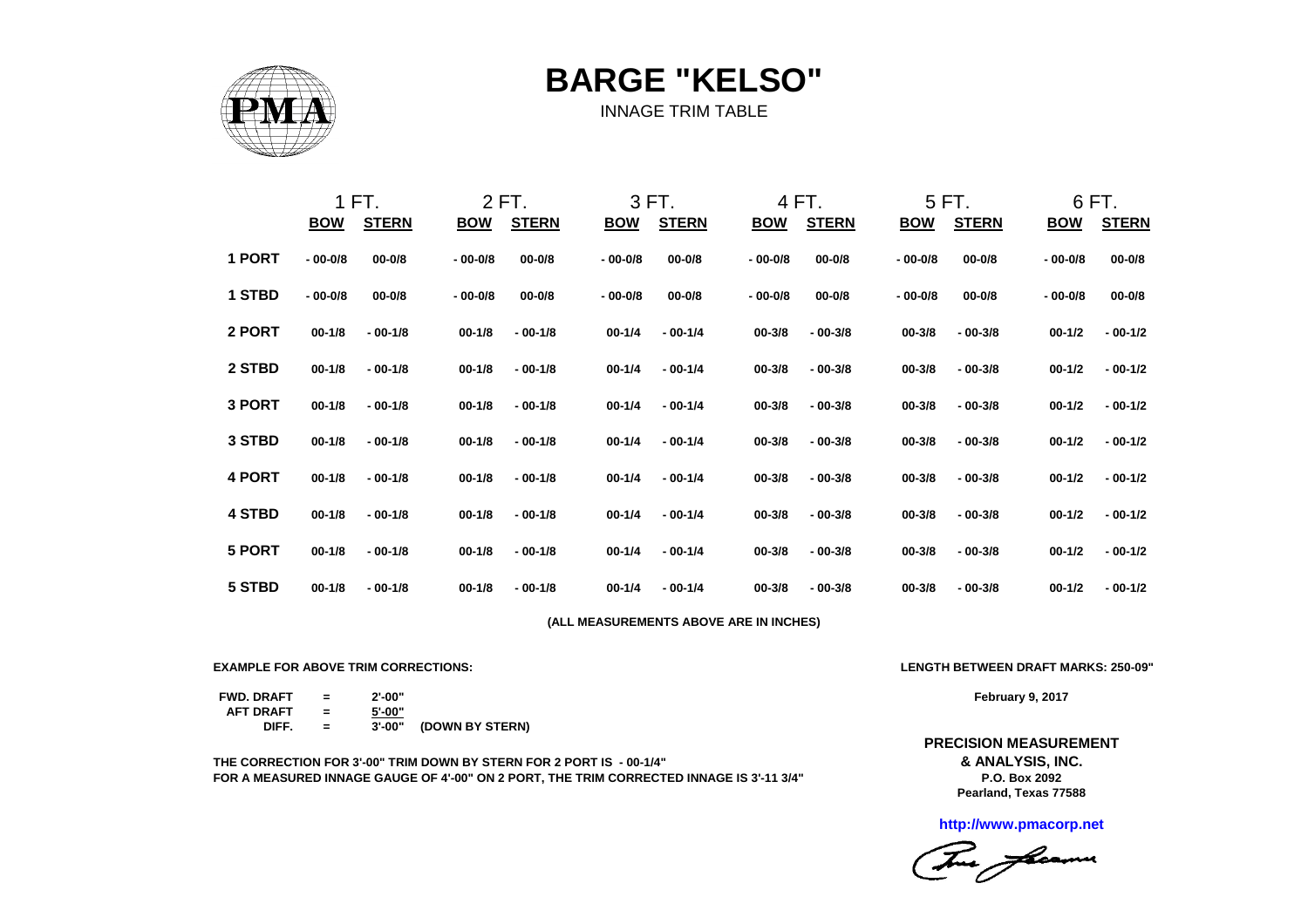# BARGE "KELSO"

INNAGE TRIM TABLE

| | 1 FT. | | 2 FT. | | 3 FT. | | 4 FT. | | 5 FT. | | 6 FT. | |
|---|---|---|---|---|---|---|---|---|---|---|---|---|
| | **BOW** | **STERN** | **BOW** | **STERN** | **BOW** | **STERN** | **BOW** | **STERN** | **BOW** | **STERN** | **BOW** | **STERN** |
| **1 PORT** | - 00-0/8 | 00-0/8 | - 00-0/8 | 00-0/8 | - 00-0/8 | 00-0/8 | - 00-0/8 | 00-0/8 | - 00-0/8 | 00-0/8 | - 00-0/8 | 00-0/8 |
| **1 STBD** | - 00-0/8 | 00-0/8 | - 00-0/8 | 00-0/8 | - 00-0/8 | 00-0/8 | - 00-0/8 | 00-0/8 | - 00-0/8 | 00-0/8 | - 00-0/8 | 00-0/8 |
| **2 PORT** | 00-1/8 | - 00-1/8 | 00-1/8 | - 00-1/8 | 00-1/4 | - 00-1/4 | 00-3/8 | - 00-3/8 | 00-3/8 | - 00-3/8 | 00-1/2 | - 00-1/2 |
| **2 STBD** | 00-1/8 | - 00-1/8 | 00-1/8 | - 00-1/8 | 00-1/4 | - 00-1/4 | 00-3/8 | - 00-3/8 | 00-3/8 | - 00-3/8 | 00-1/2 | - 00-1/2 |
| **3 PORT** | 00-1/8 | - 00-1/8 | 00-1/8 | - 00-1/8 | 00-1/4 | - 00-1/4 | 00-3/8 | - 00-3/8 | 00-3/8 | - 00-3/8 | 00-1/2 | - 00-1/2 |
| **3 STBD** | 00-1/8 | - 00-1/8 | 00-1/8 | - 00-1/8 | 00-1/4 | - 00-1/4 | 00-3/8 | - 00-3/8 | 00-3/8 | - 00-3/8 | 00-1/2 | - 00-1/2 |
| **4 PORT** | 00-1/8 | - 00-1/8 | 00-1/8 | - 00-1/8 | 00-1/4 | - 00-1/4 | 00-3/8 | - 00-3/8 | 00-3/8 | - 00-3/8 | 00-1/2 | - 00-1/2 |
| **4 STBD** | 00-1/8 | - 00-1/8 | 00-1/8 | - 00-1/8 | 00-1/4 | - 00-1/4 | 00-3/8 | - 00-3/8 | 00-3/8 | - 00-3/8 | 00-1/2 | - 00-1/2 |
| **5 PORT** | 00-1/8 | - 00-1/8 | 00-1/8 | - 00-1/8 | 00-1/4 | - 00-1/4 | 00-3/8 | - 00-3/8 | 00-3/8 | - 00-3/8 | 00-1/2 | - 00-1/2 |
| **5 STBD** | 00-1/8 | - 00-1/8 | 00-1/8 | - 00-1/8 | 00-1/4 | - 00-1/4 | 00-3/8 | - 00-3/8 | 00-3/8 | - 00-3/8 | 00-1/2 | - 00-1/2 |

**(ALL MEASUREMENTS ABOVE ARE IN INCHES)**

**EXAMPLE FOR ABOVE TRIM CORRECTIONS:**

| | | | |
|---|---|---|---|
| **FWD. DRAFT** | = | 2'-00" | |
| **AFT DRAFT** | = | 5'-00" | |
| **DIFF.** | = | 3'-00" | **(DOWN BY STERN)** |

**THE CORRECTION FOR 3'-00" TRIM DOWN BY STERN FOR 2 PORT IS - 00-1/4"**
**FOR A MEASURED INNAGE GAUGE OF 4'-00" ON 2 PORT, THE TRIM CORRECTED INNAGE IS 3'-11 3/4"**

**LENGTH BETWEEN DRAFT MARKS: 250-09"**

**February 9, 2017**

**PRECISION MEASUREMENT**
**& ANALYSIS, INC.**
**P.O. Box 2092**
**Pearland, Texas 77588**

**http://www.pmacorp.net**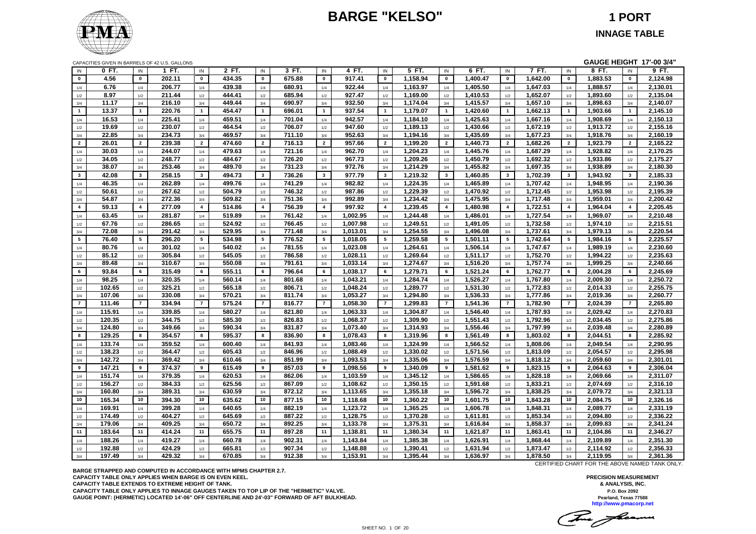# BARGE "KELSO"

## 1 PORT

### INNAGE TABLE

CAPACITIES GIVEN IN BARRELS OF 42 U.S. GALLONS

**GAUGE HEIGHT 17'-00 3/4"**

| IN | 0 FT. | IN | 1 FT. | IN | 2 FT. | IN | 3 FT. | IN | 4 FT. | IN | 5 FT. | IN | 6 FT. | IN | 7 FT. | IN | 8 FT. | IN | 9 FT. |
|---|---|---|---|---|---|---|---|---|---|---|---|---|---|---|---|---|---|---|---|
| 0 | 4.56 | 0 | 202.11 | 0 | 434.35 | 0 | 675.88 | 0 | 917.41 | 0 | 1,158.94 | 0 | 1,400.47 | 0 | 1,642.00 | 0 | 1,883.53 | 0 | 2,124.98 |
| 1/4 | 6.76 | 1/4 | 206.77 | 1/4 | 439.38 | 1/4 | 680.91 | 1/4 | 922.44 | 1/4 | 1,163.97 | 1/4 | 1,405.50 | 1/4 | 1,647.03 | 1/4 | 1,888.57 | 1/4 | 2,130.01 |
| 1/2 | 8.97 | 1/2 | 211.44 | 1/2 | 444.41 | 1/2 | 685.94 | 1/2 | 927.47 | 1/2 | 1,169.00 | 1/2 | 1,410.53 | 1/2 | 1,652.07 | 1/2 | 1,893.60 | 1/2 | 2,135.04 |
| 3/4 | 11.17 | 3/4 | 216.10 | 3/4 | 449.44 | 3/4 | 690.97 | 3/4 | 932.50 | 3/4 | 1,174.04 | 3/4 | 1,415.57 | 3/4 | 1,657.10 | 3/4 | 1,898.63 | 3/4 | 2,140.07 |
| 1 | 13.37 | 1 | 220.76 | 1 | 454.47 | 1 | 696.01 | 1 | 937.54 | 1 | 1,179.07 | 1 | 1,420.60 | 1 | 1,662.13 | 1 | 1,903.66 | 1 | 2,145.10 |
| 1/4 | 16.53 | 1/4 | 225.41 | 1/4 | 459.51 | 1/4 | 701.04 | 1/4 | 942.57 | 1/4 | 1,184.10 | 1/4 | 1,425.63 | 1/4 | 1,667.16 | 1/4 | 1,908.69 | 1/4 | 2,150.13 |
| 1/2 | 19.69 | 1/2 | 230.07 | 1/2 | 464.54 | 1/2 | 706.07 | 1/2 | 947.60 | 1/2 | 1,189.13 | 1/2 | 1,430.66 | 1/2 | 1,672.19 | 1/2 | 1,913.72 | 1/2 | 2,155.16 |
| 3/4 | 22.85 | 3/4 | 234.73 | 3/4 | 469.57 | 3/4 | 711.10 | 3/4 | 952.63 | 3/4 | 1,194.16 | 3/4 | 1,435.69 | 3/4 | 1,677.23 | 3/4 | 1,918.76 | 3/4 | 2,160.19 |
| 2 | 26.01 | 2 | 239.38 | 2 | 474.60 | 2 | 716.13 | 2 | 957.66 | 2 | 1,199.20 | 2 | 1,440.73 | 2 | 1,682.26 | 2 | 1,923.79 | 2 | 2,165.22 |
| 1/4 | 30.03 | 1/4 | 244.07 | 1/4 | 479.63 | 1/4 | 721.16 | 1/4 | 962.70 | 1/4 | 1,204.23 | 1/4 | 1,445.76 | 1/4 | 1,687.29 | 1/4 | 1,928.82 | 1/4 | 2,170.25 |
| 1/2 | 34.05 | 1/2 | 248.77 | 1/2 | 484.67 | 1/2 | 726.20 | 1/2 | 967.73 | 1/2 | 1,209.26 | 1/2 | 1,450.79 | 1/2 | 1,692.32 | 1/2 | 1,933.86 | 1/2 | 2,175.27 |
| 3/4 | 38.07 | 3/4 | 253.46 | 3/4 | 489.70 | 3/4 | 731.23 | 3/4 | 972.76 | 3/4 | 1,214.29 | 3/4 | 1,455.82 | 3/4 | 1,697.35 | 3/4 | 1,938.89 | 3/4 | 2,180.30 |
| 3 | 42.08 | 3 | 258.15 | 3 | 494.73 | 3 | 736.26 | 3 | 977.79 | 3 | 1,219.32 | 3 | 1,460.85 | 3 | 1,702.39 | 3 | 1,943.92 | 3 | 2,185.33 |
| 1/4 | 46.35 | 1/4 | 262.89 | 1/4 | 499.76 | 1/4 | 741.29 | 1/4 | 982.82 | 1/4 | 1,224.35 | 1/4 | 1,465.89 | 1/4 | 1,707.42 | 1/4 | 1,948.95 | 1/4 | 2,190.36 |
| 1/2 | 50.61 | 1/2 | 267.62 | 1/2 | 504.79 | 1/2 | 746.32 | 1/2 | 987.86 | 1/2 | 1,229.39 | 1/2 | 1,470.92 | 1/2 | 1,712.45 | 1/2 | 1,953.98 | 1/2 | 2,195.39 |
| 3/4 | 54.87 | 3/4 | 272.36 | 3/4 | 509.82 | 3/4 | 751.36 | 3/4 | 992.89 | 3/4 | 1,234.42 | 3/4 | 1,475.95 | 3/4 | 1,717.48 | 3/4 | 1,959.01 | 3/4 | 2,200.42 |
| 4 | 59.13 | 4 | 277.09 | 4 | 514.86 | 4 | 756.39 | 4 | 997.92 | 4 | 1,239.45 | 4 | 1,480.98 | 4 | 1,722.51 | 4 | 1,964.04 | 4 | 2,205.45 |
| 1/4 | 63.45 | 1/4 | 281.87 | 1/4 | 519.89 | 1/4 | 761.42 | 1/4 | 1,002.95 | 1/4 | 1,244.48 | 1/4 | 1,486.01 | 1/4 | 1,727.54 | 1/4 | 1,969.07 | 1/4 | 2,210.48 |
| 1/2 | 67.76 | 1/2 | 286.65 | 1/2 | 524.92 | 1/2 | 766.45 | 1/2 | 1,007.98 | 1/2 | 1,249.51 | 1/2 | 1,491.05 | 1/2 | 1,732.58 | 1/2 | 1,974.10 | 1/2 | 2,215.51 |
| 3/4 | 72.08 | 3/4 | 291.42 | 3/4 | 529.95 | 3/4 | 771.48 | 3/4 | 1,013.01 | 3/4 | 1,254.55 | 3/4 | 1,496.08 | 3/4 | 1,737.61 | 3/4 | 1,979.13 | 3/4 | 2,220.54 |
| 5 | 76.40 | 5 | 296.20 | 5 | 534.98 | 5 | 776.52 | 5 | 1,018.05 | 5 | 1,259.58 | 5 | 1,501.11 | 5 | 1,742.64 | 5 | 1,984.16 | 5 | 2,225.57 |
| 1/4 | 80.76 | 1/4 | 301.02 | 1/4 | 540.02 | 1/4 | 781.55 | 1/4 | 1,023.08 | 1/4 | 1,264.61 | 1/4 | 1,506.14 | 1/4 | 1,747.67 | 1/4 | 1,989.19 | 1/4 | 2,230.60 |
| 1/2 | 85.12 | 1/2 | 305.84 | 1/2 | 545.05 | 1/2 | 786.58 | 1/2 | 1,028.11 | 1/2 | 1,269.64 | 1/2 | 1,511.17 | 1/2 | 1,752.70 | 1/2 | 1,994.22 | 1/2 | 2,235.63 |
| 3/4 | 89.48 | 3/4 | 310.67 | 3/4 | 550.08 | 3/4 | 791.61 | 3/4 | 1,033.14 | 3/4 | 1,274.67 | 3/4 | 1,516.20 | 3/4 | 1,757.74 | 3/4 | 1,999.25 | 3/4 | 2,240.66 |
| 6 | 93.84 | 6 | 315.49 | 6 | 555.11 | 6 | 796.64 | 6 | 1,038.17 | 6 | 1,279.71 | 6 | 1,521.24 | 6 | 1,762.77 | 6 | 2,004.28 | 6 | 2,245.69 |
| 1/4 | 98.25 | 1/4 | 320.35 | 1/4 | 560.14 | 1/4 | 801.68 | 1/4 | 1,043.21 | 1/4 | 1,284.74 | 1/4 | 1,526.27 | 1/4 | 1,767.80 | 1/4 | 2,009.30 | 1/4 | 2,250.72 |
| 1/2 | 102.65 | 1/2 | 325.21 | 1/2 | 565.18 | 1/2 | 806.71 | 1/2 | 1,048.24 | 1/2 | 1,289.77 | 1/2 | 1,531.30 | 1/2 | 1,772.83 | 1/2 | 2,014.33 | 1/2 | 2,255.75 |
| 3/4 | 107.06 | 3/4 | 330.08 | 3/4 | 570.21 | 3/4 | 811.74 | 3/4 | 1,053.27 | 3/4 | 1,294.80 | 3/4 | 1,536.33 | 3/4 | 1,777.86 | 3/4 | 2,019.36 | 3/4 | 2,260.77 |
| 7 | 111.46 | 7 | 334.94 | 7 | 575.24 | 7 | 816.77 | 7 | 1,058.30 | 7 | 1,299.83 | 7 | 1,541.36 | 7 | 1,782.90 | 7 | 2,024.39 | 7 | 2,265.80 |
| 1/4 | 115.91 | 1/4 | 339.85 | 1/4 | 580.27 | 1/4 | 821.80 | 1/4 | 1,063.33 | 1/4 | 1,304.87 | 1/4 | 1,546.40 | 1/4 | 1,787.93 | 1/4 | 2,029.42 | 1/4 | 2,270.83 |
| 1/2 | 120.35 | 1/2 | 344.75 | 1/2 | 585.30 | 1/2 | 826.83 | 1/2 | 1,068.37 | 1/2 | 1,309.90 | 1/2 | 1,551.43 | 1/2 | 1,792.96 | 1/2 | 2,034.45 | 1/2 | 2,275.86 |
| 3/4 | 124.80 | 3/4 | 349.66 | 3/4 | 590.34 | 3/4 | 831.87 | 3/4 | 1,073.40 | 3/4 | 1,314.93 | 3/4 | 1,556.46 | 3/4 | 1,797.99 | 3/4 | 2,039.48 | 3/4 | 2,280.89 |
| 8 | 129.25 | 8 | 354.57 | 8 | 595.37 | 8 | 836.90 | 8 | 1,078.43 | 8 | 1,319.96 | 8 | 1,561.49 | 8 | 1,803.02 | 8 | 2,044.51 | 8 | 2,285.92 |
| 1/4 | 133.74 | 1/4 | 359.52 | 1/4 | 600.40 | 1/4 | 841.93 | 1/4 | 1,083.46 | 1/4 | 1,324.99 | 1/4 | 1,566.52 | 1/4 | 1,808.06 | 1/4 | 2,049.54 | 1/4 | 2,290.95 |
| 1/2 | 138.23 | 1/2 | 364.47 | 1/2 | 605.43 | 1/2 | 846.96 | 1/2 | 1,088.49 | 1/2 | 1,330.02 | 1/2 | 1,571.56 | 1/2 | 1,813.09 | 1/2 | 2,054.57 | 1/2 | 2,295.98 |
| 3/4 | 142.72 | 3/4 | 369.42 | 3/4 | 610.46 | 3/4 | 851.99 | 3/4 | 1,093.53 | 3/4 | 1,335.06 | 3/4 | 1,576.59 | 3/4 | 1,818.12 | 3/4 | 2,059.60 | 3/4 | 2,301.01 |
| 9 | 147.21 | 9 | 374.37 | 9 | 615.49 | 9 | 857.03 | 9 | 1,098.56 | 9 | 1,340.09 | 9 | 1,581.62 | 9 | 1,823.15 | 9 | 2,064.63 | 9 | 2,306.04 |
| 1/4 | 151.74 | 1/4 | 379.35 | 1/4 | 620.53 | 1/4 | 862.06 | 1/4 | 1,103.59 | 1/4 | 1,345.12 | 1/4 | 1,586.65 | 1/4 | 1,828.18 | 1/4 | 2,069.66 | 1/4 | 2,311.07 |
| 1/2 | 156.27 | 1/2 | 384.33 | 1/2 | 625.56 | 1/2 | 867.09 | 1/2 | 1,108.62 | 1/2 | 1,350.15 | 1/2 | 1,591.68 | 1/2 | 1,833.21 | 1/2 | 2,074.69 | 1/2 | 2,316.10 |
| 3/4 | 160.80 | 3/4 | 389.31 | 3/4 | 630.59 | 3/4 | 872.12 | 3/4 | 1,113.65 | 3/4 | 1,355.18 | 3/4 | 1,596.72 | 3/4 | 1,838.25 | 3/4 | 2,079.72 | 3/4 | 2,321.13 |
| 10 | 165.34 | 10 | 394.30 | 10 | 635.62 | 10 | 877.15 | 10 | 1,118.68 | 10 | 1,360.22 | 10 | 1,601.75 | 10 | 1,843.28 | 10 | 2,084.75 | 10 | 2,326.16 |
| 1/4 | 169.91 | 1/4 | 399.28 | 1/4 | 640.65 | 1/4 | 882.19 | 1/4 | 1,123.72 | 1/4 | 1,365.25 | 1/4 | 1,606.78 | 1/4 | 1,848.31 | 1/4 | 2,089.77 | 1/4 | 2,331.19 |
| 1/2 | 174.49 | 1/2 | 404.27 | 1/2 | 645.69 | 1/2 | 887.22 | 1/2 | 1,128.75 | 1/2 | 1,370.28 | 1/2 | 1,611.81 | 1/2 | 1,853.34 | 1/2 | 2,094.80 | 1/2 | 2,336.22 |
| 3/4 | 179.06 | 3/4 | 409.25 | 3/4 | 650.72 | 3/4 | 892.25 | 3/4 | 1,133.78 | 3/4 | 1,375.31 | 3/4 | 1,616.84 | 3/4 | 1,858.37 | 3/4 | 2,099.83 | 3/4 | 2,341.24 |
| 11 | 183.64 | 11 | 414.24 | 11 | 655.75 | 11 | 897.28 | 11 | 1,138.81 | 11 | 1,380.34 | 11 | 1,621.87 | 11 | 1,863.41 | 11 | 2,104.86 | 11 | 2,346.27 |
| 1/4 | 188.26 | 1/4 | 419.27 | 1/4 | 660.78 | 1/4 | 902.31 | 1/4 | 1,143.84 | 1/4 | 1,385.38 | 1/4 | 1,626.91 | 1/4 | 1,868.44 | 1/4 | 2,109.89 | 1/4 | 2,351.30 |
| 1/2 | 192.88 | 1/2 | 424.29 | 1/2 | 665.81 | 1/2 | 907.34 | 1/2 | 1,148.88 | 1/2 | 1,390.41 | 1/2 | 1,631.94 | 1/2 | 1,873.47 | 1/2 | 2,114.92 | 1/2 | 2,356.33 |
| 3/4 | 197.49 | 3/4 | 429.32 | 3/4 | 670.85 | 3/4 | 912.38 | 3/4 | 1,153.91 | 3/4 | 1,395.44 | 3/4 | 1,636.97 | 3/4 | 1,878.50 | 3/4 | 2,119.95 | 3/4 | 2,361.36 |

CERTIFIED CHART FOR THE ABOVE NAMED TANK ONLY.

**BARGE STRAPPED AND COMPUTED IN ACCORDANCE WITH MPMS CHAPTER 2.7.**
**CAPACITY TABLE ONLY APPLIES WHEN BARGE IS ON EVEN KEEL.**
**CAPACITY TABLE EXTENDS TO EXTREME HEIGHT OF TANK.**
**CAPACITY TABLE ONLY APPLIES TO INNAGE GAUGES TAKEN TO TOP LIP OF THE "HERMETIC" VALVE.**
**GAUGE POINT: (HERMETIC) LOCATED 14'-06" OFF CENTERLINE AND 24'-03" FORWARD OF AFT BULKHEAD.**

**PRECISION MEASUREMENT & ANALYSIS, INC.**
**P.O. Box 2092**
**Pearland, Texas 77588**
**http://www.pmacorp.net**

SHEET NO. 1 OF 20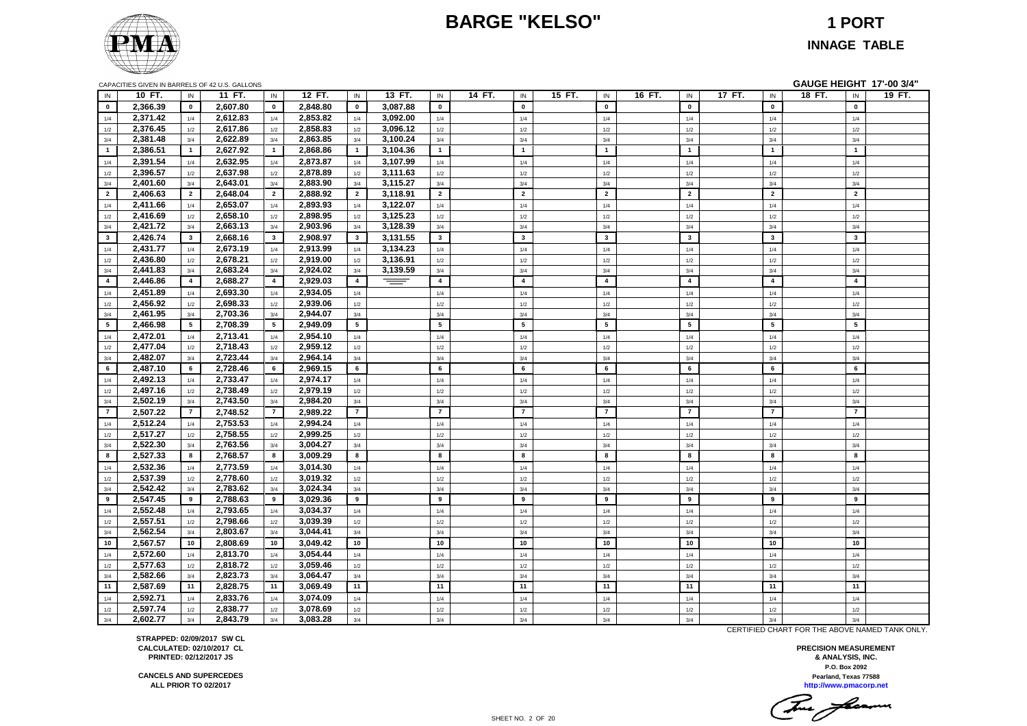# BARGE "KELSO"

## 1 PORT

### INNAGE TABLE

CAPACITIES GIVEN IN BARRELS OF 42 U.S. GALLONS

**GAUGE HEIGHT 17'-00 3/4"**

| IN | 10 FT. | IN | 11 FT. | IN | 12 FT. | IN | 13 FT. | IN | 14 FT. | IN | 15 FT. | IN | 16 FT. | IN | 17 FT. | IN | 18 FT. | IN | 19 FT. |
|---|---|---|---|---|---|---|---|---|---|---|---|---|---|---|---|---|---|---|---|
| 0 | 2,366.39 | 0 | 2,607.80 | 0 | 2,848.80 | 0 | 3,087.88 | 0 | | 0 | | 0 | | 0 | | 0 | | 0 | |
| 1/4 | 2,371.42 | 1/4 | 2,612.83 | 1/4 | 2,853.82 | 1/4 | 3,092.00 | 1/4 | | 1/4 | | 1/4 | | 1/4 | | 1/4 | | 1/4 | |
| 1/2 | 2,376.45 | 1/2 | 2,617.86 | 1/2 | 2,858.83 | 1/2 | 3,096.12 | 1/2 | | 1/2 | | 1/2 | | 1/2 | | 1/2 | | 1/2 | |
| 3/4 | 2,381.48 | 3/4 | 2,622.89 | 3/4 | 2,863.85 | 3/4 | 3,100.24 | 3/4 | | 3/4 | | 3/4 | | 3/4 | | 3/4 | | 3/4 | |
| 1 | 2,386.51 | 1 | 2,627.92 | 1 | 2,868.86 | 1 | 3,104.36 | 1 | | 1 | | 1 | | 1 | | 1 | | 1 | |
| 1/4 | 2,391.54 | 1/4 | 2,632.95 | 1/4 | 2,873.87 | 1/4 | 3,107.99 | 1/4 | | 1/4 | | 1/4 | | 1/4 | | 1/4 | | 1/4 | |
| 1/2 | 2,396.57 | 1/2 | 2,637.98 | 1/2 | 2,878.89 | 1/2 | 3,111.63 | 1/2 | | 1/2 | | 1/2 | | 1/2 | | 1/2 | | 1/2 | |
| 3/4 | 2,401.60 | 3/4 | 2,643.01 | 3/4 | 2,883.90 | 3/4 | 3,115.27 | 3/4 | | 3/4 | | 3/4 | | 3/4 | | 3/4 | | 3/4 | |
| 2 | 2,406.63 | 2 | 2,648.04 | 2 | 2,888.92 | 2 | 3,118.91 | 2 | | 2 | | 2 | | 2 | | 2 | | 2 | |
| 1/4 | 2,411.66 | 1/4 | 2,653.07 | 1/4 | 2,893.93 | 1/4 | 3,122.07 | 1/4 | | 1/4 | | 1/4 | | 1/4 | | 1/4 | | 1/4 | |
| 1/2 | 2,416.69 | 1/2 | 2,658.10 | 1/2 | 2,898.95 | 1/2 | 3,125.23 | 1/2 | | 1/2 | | 1/2 | | 1/2 | | 1/2 | | 1/2 | |
| 3/4 | 2,421.72 | 3/4 | 2,663.13 | 3/4 | 2,903.96 | 3/4 | 3,128.39 | 3/4 | | 3/4 | | 3/4 | | 3/4 | | 3/4 | | 3/4 | |
| 3 | 2,426.74 | 3 | 2,668.16 | 3 | 2,908.97 | 3 | 3,131.55 | 3 | | 3 | | 3 | | 3 | | 3 | | 3 | |
| 1/4 | 2,431.77 | 1/4 | 2,673.19 | 1/4 | 2,913.99 | 1/4 | 3,134.23 | 1/4 | | 1/4 | | 1/4 | | 1/4 | | 1/4 | | 1/4 | |
| 1/2 | 2,436.80 | 1/2 | 2,678.21 | 1/2 | 2,919.00 | 1/2 | 3,136.91 | 1/2 | | 1/2 | | 1/2 | | 1/2 | | 1/2 | | 1/2 | |
| 3/4 | 2,441.83 | 3/4 | 2,683.24 | 3/4 | 2,924.02 | 3/4 | 3,139.59 | 3/4 | | 3/4 | | 3/4 | | 3/4 | | 3/4 | | 3/4 | |
| 4 | 2,446.86 | 4 | 2,688.27 | 4 | 2,929.03 | 4 | | 4 | | 4 | | 4 | | 4 | | 4 | | 4 | |
| 1/4 | 2,451.89 | 1/4 | 2,693.30 | 1/4 | 2,934.05 | 1/4 | | 1/4 | | 1/4 | | 1/4 | | 1/4 | | 1/4 | | 1/4 | |
| 1/2 | 2,456.92 | 1/2 | 2,698.33 | 1/2 | 2,939.06 | 1/2 | | 1/2 | | 1/2 | | 1/2 | | 1/2 | | 1/2 | | 1/2 | |
| 3/4 | 2,461.95 | 3/4 | 2,703.36 | 3/4 | 2,944.07 | 3/4 | | 3/4 | | 3/4 | | 3/4 | | 3/4 | | 3/4 | | 3/4 | |
| 5 | 2,466.98 | 5 | 2,708.39 | 5 | 2,949.09 | 5 | | 5 | | 5 | | 5 | | 5 | | 5 | | 5 | |
| 1/4 | 2,472.01 | 1/4 | 2,713.41 | 1/4 | 2,954.10 | 1/4 | | 1/4 | | 1/4 | | 1/4 | | 1/4 | | 1/4 | | 1/4 | |
| 1/2 | 2,477.04 | 1/2 | 2,718.43 | 1/2 | 2,959.12 | 1/2 | | 1/2 | | 1/2 | | 1/2 | | 1/2 | | 1/2 | | 1/2 | |
| 3/4 | 2,482.07 | 3/4 | 2,723.44 | 3/4 | 2,964.14 | 3/4 | | 3/4 | | 3/4 | | 3/4 | | 3/4 | | 3/4 | | 3/4 | |
| 6 | 2,487.10 | 6 | 2,728.46 | 6 | 2,969.15 | 6 | | 6 | | 6 | | 6 | | 6 | | 6 | | 6 | |
| 1/4 | 2,492.13 | 1/4 | 2,733.47 | 1/4 | 2,974.17 | 1/4 | | 1/4 | | 1/4 | | 1/4 | | 1/4 | | 1/4 | | 1/4 | |
| 1/2 | 2,497.16 | 1/2 | 2,738.49 | 1/2 | 2,979.19 | 1/2 | | 1/2 | | 1/2 | | 1/2 | | 1/2 | | 1/2 | | 1/2 | |
| 3/4 | 2,502.19 | 3/4 | 2,743.50 | 3/4 | 2,984.20 | 3/4 | | 3/4 | | 3/4 | | 3/4 | | 3/4 | | 3/4 | | 3/4 | |
| 7 | 2,507.22 | 7 | 2,748.52 | 7 | 2,989.22 | 7 | | 7 | | 7 | | 7 | | 7 | | 7 | | 7 | |
| 1/4 | 2,512.24 | 1/4 | 2,753.53 | 1/4 | 2,994.24 | 1/4 | | 1/4 | | 1/4 | | 1/4 | | 1/4 | | 1/4 | | 1/4 | |
| 1/2 | 2,517.27 | 1/2 | 2,758.55 | 1/2 | 2,999.25 | 1/2 | | 1/2 | | 1/2 | | 1/2 | | 1/2 | | 1/2 | | 1/2 | |
| 3/4 | 2,522.30 | 3/4 | 2,763.56 | 3/4 | 3,004.27 | 3/4 | | 3/4 | | 3/4 | | 3/4 | | 3/4 | | 3/4 | | 3/4 | |
| 8 | 2,527.33 | 8 | 2,768.57 | 8 | 3,009.29 | 8 | | 8 | | 8 | | 8 | | 8 | | 8 | | 8 | |
| 1/4 | 2,532.36 | 1/4 | 2,773.59 | 1/4 | 3,014.30 | 1/4 | | 1/4 | | 1/4 | | 1/4 | | 1/4 | | 1/4 | | 1/4 | |
| 1/2 | 2,537.39 | 1/2 | 2,778.60 | 1/2 | 3,019.32 | 1/2 | | 1/2 | | 1/2 | | 1/2 | | 1/2 | | 1/2 | | 1/2 | |
| 3/4 | 2,542.42 | 3/4 | 2,783.62 | 3/4 | 3,024.34 | 3/4 | | 3/4 | | 3/4 | | 3/4 | | 3/4 | | 3/4 | | 3/4 | |
| 9 | 2,547.45 | 9 | 2,788.63 | 9 | 3,029.36 | 9 | | 9 | | 9 | | 9 | | 9 | | 9 | | 9 | |
| 1/4 | 2,552.48 | 1/4 | 2,793.65 | 1/4 | 3,034.37 | 1/4 | | 1/4 | | 1/4 | | 1/4 | | 1/4 | | 1/4 | | 1/4 | |
| 1/2 | 2,557.51 | 1/2 | 2,798.66 | 1/2 | 3,039.39 | 1/2 | | 1/2 | | 1/2 | | 1/2 | | 1/2 | | 1/2 | | 1/2 | |
| 3/4 | 2,562.54 | 3/4 | 2,803.67 | 3/4 | 3,044.41 | 3/4 | | 3/4 | | 3/4 | | 3/4 | | 3/4 | | 3/4 | | 3/4 | |
| 10 | 2,567.57 | 10 | 2,808.69 | 10 | 3,049.42 | 10 | | 10 | | 10 | | 10 | | 10 | | 10 | | 10 | |
| 1/4 | 2,572.60 | 1/4 | 2,813.70 | 1/4 | 3,054.44 | 1/4 | | 1/4 | | 1/4 | | 1/4 | | 1/4 | | 1/4 | | 1/4 | |
| 1/2 | 2,577.63 | 1/2 | 2,818.72 | 1/2 | 3,059.46 | 1/2 | | 1/2 | | 1/2 | | 1/2 | | 1/2 | | 1/2 | | 1/2 | |
| 3/4 | 2,582.66 | 3/4 | 2,823.73 | 3/4 | 3,064.47 | 3/4 | | 3/4 | | 3/4 | | 3/4 | | 3/4 | | 3/4 | | 3/4 | |
| 11 | 2,587.69 | 11 | 2,828.75 | 11 | 3,069.49 | 11 | | 11 | | 11 | | 11 | | 11 | | 11 | | 11 | |
| 1/4 | 2,592.71 | 1/4 | 2,833.76 | 1/4 | 3,074.09 | 1/4 | | 1/4 | | 1/4 | | 1/4 | | 1/4 | | 1/4 | | 1/4 | |
| 1/2 | 2,597.74 | 1/2 | 2,838.77 | 1/2 | 3,078.69 | 1/2 | | 1/2 | | 1/2 | | 1/2 | | 1/2 | | 1/2 | | 1/2 | |
| 3/4 | 2,602.77 | 3/4 | 2,843.79 | 3/4 | 3,083.28 | 3/4 | | 3/4 | | 3/4 | | 3/4 | | 3/4 | | 3/4 | | 3/4 | |

CERTIFIED CHART FOR THE ABOVE NAMED TANK ONLY.

**STRAPPED: 02/09/2017 SW CL**
**CALCULATED: 02/10/2017 CL**
**PRINTED: 02/12/2017 JS**

**CANCELS AND SUPERCEDES**
**ALL PRIOR TO 02/2017**

**PRECISION MEASUREMENT**
**& ANALYSIS, INC.**
**P.O. Box 2092**
**Pearland, Texas 77588**
**http://www.pmacorp.net**

SHEET NO. 2 OF 20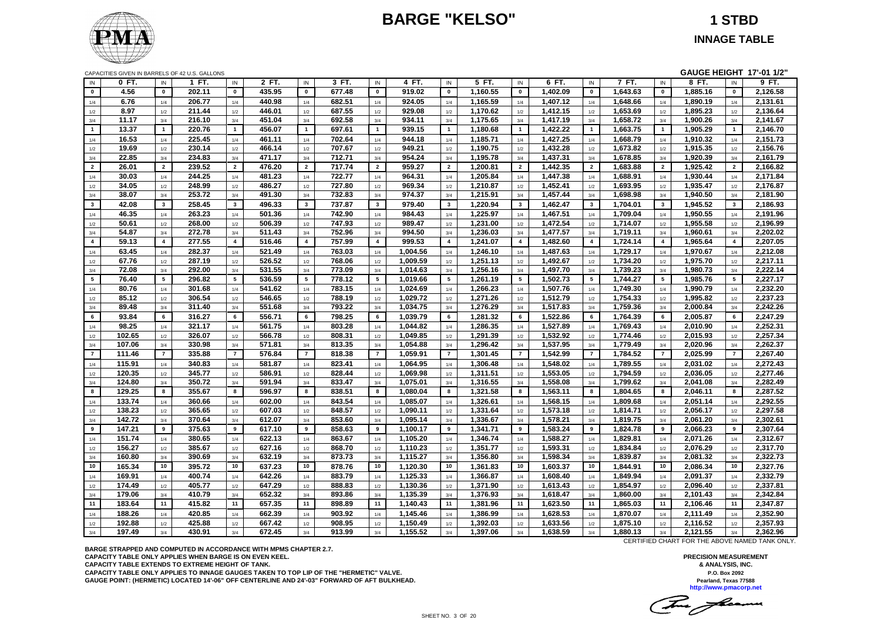# BARGE "KELSO"

## 1 STBD

### INNAGE TABLE

CAPACITIES GIVEN IN BARRELS OF 42 U.S. GALLONS

**GAUGE HEIGHT 17'-01 1/2"**

| IN | 0 FT. | IN | 1 FT. | IN | 2 FT. | IN | 3 FT. | IN | 4 FT. | IN | 5 FT. | IN | 6 FT. | IN | 7 FT. | IN | 8 FT. | IN | 9 FT. |
|---|---|---|---|---|---|---|---|---|---|---|---|---|---|---|---|---|---|---|---|
| 0 | 4.56 | 0 | 202.11 | 0 | 435.95 | 0 | 677.48 | 0 | 919.02 | 0 | 1,160.55 | 0 | 1,402.09 | 0 | 1,643.63 | 0 | 1,885.16 | 0 | 2,126.58 |
| 1/4 | 6.76 | 1/4 | 206.77 | 1/4 | 440.98 | 1/4 | 682.51 | 1/4 | 924.05 | 1/4 | 1,165.59 | 1/4 | 1,407.12 | 1/4 | 1,648.66 | 1/4 | 1,890.19 | 1/4 | 2,131.61 |
| 1/2 | 8.97 | 1/2 | 211.44 | 1/2 | 446.01 | 1/2 | 687.55 | 1/2 | 929.08 | 1/2 | 1,170.62 | 1/2 | 1,412.15 | 1/2 | 1,653.69 | 1/2 | 1,895.23 | 1/2 | 2,136.64 |
| 3/4 | 11.17 | 3/4 | 216.10 | 3/4 | 451.04 | 3/4 | 692.58 | 3/4 | 934.11 | 3/4 | 1,175.65 | 3/4 | 1,417.19 | 3/4 | 1,658.72 | 3/4 | 1,900.26 | 3/4 | 2,141.67 |
| 1 | 13.37 | 1 | 220.76 | 1 | 456.07 | 1 | 697.61 | 1 | 939.15 | 1 | 1,180.68 | 1 | 1,422.22 | 1 | 1,663.75 | 1 | 1,905.29 | 1 | 2,146.70 |
| 1/4 | 16.53 | 1/4 | 225.45 | 1/4 | 461.11 | 1/4 | 702.64 | 1/4 | 944.18 | 1/4 | 1,185.71 | 1/4 | 1,427.25 | 1/4 | 1,668.79 | 1/4 | 1,910.32 | 1/4 | 2,151.73 |
| 1/2 | 19.69 | 1/2 | 230.14 | 1/2 | 466.14 | 1/2 | 707.67 | 1/2 | 949.21 | 1/2 | 1,190.75 | 1/2 | 1,432.28 | 1/2 | 1,673.82 | 1/2 | 1,915.35 | 1/2 | 2,156.76 |
| 3/4 | 22.85 | 3/4 | 234.83 | 3/4 | 471.17 | 3/4 | 712.71 | 3/4 | 954.24 | 3/4 | 1,195.78 | 3/4 | 1,437.31 | 3/4 | 1,678.85 | 3/4 | 1,920.39 | 3/4 | 2,161.79 |
| 2 | 26.01 | 2 | 239.52 | 2 | 476.20 | 2 | 717.74 | 2 | 959.27 | 2 | 1,200.81 | 2 | 1,442.35 | 2 | 1,683.88 | 2 | 1,925.42 | 2 | 2,166.82 |
| 1/4 | 30.03 | 1/4 | 244.25 | 1/4 | 481.23 | 1/4 | 722.77 | 1/4 | 964.31 | 1/4 | 1,205.84 | 1/4 | 1,447.38 | 1/4 | 1,688.91 | 1/4 | 1,930.44 | 1/4 | 2,171.84 |
| 1/2 | 34.05 | 1/2 | 248.99 | 1/2 | 486.27 | 1/2 | 727.80 | 1/2 | 969.34 | 1/2 | 1,210.87 | 1/2 | 1,452.41 | 1/2 | 1,693.95 | 1/2 | 1,935.47 | 1/2 | 2,176.87 |
| 3/4 | 38.07 | 3/4 | 253.72 | 3/4 | 491.30 | 3/4 | 732.83 | 3/4 | 974.37 | 3/4 | 1,215.91 | 3/4 | 1,457.44 | 3/4 | 1,698.98 | 3/4 | 1,940.50 | 3/4 | 2,181.90 |
| 3 | 42.08 | 3 | 258.45 | 3 | 496.33 | 3 | 737.87 | 3 | 979.40 | 3 | 1,220.94 | 3 | 1,462.47 | 3 | 1,704.01 | 3 | 1,945.52 | 3 | 2,186.93 |
| 1/4 | 46.35 | 1/4 | 263.23 | 1/4 | 501.36 | 1/4 | 742.90 | 1/4 | 984.43 | 1/4 | 1,225.97 | 1/4 | 1,467.51 | 1/4 | 1,709.04 | 1/4 | 1,950.55 | 1/4 | 2,191.96 |
| 1/2 | 50.61 | 1/2 | 268.00 | 1/2 | 506.39 | 1/2 | 747.93 | 1/2 | 989.47 | 1/2 | 1,231.00 | 1/2 | 1,472.54 | 1/2 | 1,714.07 | 1/2 | 1,955.58 | 1/2 | 2,196.99 |
| 3/4 | 54.87 | 3/4 | 272.78 | 3/4 | 511.43 | 3/4 | 752.96 | 3/4 | 994.50 | 3/4 | 1,236.03 | 3/4 | 1,477.57 | 3/4 | 1,719.11 | 3/4 | 1,960.61 | 3/4 | 2,202.02 |
| 4 | 59.13 | 4 | 277.55 | 4 | 516.46 | 4 | 757.99 | 4 | 999.53 | 4 | 1,241.07 | 4 | 1,482.60 | 4 | 1,724.14 | 4 | 1,965.64 | 4 | 2,207.05 |
| 1/4 | 63.45 | 1/4 | 282.37 | 1/4 | 521.49 | 1/4 | 763.03 | 1/4 | 1,004.56 | 1/4 | 1,246.10 | 1/4 | 1,487.63 | 1/4 | 1,729.17 | 1/4 | 1,970.67 | 1/4 | 2,212.08 |
| 1/2 | 67.76 | 1/2 | 287.19 | 1/2 | 526.52 | 1/2 | 768.06 | 1/2 | 1,009.59 | 1/2 | 1,251.13 | 1/2 | 1,492.67 | 1/2 | 1,734.20 | 1/2 | 1,975.70 | 1/2 | 2,217.11 |
| 3/4 | 72.08 | 3/4 | 292.00 | 3/4 | 531.55 | 3/4 | 773.09 | 3/4 | 1,014.63 | 3/4 | 1,256.16 | 3/4 | 1,497.70 | 3/4 | 1,739.23 | 3/4 | 1,980.73 | 3/4 | 2,222.14 |
| 5 | 76.40 | 5 | 296.82 | 5 | 536.59 | 5 | 778.12 | 5 | 1,019.66 | 5 | 1,261.19 | 5 | 1,502.73 | 5 | 1,744.27 | 5 | 1,985.76 | 5 | 2,227.17 |
| 1/4 | 80.76 | 1/4 | 301.68 | 1/4 | 541.62 | 1/4 | 783.15 | 1/4 | 1,024.69 | 1/4 | 1,266.23 | 1/4 | 1,507.76 | 1/4 | 1,749.30 | 1/4 | 1,990.79 | 1/4 | 2,232.20 |
| 1/2 | 85.12 | 1/2 | 306.54 | 1/2 | 546.65 | 1/2 | 788.19 | 1/2 | 1,029.72 | 1/2 | 1,271.26 | 1/2 | 1,512.79 | 1/2 | 1,754.33 | 1/2 | 1,995.82 | 1/2 | 2,237.23 |
| 3/4 | 89.48 | 3/4 | 311.40 | 3/4 | 551.68 | 3/4 | 793.22 | 3/4 | 1,034.75 | 3/4 | 1,276.29 | 3/4 | 1,517.83 | 3/4 | 1,759.36 | 3/4 | 2,000.84 | 3/4 | 2,242.26 |
| 6 | 93.84 | 6 | 316.27 | 6 | 556.71 | 6 | 798.25 | 6 | 1,039.79 | 6 | 1,281.32 | 6 | 1,522.86 | 6 | 1,764.39 | 6 | 2,005.87 | 6 | 2,247.29 |
| 1/4 | 98.25 | 1/4 | 321.17 | 1/4 | 561.75 | 1/4 | 803.28 | 1/4 | 1,044.82 | 1/4 | 1,286.35 | 1/4 | 1,527.89 | 1/4 | 1,769.43 | 1/4 | 2,010.90 | 1/4 | 2,252.31 |
| 1/2 | 102.65 | 1/2 | 326.07 | 1/2 | 566.78 | 1/2 | 808.31 | 1/2 | 1,049.85 | 1/2 | 1,291.39 | 1/2 | 1,532.92 | 1/2 | 1,774.46 | 1/2 | 2,015.93 | 1/2 | 2,257.34 |
| 3/4 | 107.06 | 3/4 | 330.98 | 3/4 | 571.81 | 3/4 | 813.35 | 3/4 | 1,054.88 | 3/4 | 1,296.42 | 3/4 | 1,537.95 | 3/4 | 1,779.49 | 3/4 | 2,020.96 | 3/4 | 2,262.37 |
| 7 | 111.46 | 7 | 335.88 | 7 | 576.84 | 7 | 818.38 | 7 | 1,059.91 | 7 | 1,301.45 | 7 | 1,542.99 | 7 | 1,784.52 | 7 | 2,025.99 | 7 | 2,267.40 |
| 1/4 | 115.91 | 1/4 | 340.83 | 1/4 | 581.87 | 1/4 | 823.41 | 1/4 | 1,064.95 | 1/4 | 1,306.48 | 1/4 | 1,548.02 | 1/4 | 1,789.55 | 1/4 | 2,031.02 | 1/4 | 2,272.43 |
| 1/2 | 120.35 | 1/2 | 345.77 | 1/2 | 586.91 | 1/2 | 828.44 | 1/2 | 1,069.98 | 1/2 | 1,311.51 | 1/2 | 1,553.05 | 1/2 | 1,794.59 | 1/2 | 2,036.05 | 1/2 | 2,277.46 |
| 3/4 | 124.80 | 3/4 | 350.72 | 3/4 | 591.94 | 3/4 | 833.47 | 3/4 | 1,075.01 | 3/4 | 1,316.55 | 3/4 | 1,558.08 | 3/4 | 1,799.62 | 3/4 | 2,041.08 | 3/4 | 2,282.49 |
| 8 | 129.25 | 8 | 355.67 | 8 | 596.97 | 8 | 838.51 | 8 | 1,080.04 | 8 | 1,321.58 | 8 | 1,563.11 | 8 | 1,804.65 | 8 | 2,046.11 | 8 | 2,287.52 |
| 1/4 | 133.74 | 1/4 | 360.66 | 1/4 | 602.00 | 1/4 | 843.54 | 1/4 | 1,085.07 | 1/4 | 1,326.61 | 1/4 | 1,568.15 | 1/4 | 1,809.68 | 1/4 | 2,051.14 | 1/4 | 2,292.55 |
| 1/2 | 138.23 | 1/2 | 365.65 | 1/2 | 607.03 | 1/2 | 848.57 | 1/2 | 1,090.11 | 1/2 | 1,331.64 | 1/2 | 1,573.18 | 1/2 | 1,814.71 | 1/2 | 2,056.17 | 1/2 | 2,297.58 |
| 3/4 | 142.72 | 3/4 | 370.64 | 3/4 | 612.07 | 3/4 | 853.60 | 3/4 | 1,095.14 | 3/4 | 1,336.67 | 3/4 | 1,578.21 | 3/4 | 1,819.75 | 3/4 | 2,061.20 | 3/4 | 2,302.61 |
| 9 | 147.21 | 9 | 375.63 | 9 | 617.10 | 9 | 858.63 | 9 | 1,100.17 | 9 | 1,341.71 | 9 | 1,583.24 | 9 | 1,824.78 | 9 | 2,066.23 | 9 | 2,307.64 |
| 1/4 | 151.74 | 1/4 | 380.65 | 1/4 | 622.13 | 1/4 | 863.67 | 1/4 | 1,105.20 | 1/4 | 1,346.74 | 1/4 | 1,588.27 | 1/4 | 1,829.81 | 1/4 | 2,071.26 | 1/4 | 2,312.67 |
| 1/2 | 156.27 | 1/2 | 385.67 | 1/2 | 627.16 | 1/2 | 868.70 | 1/2 | 1,110.23 | 1/2 | 1,351.77 | 1/2 | 1,593.31 | 1/2 | 1,834.84 | 1/2 | 2,076.29 | 1/2 | 2,317.70 |
| 3/4 | 160.80 | 3/4 | 390.69 | 3/4 | 632.19 | 3/4 | 873.73 | 3/4 | 1,115.27 | 3/4 | 1,356.80 | 3/4 | 1,598.34 | 3/4 | 1,839.87 | 3/4 | 2,081.32 | 3/4 | 2,322.73 |
| 10 | 165.34 | 10 | 395.72 | 10 | 637.23 | 10 | 878.76 | 10 | 1,120.30 | 10 | 1,361.83 | 10 | 1,603.37 | 10 | 1,844.91 | 10 | 2,086.34 | 10 | 2,327.76 |
| 1/4 | 169.91 | 1/4 | 400.74 | 1/4 | 642.26 | 1/4 | 883.79 | 1/4 | 1,125.33 | 1/4 | 1,366.87 | 1/4 | 1,608.40 | 1/4 | 1,849.94 | 1/4 | 2,091.37 | 1/4 | 2,332.79 |
| 1/2 | 174.49 | 1/2 | 405.77 | 1/2 | 647.29 | 1/2 | 888.83 | 1/2 | 1,130.36 | 1/2 | 1,371.90 | 1/2 | 1,613.43 | 1/2 | 1,854.97 | 1/2 | 2,096.40 | 1/2 | 2,337.81 |
| 3/4 | 179.06 | 3/4 | 410.79 | 3/4 | 652.32 | 3/4 | 893.86 | 3/4 | 1,135.39 | 3/4 | 1,376.93 | 3/4 | 1,618.47 | 3/4 | 1,860.00 | 3/4 | 2,101.43 | 3/4 | 2,342.84 |
| 11 | 183.64 | 11 | 415.82 | 11 | 657.35 | 11 | 898.89 | 11 | 1,140.43 | 11 | 1,381.96 | 11 | 1,623.50 | 11 | 1,865.03 | 11 | 2,106.46 | 11 | 2,347.87 |
| 1/4 | 188.26 | 1/4 | 420.85 | 1/4 | 662.39 | 1/4 | 903.92 | 1/4 | 1,145.46 | 1/4 | 1,386.99 | 1/4 | 1,628.53 | 1/4 | 1,870.07 | 1/4 | 2,111.49 | 1/4 | 2,352.90 |
| 1/2 | 192.88 | 1/2 | 425.88 | 1/2 | 667.42 | 1/2 | 908.95 | 1/2 | 1,150.49 | 1/2 | 1,392.03 | 1/2 | 1,633.56 | 1/2 | 1,875.10 | 1/2 | 2,116.52 | 1/2 | 2,357.93 |
| 3/4 | 197.49 | 3/4 | 430.91 | 3/4 | 672.45 | 3/4 | 913.99 | 3/4 | 1,155.52 | 3/4 | 1,397.06 | 3/4 | 1,638.59 | 3/4 | 1,880.13 | 3/4 | 2,121.55 | 3/4 | 2,362.96 |

CERTIFIED CHART FOR THE ABOVE NAMED TANK ONLY.

**BARGE STRAPPED AND COMPUTED IN ACCORDANCE WITH MPMS CHAPTER 2.7.**
**CAPACITY TABLE ONLY APPLIES WHEN BARGE IS ON EVEN KEEL.**
**CAPACITY TABLE EXTENDS TO EXTREME HEIGHT OF TANK.**
**CAPACITY TABLE ONLY APPLIES TO INNAGE GAUGES TAKEN TO TOP LIP OF THE "HERMETIC" VALVE.**
**GAUGE POINT: (HERMETIC) LOCATED 14'-06" OFF CENTERLINE AND 24'-03" FORWARD OF AFT BULKHEAD.**

**PRECISION MEASUREMENT & ANALYSIS, INC.**
P.O. Box 2092
Pearland, Texas 77588
http://www.pmacorp.net

SHEET NO. 3 OF 20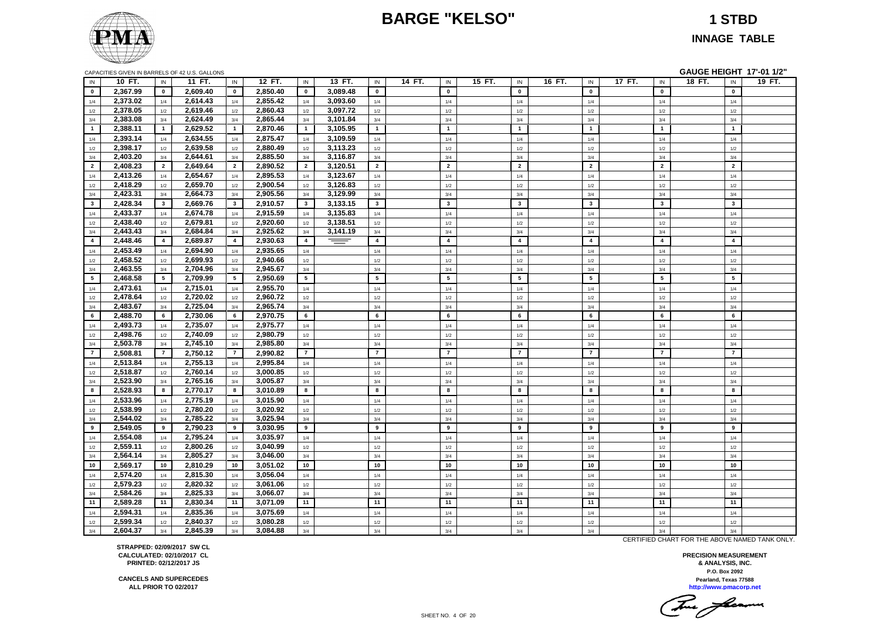# BARGE "KELSO"

## 1 STBD

### INNAGE TABLE

CAPACITIES GIVEN IN BARRELS OF 42 U.S. GALLONS

**GAUGE HEIGHT 17'-01 1/2"**

| IN | 10 FT. | IN | 11 FT. | IN | 12 FT. | IN | 13 FT. | IN | 14 FT. | IN | 15 FT. | IN | 16 FT. | IN | 17 FT. | IN | 18 FT. | IN | 19 FT. |
|---|---|---|---|---|---|---|---|---|---|---|---|---|---|---|---|---|---|---|---|
| 0 | 2,367.99 | 0 | 2,609.40 | 0 | 2,850.40 | 0 | 3,089.48 | 0 | | 0 | | 0 | | 0 | | 0 | | 0 | |
| 1/4 | 2,373.02 | 1/4 | 2,614.43 | 1/4 | 2,855.42 | 1/4 | 3,093.60 | 1/4 | | 1/4 | | 1/4 | | 1/4 | | 1/4 | | 1/4 | |
| 1/2 | 2,378.05 | 1/2 | 2,619.46 | 1/2 | 2,860.43 | 1/2 | 3,097.72 | 1/2 | | 1/2 | | 1/2 | | 1/2 | | 1/2 | | 1/2 | |
| 3/4 | 2,383.08 | 3/4 | 2,624.49 | 3/4 | 2,865.44 | 3/4 | 3,101.84 | 3/4 | | 3/4 | | 3/4 | | 3/4 | | 3/4 | | 3/4 | |
| 1 | 2,388.11 | 1 | 2,629.52 | 1 | 2,870.46 | 1 | 3,105.95 | 1 | | 1 | | 1 | | 1 | | 1 | | 1 | |
| 1/4 | 2,393.14 | 1/4 | 2,634.55 | 1/4 | 2,875.47 | 1/4 | 3,109.59 | 1/4 | | 1/4 | | 1/4 | | 1/4 | | 1/4 | | 1/4 | |
| 1/2 | 2,398.17 | 1/2 | 2,639.58 | 1/2 | 2,880.49 | 1/2 | 3,113.23 | 1/2 | | 1/2 | | 1/2 | | 1/2 | | 1/2 | | 1/2 | |
| 3/4 | 2,403.20 | 3/4 | 2,644.61 | 3/4 | 2,885.50 | 3/4 | 3,116.87 | 3/4 | | 3/4 | | 3/4 | | 3/4 | | 3/4 | | 3/4 | |
| 2 | 2,408.23 | 2 | 2,649.64 | 2 | 2,890.52 | 2 | 3,120.51 | 2 | | 2 | | 2 | | 2 | | 2 | | 2 | |
| 1/4 | 2,413.26 | 1/4 | 2,654.67 | 1/4 | 2,895.53 | 1/4 | 3,123.67 | 1/4 | | 1/4 | | 1/4 | | 1/4 | | 1/4 | | 1/4 | |
| 1/2 | 2,418.29 | 1/2 | 2,659.70 | 1/2 | 2,900.54 | 1/2 | 3,126.83 | 1/2 | | 1/2 | | 1/2 | | 1/2 | | 1/2 | | 1/2 | |
| 3/4 | 2,423.31 | 3/4 | 2,664.73 | 3/4 | 2,905.56 | 3/4 | 3,129.99 | 3/4 | | 3/4 | | 3/4 | | 3/4 | | 3/4 | | 3/4 | |
| 3 | 2,428.34 | 3 | 2,669.76 | 3 | 2,910.57 | 3 | 3,133.15 | 3 | | 3 | | 3 | | 3 | | 3 | | 3 | |
| 1/4 | 2,433.37 | 1/4 | 2,674.78 | 1/4 | 2,915.59 | 1/4 | 3,135.83 | 1/4 | | 1/4 | | 1/4 | | 1/4 | | 1/4 | | 1/4 | |
| 1/2 | 2,438.40 | 1/2 | 2,679.81 | 1/2 | 2,920.60 | 1/2 | 3,138.51 | 1/2 | | 1/2 | | 1/2 | | 1/2 | | 1/2 | | 1/2 | |
| 3/4 | 2,443.43 | 3/4 | 2,684.84 | 3/4 | 2,925.62 | 3/4 | 3,141.19 | 3/4 | | 3/4 | | 3/4 | | 3/4 | | 3/4 | | 3/4 | |
| 4 | 2,448.46 | 4 | 2,689.87 | 4 | 2,930.63 | 4 | | 4 | | 4 | | 4 | | 4 | | 4 | | 4 | |
| 1/4 | 2,453.49 | 1/4 | 2,694.90 | 1/4 | 2,935.65 | 1/4 | | 1/4 | | 1/4 | | 1/4 | | 1/4 | | 1/4 | | 1/4 | |
| 1/2 | 2,458.52 | 1/2 | 2,699.93 | 1/2 | 2,940.66 | 1/2 | | 1/2 | | 1/2 | | 1/2 | | 1/2 | | 1/2 | | 1/2 | |
| 3/4 | 2,463.55 | 3/4 | 2,704.96 | 3/4 | 2,945.67 | 3/4 | | 3/4 | | 3/4 | | 3/4 | | 3/4 | | 3/4 | | 3/4 | |
| 5 | 2,468.58 | 5 | 2,709.99 | 5 | 2,950.69 | 5 | | 5 | | 5 | | 5 | | 5 | | 5 | | 5 | |
| 1/4 | 2,473.61 | 1/4 | 2,715.01 | 1/4 | 2,955.70 | 1/4 | | 1/4 | | 1/4 | | 1/4 | | 1/4 | | 1/4 | | 1/4 | |
| 1/2 | 2,478.64 | 1/2 | 2,720.02 | 1/2 | 2,960.72 | 1/2 | | 1/2 | | 1/2 | | 1/2 | | 1/2 | | 1/2 | | 1/2 | |
| 3/4 | 2,483.67 | 3/4 | 2,725.04 | 3/4 | 2,965.74 | 3/4 | | 3/4 | | 3/4 | | 3/4 | | 3/4 | | 3/4 | | 3/4 | |
| 6 | 2,488.70 | 6 | 2,730.06 | 6 | 2,970.75 | 6 | | 6 | | 6 | | 6 | | 6 | | 6 | | 6 | |
| 1/4 | 2,493.73 | 1/4 | 2,735.07 | 1/4 | 2,975.77 | 1/4 | | 1/4 | | 1/4 | | 1/4 | | 1/4 | | 1/4 | | 1/4 | |
| 1/2 | 2,498.76 | 1/2 | 2,740.09 | 1/2 | 2,980.79 | 1/2 | | 1/2 | | 1/2 | | 1/2 | | 1/2 | | 1/2 | | 1/2 | |
| 3/4 | 2,503.78 | 3/4 | 2,745.10 | 3/4 | 2,985.80 | 3/4 | | 3/4 | | 3/4 | | 3/4 | | 3/4 | | 3/4 | | 3/4 | |
| 7 | 2,508.81 | 7 | 2,750.12 | 7 | 2,990.82 | 7 | | 7 | | 7 | | 7 | | 7 | | 7 | | 7 | |
| 1/4 | 2,513.84 | 1/4 | 2,755.13 | 1/4 | 2,995.84 | 1/4 | | 1/4 | | 1/4 | | 1/4 | | 1/4 | | 1/4 | | 1/4 | |
| 1/2 | 2,518.87 | 1/2 | 2,760.14 | 1/2 | 3,000.85 | 1/2 | | 1/2 | | 1/2 | | 1/2 | | 1/2 | | 1/2 | | 1/2 | |
| 3/4 | 2,523.90 | 3/4 | 2,765.16 | 3/4 | 3,005.87 | 3/4 | | 3/4 | | 3/4 | | 3/4 | | 3/4 | | 3/4 | | 3/4 | |
| 8 | 2,528.93 | 8 | 2,770.17 | 8 | 3,010.89 | 8 | | 8 | | 8 | | 8 | | 8 | | 8 | | 8 | |
| 1/4 | 2,533.96 | 1/4 | 2,775.19 | 1/4 | 3,015.90 | 1/4 | | 1/4 | | 1/4 | | 1/4 | | 1/4 | | 1/4 | | 1/4 | |
| 1/2 | 2,538.99 | 1/2 | 2,780.20 | 1/2 | 3,020.92 | 1/2 | | 1/2 | | 1/2 | | 1/2 | | 1/2 | | 1/2 | | 1/2 | |
| 3/4 | 2,544.02 | 3/4 | 2,785.22 | 3/4 | 3,025.94 | 3/4 | | 3/4 | | 3/4 | | 3/4 | | 3/4 | | 3/4 | | 3/4 | |
| 9 | 2,549.05 | 9 | 2,790.23 | 9 | 3,030.95 | 9 | | 9 | | 9 | | 9 | | 9 | | 9 | | 9 | |
| 1/4 | 2,554.08 | 1/4 | 2,795.24 | 1/4 | 3,035.97 | 1/4 | | 1/4 | | 1/4 | | 1/4 | | 1/4 | | 1/4 | | 1/4 | |
| 1/2 | 2,559.11 | 1/2 | 2,800.26 | 1/2 | 3,040.99 | 1/2 | | 1/2 | | 1/2 | | 1/2 | | 1/2 | | 1/2 | | 1/2 | |
| 3/4 | 2,564.14 | 3/4 | 2,805.27 | 3/4 | 3,046.00 | 3/4 | | 3/4 | | 3/4 | | 3/4 | | 3/4 | | 3/4 | | 3/4 | |
| 10 | 2,569.17 | 10 | 2,810.29 | 10 | 3,051.02 | 10 | | 10 | | 10 | | 10 | | 10 | | 10 | | 10 | |
| 1/4 | 2,574.20 | 1/4 | 2,815.30 | 1/4 | 3,056.04 | 1/4 | | 1/4 | | 1/4 | | 1/4 | | 1/4 | | 1/4 | | 1/4 | |
| 1/2 | 2,579.23 | 1/2 | 2,820.32 | 1/2 | 3,061.06 | 1/2 | | 1/2 | | 1/2 | | 1/2 | | 1/2 | | 1/2 | | 1/2 | |
| 3/4 | 2,584.26 | 3/4 | 2,825.33 | 3/4 | 3,066.07 | 3/4 | | 3/4 | | 3/4 | | 3/4 | | 3/4 | | 3/4 | | 3/4 | |
| 11 | 2,589.28 | 11 | 2,830.34 | 11 | 3,071.09 | 11 | | 11 | | 11 | | 11 | | 11 | | 11 | | 11 | |
| 1/4 | 2,594.31 | 1/4 | 2,835.36 | 1/4 | 3,075.69 | 1/4 | | 1/4 | | 1/4 | | 1/4 | | 1/4 | | 1/4 | | 1/4 | |
| 1/2 | 2,599.34 | 1/2 | 2,840.37 | 1/2 | 3,080.28 | 1/2 | | 1/2 | | 1/2 | | 1/2 | | 1/2 | | 1/2 | | 1/2 | |
| 3/4 | 2,604.37 | 3/4 | 2,845.39 | 3/4 | 3,084.88 | 3/4 | | 3/4 | | 3/4 | | 3/4 | | 3/4 | | 3/4 | | 3/4 | |

CERTIFIED CHART FOR THE ABOVE NAMED TANK ONLY.

**STRAPPED: 02/09/2017 SW CL**
**CALCULATED: 02/10/2017 CL**
**PRINTED: 02/12/2017 JS**

**CANCELS AND SUPERCEDES**
**ALL PRIOR TO 02/2017**

**PRECISION MEASUREMENT**
**& ANALYSIS, INC.**
**P.O. Box 2092**
**Pearland, Texas 77588**
**http://www.pmacorp.net**

SHEET NO. 4 OF 20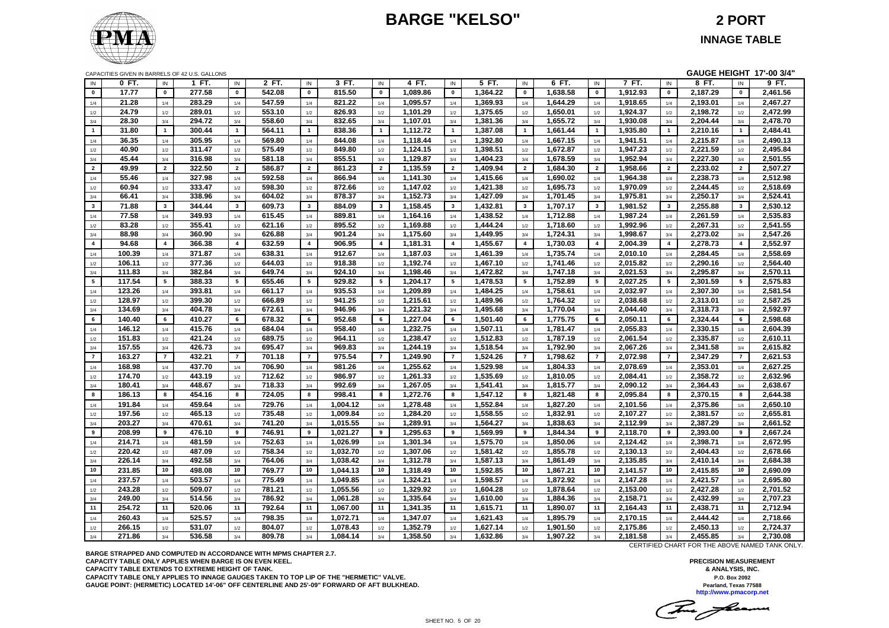# BARGE "KELSO"

## 2 PORT

### INNAGE TABLE

CAPACITIES GIVEN IN BARRELS OF 42 U.S. GALLONS

**GAUGE HEIGHT 17'-00 3/4"**

| IN | 0 FT. | IN | 1 FT. | IN | 2 FT. | IN | 3 FT. | IN | 4 FT. | IN | 5 FT. | IN | 6 FT. | IN | 7 FT. | IN | 8 FT. | IN | 9 FT. |
|---|---|---|---|---|---|---|---|---|---|---|---|---|---|---|---|---|---|---|---|
| 0 | 17.77 | 0 | 277.58 | 0 | 542.08 | 0 | 815.50 | 0 | 1,089.86 | 0 | 1,364.22 | 0 | 1,638.58 | 0 | 1,912.93 | 0 | 2,187.29 | 0 | 2,461.56 |
| 1/4 | 21.28 | 1/4 | 283.29 | 1/4 | 547.59 | 1/4 | 821.22 | 1/4 | 1,095.57 | 1/4 | 1,369.93 | 1/4 | 1,644.29 | 1/4 | 1,918.65 | 1/4 | 2,193.01 | 1/4 | 2,467.27 |
| 1/2 | 24.79 | 1/2 | 289.01 | 1/2 | 553.10 | 1/2 | 826.93 | 1/2 | 1,101.29 | 1/2 | 1,375.65 | 1/2 | 1,650.01 | 1/2 | 1,924.37 | 1/2 | 2,198.72 | 1/2 | 2,472.99 |
| 3/4 | 28.30 | 3/4 | 294.72 | 3/4 | 558.60 | 3/4 | 832.65 | 3/4 | 1,107.01 | 3/4 | 1,381.36 | 3/4 | 1,655.72 | 3/4 | 1,930.08 | 3/4 | 2,204.44 | 3/4 | 2,478.70 |
| 1 | 31.80 | 1 | 300.44 | 1 | 564.11 | 1 | 838.36 | 1 | 1,112.72 | 1 | 1,387.08 | 1 | 1,661.44 | 1 | 1,935.80 | 1 | 2,210.16 | 1 | 2,484.41 |
| 1/4 | 36.35 | 1/4 | 305.95 | 1/4 | 569.80 | 1/4 | 844.08 | 1/4 | 1,118.44 | 1/4 | 1,392.80 | 1/4 | 1,667.15 | 1/4 | 1,941.51 | 1/4 | 2,215.87 | 1/4 | 2,490.13 |
| 1/2 | 40.90 | 1/2 | 311.47 | 1/2 | 575.49 | 1/2 | 849.80 | 1/2 | 1,124.15 | 1/2 | 1,398.51 | 1/2 | 1,672.87 | 1/2 | 1,947.23 | 1/2 | 2,221.59 | 1/2 | 2,495.84 |
| 3/4 | 45.44 | 3/4 | 316.98 | 3/4 | 581.18 | 3/4 | 855.51 | 3/4 | 1,129.87 | 3/4 | 1,404.23 | 3/4 | 1,678.59 | 3/4 | 1,952.94 | 3/4 | 2,227.30 | 3/4 | 2,501.55 |
| 2 | 49.99 | 2 | 322.50 | 2 | 586.87 | 2 | 861.23 | 2 | 1,135.59 | 2 | 1,409.94 | 2 | 1,684.30 | 2 | 1,958.66 | 2 | 2,233.02 | 2 | 2,507.27 |
| 1/4 | 55.46 | 1/4 | 327.98 | 1/4 | 592.58 | 1/4 | 866.94 | 1/4 | 1,141.30 | 1/4 | 1,415.66 | 1/4 | 1,690.02 | 1/4 | 1,964.38 | 1/4 | 2,238.73 | 1/4 | 2,512.98 |
| 1/2 | 60.94 | 1/2 | 333.47 | 1/2 | 598.30 | 1/2 | 872.66 | 1/2 | 1,147.02 | 1/2 | 1,421.38 | 1/2 | 1,695.73 | 1/2 | 1,970.09 | 1/2 | 2,244.45 | 1/2 | 2,518.69 |
| 3/4 | 66.41 | 3/4 | 338.96 | 3/4 | 604.02 | 3/4 | 878.37 | 3/4 | 1,152.73 | 3/4 | 1,427.09 | 3/4 | 1,701.45 | 3/4 | 1,975.81 | 3/4 | 2,250.17 | 3/4 | 2,524.41 |
| 3 | 71.88 | 3 | 344.44 | 3 | 609.73 | 3 | 884.09 | 3 | 1,158.45 | 3 | 1,432.81 | 3 | 1,707.17 | 3 | 1,981.52 | 3 | 2,255.88 | 3 | 2,530.12 |
| 1/4 | 77.58 | 1/4 | 349.93 | 1/4 | 615.45 | 1/4 | 889.81 | 1/4 | 1,164.16 | 1/4 | 1,438.52 | 1/4 | 1,712.88 | 1/4 | 1,987.24 | 1/4 | 2,261.59 | 1/4 | 2,535.83 |
| 1/2 | 83.28 | 1/2 | 355.41 | 1/2 | 621.16 | 1/2 | 895.52 | 1/2 | 1,169.88 | 1/2 | 1,444.24 | 1/2 | 1,718.60 | 1/2 | 1,992.96 | 1/2 | 2,267.31 | 1/2 | 2,541.55 |
| 3/4 | 88.98 | 3/4 | 360.90 | 3/4 | 626.88 | 3/4 | 901.24 | 3/4 | 1,175.60 | 3/4 | 1,449.95 | 3/4 | 1,724.31 | 3/4 | 1,998.67 | 3/4 | 2,273.02 | 3/4 | 2,547.26 |
| 4 | 94.68 | 4 | 366.38 | 4 | 632.59 | 4 | 906.95 | 4 | 1,181.31 | 4 | 1,455.67 | 4 | 1,730.03 | 4 | 2,004.39 | 4 | 2,278.73 | 4 | 2,552.97 |
| 1/4 | 100.39 | 1/4 | 371.87 | 1/4 | 638.31 | 1/4 | 912.67 | 1/4 | 1,187.03 | 1/4 | 1,461.39 | 1/4 | 1,735.74 | 1/4 | 2,010.10 | 1/4 | 2,284.45 | 1/4 | 2,558.69 |
| 1/2 | 106.11 | 1/2 | 377.36 | 1/2 | 644.03 | 1/2 | 918.38 | 1/2 | 1,192.74 | 1/2 | 1,467.10 | 1/2 | 1,741.46 | 1/2 | 2,015.82 | 1/2 | 2,290.16 | 1/2 | 2,564.40 |
| 3/4 | 111.83 | 3/4 | 382.84 | 3/4 | 649.74 | 3/4 | 924.10 | 3/4 | 1,198.46 | 3/4 | 1,472.82 | 3/4 | 1,747.18 | 3/4 | 2,021.53 | 3/4 | 2,295.87 | 3/4 | 2,570.11 |
| 5 | 117.54 | 5 | 388.33 | 5 | 655.46 | 5 | 929.82 | 5 | 1,204.17 | 5 | 1,478.53 | 5 | 1,752.89 | 5 | 2,027.25 | 5 | 2,301.59 | 5 | 2,575.83 |
| 1/4 | 123.26 | 1/4 | 393.81 | 1/4 | 661.17 | 1/4 | 935.53 | 1/4 | 1,209.89 | 1/4 | 1,484.25 | 1/4 | 1,758.61 | 1/4 | 2,032.97 | 1/4 | 2,307.30 | 1/4 | 2,581.54 |
| 1/2 | 128.97 | 1/2 | 399.30 | 1/2 | 666.89 | 1/2 | 941.25 | 1/2 | 1,215.61 | 1/2 | 1,489.96 | 1/2 | 1,764.32 | 1/2 | 2,038.68 | 1/2 | 2,313.01 | 1/2 | 2,587.25 |
| 3/4 | 134.69 | 3/4 | 404.78 | 3/4 | 672.61 | 3/4 | 946.96 | 3/4 | 1,221.32 | 3/4 | 1,495.68 | 3/4 | 1,770.04 | 3/4 | 2,044.40 | 3/4 | 2,318.73 | 3/4 | 2,592.97 |
| 6 | 140.40 | 6 | 410.27 | 6 | 678.32 | 6 | 952.68 | 6 | 1,227.04 | 6 | 1,501.40 | 6 | 1,775.75 | 6 | 2,050.11 | 6 | 2,324.44 | 6 | 2,598.68 |
| 1/4 | 146.12 | 1/4 | 415.76 | 1/4 | 684.04 | 1/4 | 958.40 | 1/4 | 1,232.75 | 1/4 | 1,507.11 | 1/4 | 1,781.47 | 1/4 | 2,055.83 | 1/4 | 2,330.15 | 1/4 | 2,604.39 |
| 1/2 | 151.83 | 1/2 | 421.24 | 1/2 | 689.75 | 1/2 | 964.11 | 1/2 | 1,238.47 | 1/2 | 1,512.83 | 1/2 | 1,787.19 | 1/2 | 2,061.54 | 1/2 | 2,335.87 | 1/2 | 2,610.11 |
| 3/4 | 157.55 | 3/4 | 426.73 | 3/4 | 695.47 | 3/4 | 969.83 | 3/4 | 1,244.19 | 3/4 | 1,518.54 | 3/4 | 1,792.90 | 3/4 | 2,067.26 | 3/4 | 2,341.58 | 3/4 | 2,615.82 |
| 7 | 163.27 | 7 | 432.21 | 7 | 701.18 | 7 | 975.54 | 7 | 1,249.90 | 7 | 1,524.26 | 7 | 1,798.62 | 7 | 2,072.98 | 7 | 2,347.29 | 7 | 2,621.53 |
| 1/4 | 168.98 | 1/4 | 437.70 | 1/4 | 706.90 | 1/4 | 981.26 | 1/4 | 1,255.62 | 1/4 | 1,529.98 | 1/4 | 1,804.33 | 1/4 | 2,078.69 | 1/4 | 2,353.01 | 1/4 | 2,627.25 |
| 1/2 | 174.70 | 1/2 | 443.19 | 1/2 | 712.62 | 1/2 | 986.97 | 1/2 | 1,261.33 | 1/2 | 1,535.69 | 1/2 | 1,810.05 | 1/2 | 2,084.41 | 1/2 | 2,358.72 | 1/2 | 2,632.96 |
| 3/4 | 180.41 | 3/4 | 448.67 | 3/4 | 718.33 | 3/4 | 992.69 | 3/4 | 1,267.05 | 3/4 | 1,541.41 | 3/4 | 1,815.77 | 3/4 | 2,090.12 | 3/4 | 2,364.43 | 3/4 | 2,638.67 |
| 8 | 186.13 | 8 | 454.16 | 8 | 724.05 | 8 | 998.41 | 8 | 1,272.76 | 8 | 1,547.12 | 8 | 1,821.48 | 8 | 2,095.84 | 8 | 2,370.15 | 8 | 2,644.38 |
| 1/4 | 191.84 | 1/4 | 459.64 | 1/4 | 729.76 | 1/4 | 1,004.12 | 1/4 | 1,278.48 | 1/4 | 1,552.84 | 1/4 | 1,827.20 | 1/4 | 2,101.56 | 1/4 | 2,375.86 | 1/4 | 2,650.10 |
| 1/2 | 197.56 | 1/2 | 465.13 | 1/2 | 735.48 | 1/2 | 1,009.84 | 1/2 | 1,284.20 | 1/2 | 1,558.55 | 1/2 | 1,832.91 | 1/2 | 2,107.27 | 1/2 | 2,381.57 | 1/2 | 2,655.81 |
| 3/4 | 203.27 | 3/4 | 470.61 | 3/4 | 741.20 | 3/4 | 1,015.55 | 3/4 | 1,289.91 | 3/4 | 1,564.27 | 3/4 | 1,838.63 | 3/4 | 2,112.99 | 3/4 | 2,387.29 | 3/4 | 2,661.52 |
| 9 | 208.99 | 9 | 476.10 | 9 | 746.91 | 9 | 1,021.27 | 9 | 1,295.63 | 9 | 1,569.99 | 9 | 1,844.34 | 9 | 2,118.70 | 9 | 2,393.00 | 9 | 2,667.24 |
| 1/4 | 214.71 | 1/4 | 481.59 | 1/4 | 752.63 | 1/4 | 1,026.99 | 1/4 | 1,301.34 | 1/4 | 1,575.70 | 1/4 | 1,850.06 | 1/4 | 2,124.42 | 1/4 | 2,398.71 | 1/4 | 2,672.95 |
| 1/2 | 220.42 | 1/2 | 487.09 | 1/2 | 758.34 | 1/2 | 1,032.70 | 1/2 | 1,307.06 | 1/2 | 1,581.42 | 1/2 | 1,855.78 | 1/2 | 2,130.13 | 1/2 | 2,404.43 | 1/2 | 2,678.66 |
| 3/4 | 226.14 | 3/4 | 492.58 | 3/4 | 764.06 | 3/4 | 1,038.42 | 3/4 | 1,312.78 | 3/4 | 1,587.13 | 3/4 | 1,861.49 | 3/4 | 2,135.85 | 3/4 | 2,410.14 | 3/4 | 2,684.38 |
| 10 | 231.85 | 10 | 498.08 | 10 | 769.77 | 10 | 1,044.13 | 10 | 1,318.49 | 10 | 1,592.85 | 10 | 1,867.21 | 10 | 2,141.57 | 10 | 2,415.85 | 10 | 2,690.09 |
| 1/4 | 237.57 | 1/4 | 503.57 | 1/4 | 775.49 | 1/4 | 1,049.85 | 1/4 | 1,324.21 | 1/4 | 1,598.57 | 1/4 | 1,872.92 | 1/4 | 2,147.28 | 1/4 | 2,421.57 | 1/4 | 2,695.80 |
| 1/2 | 243.28 | 1/2 | 509.07 | 1/2 | 781.21 | 1/2 | 1,055.56 | 1/2 | 1,329.92 | 1/2 | 1,604.28 | 1/2 | 1,878.64 | 1/2 | 2,153.00 | 1/2 | 2,427.28 | 1/2 | 2,701.52 |
| 3/4 | 249.00 | 3/4 | 514.56 | 3/4 | 786.92 | 3/4 | 1,061.28 | 3/4 | 1,335.64 | 3/4 | 1,610.00 | 3/4 | 1,884.36 | 3/4 | 2,158.71 | 3/4 | 2,432.99 | 3/4 | 2,707.23 |
| 11 | 254.72 | 11 | 520.06 | 11 | 792.64 | 11 | 1,067.00 | 11 | 1,341.35 | 11 | 1,615.71 | 11 | 1,890.07 | 11 | 2,164.43 | 11 | 2,438.71 | 11 | 2,712.94 |
| 1/4 | 260.43 | 1/4 | 525.57 | 1/4 | 798.35 | 1/4 | 1,072.71 | 1/4 | 1,347.07 | 1/4 | 1,621.43 | 1/4 | 1,895.79 | 1/4 | 2,170.15 | 1/4 | 2,444.42 | 1/4 | 2,718.66 |
| 1/2 | 266.15 | 1/2 | 531.07 | 1/2 | 804.07 | 1/2 | 1,078.43 | 1/2 | 1,352.79 | 1/2 | 1,627.14 | 1/2 | 1,901.50 | 1/2 | 2,175.86 | 1/2 | 2,450.13 | 1/2 | 2,724.37 |
| 3/4 | 271.86 | 3/4 | 536.58 | 3/4 | 809.78 | 3/4 | 1,084.14 | 3/4 | 1,358.50 | 3/4 | 1,632.86 | 3/4 | 1,907.22 | 3/4 | 2,181.58 | 3/4 | 2,455.85 | 3/4 | 2,730.08 |

CERTIFIED CHART FOR THE ABOVE NAMED TANK ONLY.

**BARGE STRAPPED AND COMPUTED IN ACCORDANCE WITH MPMS CHAPTER 2.7.**
**CAPACITY TABLE ONLY APPLIES WHEN BARGE IS ON EVEN KEEL.**
**CAPACITY TABLE EXTENDS TO EXTREME HEIGHT OF TANK.**
**CAPACITY TABLE ONLY APPLIES TO INNAGE GAUGES TAKEN TO TOP LIP OF THE "HERMETIC" VALVE.**
**GAUGE POINT: (HERMETIC) LOCATED 14'-06" OFF CENTERLINE AND 25'-09" FORWARD OF AFT BULKHEAD.**

**PRECISION MEASUREMENT & ANALYSIS, INC.**
P.O. Box 2092
Pearland, Texas 77588
http://www.pmacorp.net

SHEET NO. 5 OF 20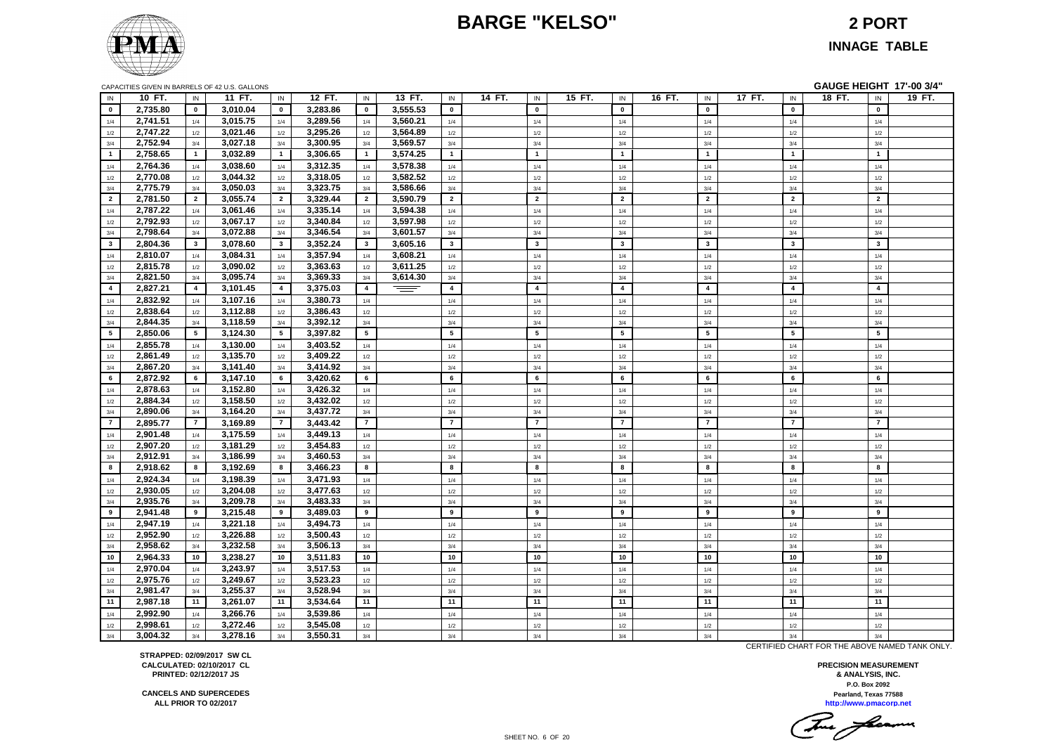# BARGE "KELSO"

## 2 PORT

## INNAGE TABLE

CAPACITIES GIVEN IN BARRELS OF 42 U.S. GALLONS

**GAUGE HEIGHT 17'-00 3/4"**

| IN | 10 FT. | IN | 11 FT. | IN | 12 FT. | IN | 13 FT. | IN | 14 FT. | IN | 15 FT. | IN | 16 FT. | IN | 17 FT. | IN | 18 FT. | IN | 19 FT. |
|---|---|---|---|---|---|---|---|---|---|---|---|---|---|---|---|---|---|---|---|
| **0** | **2,735.80** | **0** | **3,010.04** | **0** | **3,283.86** | **0** | **3,555.53** | **0** | | **0** | | **0** | | **0** | | **0** | | **0** | |
| 1/4 | **2,741.51** | 1/4 | **3,015.75** | 1/4 | **3,289.56** | 1/4 | **3,560.21** | 1/4 | | 1/4 | | 1/4 | | 1/4 | | 1/4 | | 1/4 | |
| 1/2 | **2,747.22** | 1/2 | **3,021.46** | 1/2 | **3,295.26** | 1/2 | **3,564.89** | 1/2 | | 1/2 | | 1/2 | | 1/2 | | 1/2 | | 1/2 | |
| 3/4 | **2,752.94** | 3/4 | **3,027.18** | 3/4 | **3,300.95** | 3/4 | **3,569.57** | 3/4 | | 3/4 | | 3/4 | | 3/4 | | 3/4 | | 3/4 | |
| **1** | **2,758.65** | **1** | **3,032.89** | **1** | **3,306.65** | **1** | **3,574.25** | **1** | | **1** | | **1** | | **1** | | **1** | | **1** | |
| 1/4 | **2,764.36** | 1/4 | **3,038.60** | 1/4 | **3,312.35** | 1/4 | **3,578.38** | 1/4 | | 1/4 | | 1/4 | | 1/4 | | 1/4 | | 1/4 | |
| 1/2 | **2,770.08** | 1/2 | **3,044.32** | 1/2 | **3,318.05** | 1/2 | **3,582.52** | 1/2 | | 1/2 | | 1/2 | | 1/2 | | 1/2 | | 1/2 | |
| 3/4 | **2,775.79** | 3/4 | **3,050.03** | 3/4 | **3,323.75** | 3/4 | **3,586.66** | 3/4 | | 3/4 | | 3/4 | | 3/4 | | 3/4 | | 3/4 | |
| **2** | **2,781.50** | **2** | **3,055.74** | **2** | **3,329.44** | **2** | **3,590.79** | **2** | | **2** | | **2** | | **2** | | **2** | | **2** | |
| 1/4 | **2,787.22** | 1/4 | **3,061.46** | 1/4 | **3,335.14** | 1/4 | **3,594.38** | 1/4 | | 1/4 | | 1/4 | | 1/4 | | 1/4 | | 1/4 | |
| 1/2 | **2,792.93** | 1/2 | **3,067.17** | 1/2 | **3,340.84** | 1/2 | **3,597.98** | 1/2 | | 1/2 | | 1/2 | | 1/2 | | 1/2 | | 1/2 | |
| 3/4 | **2,798.64** | 3/4 | **3,072.88** | 3/4 | **3,346.54** | 3/4 | **3,601.57** | 3/4 | | 3/4 | | 3/4 | | 3/4 | | 3/4 | | 3/4 | |
| **3** | **2,804.36** | **3** | **3,078.60** | **3** | **3,352.24** | **3** | **3,605.16** | **3** | | **3** | | **3** | | **3** | | **3** | | **3** | |
| 1/4 | **2,810.07** | 1/4 | **3,084.31** | 1/4 | **3,357.94** | 1/4 | **3,608.21** | 1/4 | | 1/4 | | 1/4 | | 1/4 | | 1/4 | | 1/4 | |
| 1/2 | **2,815.78** | 1/2 | **3,090.02** | 1/2 | **3,363.63** | 1/2 | **3,611.25** | 1/2 | | 1/2 | | 1/2 | | 1/2 | | 1/2 | | 1/2 | |
| 3/4 | **2,821.50** | 3/4 | **3,095.74** | 3/4 | **3,369.33** | 3/4 | **3,614.30** | 3/4 | | 3/4 | | 3/4 | | 3/4 | | 3/4 | | 3/4 | |
| **4** | **2,827.21** | **4** | **3,101.45** | **4** | **3,375.03** | **4** | | **4** | | **4** | | **4** | | **4** | | **4** | | **4** | |
| 1/4 | **2,832.92** | 1/4 | **3,107.16** | 1/4 | **3,380.73** | 1/4 | | 1/4 | | 1/4 | | 1/4 | | 1/4 | | 1/4 | | 1/4 | |
| 1/2 | **2,838.64** | 1/2 | **3,112.88** | 1/2 | **3,386.43** | 1/2 | | 1/2 | | 1/2 | | 1/2 | | 1/2 | | 1/2 | | 1/2 | |
| 3/4 | **2,844.35** | 3/4 | **3,118.59** | 3/4 | **3,392.12** | 3/4 | | 3/4 | | 3/4 | | 3/4 | | 3/4 | | 3/4 | | 3/4 | |
| **5** | **2,850.06** | **5** | **3,124.30** | **5** | **3,397.82** | **5** | | **5** | | **5** | | **5** | | **5** | | **5** | | **5** | |
| 1/4 | **2,855.78** | 1/4 | **3,130.00** | 1/4 | **3,403.52** | 1/4 | | 1/4 | | 1/4 | | 1/4 | | 1/4 | | 1/4 | | 1/4 | |
| 1/2 | **2,861.49** | 1/2 | **3,135.70** | 1/2 | **3,409.22** | 1/2 | | 1/2 | | 1/2 | | 1/2 | | 1/2 | | 1/2 | | 1/2 | |
| 3/4 | **2,867.20** | 3/4 | **3,141.40** | 3/4 | **3,414.92** | 3/4 | | 3/4 | | 3/4 | | 3/4 | | 3/4 | | 3/4 | | 3/4 | |
| **6** | **2,872.92** | **6** | **3,147.10** | **6** | **3,420.62** | **6** | | **6** | | **6** | | **6** | | **6** | | **6** | | **6** | |
| 1/4 | **2,878.63** | 1/4 | **3,152.80** | 1/4 | **3,426.32** | 1/4 | | 1/4 | | 1/4 | | 1/4 | | 1/4 | | 1/4 | | 1/4 | |
| 1/2 | **2,884.34** | 1/2 | **3,158.50** | 1/2 | **3,432.02** | 1/2 | | 1/2 | | 1/2 | | 1/2 | | 1/2 | | 1/2 | | 1/2 | |
| 3/4 | **2,890.06** | 3/4 | **3,164.20** | 3/4 | **3,437.72** | 3/4 | | 3/4 | | 3/4 | | 3/4 | | 3/4 | | 3/4 | | 3/4 | |
| **7** | **2,895.77** | **7** | **3,169.89** | **7** | **3,443.42** | **7** | | **7** | | **7** | | **7** | | **7** | | **7** | | **7** | |
| 1/4 | **2,901.48** | 1/4 | **3,175.59** | 1/4 | **3,449.13** | 1/4 | | 1/4 | | 1/4 | | 1/4 | | 1/4 | | 1/4 | | 1/4 | |
| 1/2 | **2,907.20** | 1/2 | **3,181.29** | 1/2 | **3,454.83** | 1/2 | | 1/2 | | 1/2 | | 1/2 | | 1/2 | | 1/2 | | 1/2 | |
| 3/4 | **2,912.91** | 3/4 | **3,186.99** | 3/4 | **3,460.53** | 3/4 | | 3/4 | | 3/4 | | 3/4 | | 3/4 | | 3/4 | | 3/4 | |
| **8** | **2,918.62** | **8** | **3,192.69** | **8** | **3,466.23** | **8** | | **8** | | **8** | | **8** | | **8** | | **8** | | **8** | |
| 1/4 | **2,924.34** | 1/4 | **3,198.39** | 1/4 | **3,471.93** | 1/4 | | 1/4 | | 1/4 | | 1/4 | | 1/4 | | 1/4 | | 1/4 | |
| 1/2 | **2,930.05** | 1/2 | **3,204.08** | 1/2 | **3,477.63** | 1/2 | | 1/2 | | 1/2 | | 1/2 | | 1/2 | | 1/2 | | 1/2 | |
| 3/4 | **2,935.76** | 3/4 | **3,209.78** | 3/4 | **3,483.33** | 3/4 | | 3/4 | | 3/4 | | 3/4 | | 3/4 | | 3/4 | | 3/4 | |
| **9** | **2,941.48** | **9** | **3,215.48** | **9** | **3,489.03** | **9** | | **9** | | **9** | | **9** | | **9** | | **9** | | **9** | |
| 1/4 | **2,947.19** | 1/4 | **3,221.18** | 1/4 | **3,494.73** | 1/4 | | 1/4 | | 1/4 | | 1/4 | | 1/4 | | 1/4 | | 1/4 | |
| 1/2 | **2,952.90** | 1/2 | **3,226.88** | 1/2 | **3,500.43** | 1/2 | | 1/2 | | 1/2 | | 1/2 | | 1/2 | | 1/2 | | 1/2 | |
| 3/4 | **2,958.62** | 3/4 | **3,232.58** | 3/4 | **3,506.13** | 3/4 | | 3/4 | | 3/4 | | 3/4 | | 3/4 | | 3/4 | | 3/4 | |
| **10** | **2,964.33** | **10** | **3,238.27** | **10** | **3,511.83** | **10** | | **10** | | **10** | | **10** | | **10** | | **10** | | **10** | |
| 1/4 | **2,970.04** | 1/4 | **3,243.97** | 1/4 | **3,517.53** | 1/4 | | 1/4 | | 1/4 | | 1/4 | | 1/4 | | 1/4 | | 1/4 | |
| 1/2 | **2,975.76** | 1/2 | **3,249.67** | 1/2 | **3,523.23** | 1/2 | | 1/2 | | 1/2 | | 1/2 | | 1/2 | | 1/2 | | 1/2 | |
| 3/4 | **2,981.47** | 3/4 | **3,255.37** | 3/4 | **3,528.94** | 3/4 | | 3/4 | | 3/4 | | 3/4 | | 3/4 | | 3/4 | | 3/4 | |
| **11** | **2,987.18** | **11** | **3,261.07** | **11** | **3,534.64** | **11** | | **11** | | **11** | | **11** | | **11** | | **11** | | **11** | |
| 1/4 | **2,992.90** | 1/4 | **3,266.76** | 1/4 | **3,539.86** | 1/4 | | 1/4 | | 1/4 | | 1/4 | | 1/4 | | 1/4 | | 1/4 | |
| 1/2 | **2,998.61** | 1/2 | **3,272.46** | 1/2 | **3,545.08** | 1/2 | | 1/2 | | 1/2 | | 1/2 | | 1/2 | | 1/2 | | 1/2 | |
| 3/4 | **3,004.32** | 3/4 | **3,278.16** | 3/4 | **3,550.31** | 3/4 | | 3/4 | | 3/4 | | 3/4 | | 3/4 | | 3/4 | | 3/4 | |

CERTIFIED CHART FOR THE ABOVE NAMED TANK ONLY.

**STRAPPED: 02/09/2017 SW CL**
**CALCULATED: 02/10/2017 CL**
**PRINTED: 02/12/2017 JS**

**CANCELS AND SUPERCEDES**
**ALL PRIOR TO 02/2017**

**PRECISION MEASUREMENT**
**& ANALYSIS, INC.**
**P.O. Box 2092**
**Pearland, Texas 77588**
**http://www.pmacorp.net**

SHEET NO. 6 OF 20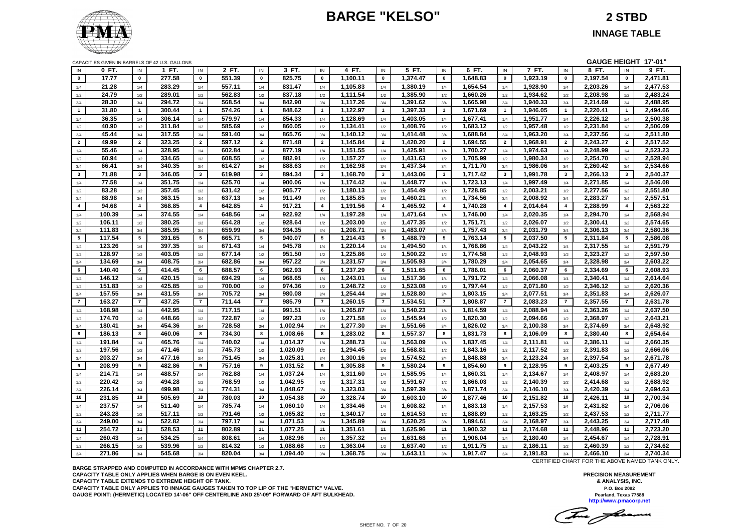# BARGE "KELSO"

## 2 STBD

### INNAGE TABLE

CAPACITIES GIVEN IN BARRELS OF 42 U.S. GALLONS

**GAUGE HEIGHT 17'-01"**

| IN | 0 FT. | IN | 1 FT. | IN | 2 FT. | IN | 3 FT. | IN | 4 FT. | IN | 5 FT. | IN | 6 FT. | IN | 7 FT. | IN | 8 FT. | IN | 9 FT. |
|---|---|---|---|---|---|---|---|---|---|---|---|---|---|---|---|---|---|---|---|
| **0** | 17.77 | **0** | 277.58 | **0** | 551.39 | **0** | 825.75 | **0** | 1,100.11 | **0** | 1,374.47 | **0** | 1,648.83 | **0** | 1,923.19 | **0** | 2,197.54 | **0** | 2,471.81 |
| 1/4 | 21.28 | 1/4 | 283.29 | 1/4 | 557.11 | 1/4 | 831.47 | 1/4 | 1,105.83 | 1/4 | 1,380.19 | 1/4 | 1,654.54 | 1/4 | 1,928.90 | 1/4 | 2,203.26 | 1/4 | 2,477.53 |
| 1/2 | 24.79 | 1/2 | 289.01 | 1/2 | 562.83 | 1/2 | 837.18 | 1/2 | 1,111.54 | 1/2 | 1,385.90 | 1/2 | 1,660.26 | 1/2 | 1,934.62 | 1/2 | 2,208.98 | 1/2 | 2,483.24 |
| 3/4 | 28.30 | 3/4 | 294.72 | 3/4 | 568.54 | 3/4 | 842.90 | 3/4 | 1,117.26 | 3/4 | 1,391.62 | 3/4 | 1,665.98 | 3/4 | 1,940.33 | 3/4 | 2,214.69 | 3/4 | 2,488.95 |
| **1** | 31.80 | **1** | 300.44 | **1** | 574.26 | **1** | 848.62 | **1** | 1,122.97 | **1** | 1,397.33 | **1** | 1,671.69 | **1** | 1,946.05 | **1** | 2,220.41 | **1** | 2,494.66 |
| 1/4 | 36.35 | 1/4 | 306.14 | 1/4 | 579.97 | 1/4 | 854.33 | 1/4 | 1,128.69 | 1/4 | 1,403.05 | 1/4 | 1,677.41 | 1/4 | 1,951.77 | 1/4 | 2,226.12 | 1/4 | 2,500.38 |
| 1/2 | 40.90 | 1/2 | 311.84 | 1/2 | 585.69 | 1/2 | 860.05 | 1/2 | 1,134.41 | 1/2 | 1,408.76 | 1/2 | 1,683.12 | 1/2 | 1,957.48 | 1/2 | 2,231.84 | 1/2 | 2,506.09 |
| 3/4 | 45.44 | 3/4 | 317.55 | 3/4 | 591.40 | 3/4 | 865.76 | 3/4 | 1,140.12 | 3/4 | 1,414.48 | 3/4 | 1,688.84 | 3/4 | 1,963.20 | 3/4 | 2,237.56 | 3/4 | 2,511.80 |
| **2** | 49.99 | **2** | 323.25 | **2** | 597.12 | **2** | 871.48 | **2** | 1,145.84 | **2** | 1,420.20 | **2** | 1,694.55 | **2** | 1,968.91 | **2** | 2,243.27 | **2** | 2,517.52 |
| 1/4 | 55.46 | 1/4 | 328.95 | 1/4 | 602.84 | 1/4 | 877.19 | 1/4 | 1,151.55 | 1/4 | 1,425.91 | 1/4 | 1,700.27 | 1/4 | 1,974.63 | 1/4 | 2,248.99 | 1/4 | 2,523.23 |
| 1/2 | 60.94 | 1/2 | 334.65 | 1/2 | 608.55 | 1/2 | 882.91 | 1/2 | 1,157.27 | 1/2 | 1,431.63 | 1/2 | 1,705.99 | 1/2 | 1,980.34 | 1/2 | 2,254.70 | 1/2 | 2,528.94 |
| 3/4 | 66.41 | 3/4 | 340.35 | 3/4 | 614.27 | 3/4 | 888.63 | 3/4 | 1,162.98 | 3/4 | 1,437.34 | 3/4 | 1,711.70 | 3/4 | 1,986.06 | 3/4 | 2,260.42 | 3/4 | 2,534.66 |
| **3** | 71.88 | **3** | 346.05 | **3** | 619.98 | **3** | 894.34 | **3** | 1,168.70 | **3** | 1,443.06 | **3** | 1,717.42 | **3** | 1,991.78 | **3** | 2,266.13 | **3** | 2,540.37 |
| 1/4 | 77.58 | 1/4 | 351.75 | 1/4 | 625.70 | 1/4 | 900.06 | 1/4 | 1,174.42 | 1/4 | 1,448.77 | 1/4 | 1,723.13 | 1/4 | 1,997.49 | 1/4 | 2,271.85 | 1/4 | 2,546.08 |
| 1/2 | 83.28 | 1/2 | 357.45 | 1/2 | 631.42 | 1/2 | 905.77 | 1/2 | 1,180.13 | 1/2 | 1,454.49 | 1/2 | 1,728.85 | 1/2 | 2,003.21 | 1/2 | 2,277.56 | 1/2 | 2,551.80 |
| 3/4 | 88.98 | 3/4 | 363.15 | 3/4 | 637.13 | 3/4 | 911.49 | 3/4 | 1,185.85 | 3/4 | 1,460.21 | 3/4 | 1,734.56 | 3/4 | 2,008.92 | 3/4 | 2,283.27 | 3/4 | 2,557.51 |
| **4** | 94.68 | **4** | 368.85 | **4** | 642.85 | **4** | 917.21 | **4** | 1,191.56 | **4** | 1,465.92 | **4** | 1,740.28 | **4** | 2,014.64 | **4** | 2,288.99 | **4** | 2,563.22 |
| 1/4 | 100.39 | 1/4 | 374.55 | 1/4 | 648.56 | 1/4 | 922.92 | 1/4 | 1,197.28 | 1/4 | 1,471.64 | 1/4 | 1,746.00 | 1/4 | 2,020.35 | 1/4 | 2,294.70 | 1/4 | 2,568.94 |
| 1/2 | 106.11 | 1/2 | 380.25 | 1/2 | 654.28 | 1/2 | 928.64 | 1/2 | 1,203.00 | 1/2 | 1,477.35 | 1/2 | 1,751.71 | 1/2 | 2,026.07 | 1/2 | 2,300.41 | 1/2 | 2,574.65 |
| 3/4 | 111.83 | 3/4 | 385.95 | 3/4 | 659.99 | 3/4 | 934.35 | 3/4 | 1,208.71 | 3/4 | 1,483.07 | 3/4 | 1,757.43 | 3/4 | 2,031.79 | 3/4 | 2,306.13 | 3/4 | 2,580.36 |
| **5** | 117.54 | **5** | 391.65 | **5** | 665.71 | **5** | 940.07 | **5** | 1,214.43 | **5** | 1,488.79 | **5** | 1,763.14 | **5** | 2,037.50 | **5** | 2,311.84 | **5** | 2,586.08 |
| 1/4 | 123.26 | 1/4 | 397.35 | 1/4 | 671.43 | 1/4 | 945.78 | 1/4 | 1,220.14 | 1/4 | 1,494.50 | 1/4 | 1,768.86 | 1/4 | 2,043.22 | 1/4 | 2,317.55 | 1/4 | 2,591.79 |
| 1/2 | 128.97 | 1/2 | 403.05 | 1/2 | 677.14 | 1/2 | 951.50 | 1/2 | 1,225.86 | 1/2 | 1,500.22 | 1/2 | 1,774.58 | 1/2 | 2,048.93 | 1/2 | 2,323.27 | 1/2 | 2,597.50 |
| 3/4 | 134.69 | 3/4 | 408.75 | 3/4 | 682.86 | 3/4 | 957.22 | 3/4 | 1,231.57 | 3/4 | 1,505.93 | 3/4 | 1,780.29 | 3/4 | 2,054.65 | 3/4 | 2,328.98 | 3/4 | 2,603.22 |
| **6** | 140.40 | **6** | 414.45 | **6** | 688.57 | **6** | 962.93 | **6** | 1,237.29 | **6** | 1,511.65 | **6** | 1,786.01 | **6** | 2,060.37 | **6** | 2,334.69 | **6** | 2,608.93 |
| 1/4 | 146.12 | 1/4 | 420.15 | 1/4 | 694.29 | 1/4 | 968.65 | 1/4 | 1,243.01 | 1/4 | 1,517.36 | 1/4 | 1,791.72 | 1/4 | 2,066.08 | 1/4 | 2,340.41 | 1/4 | 2,614.64 |
| 1/2 | 151.83 | 1/2 | 425.85 | 1/2 | 700.00 | 1/2 | 974.36 | 1/2 | 1,248.72 | 1/2 | 1,523.08 | 1/2 | 1,797.44 | 1/2 | 2,071.80 | 1/2 | 2,346.12 | 1/2 | 2,620.36 |
| 3/4 | 157.55 | 3/4 | 431.55 | 3/4 | 705.72 | 3/4 | 980.08 | 3/4 | 1,254.44 | 3/4 | 1,528.80 | 3/4 | 1,803.15 | 3/4 | 2,077.51 | 3/4 | 2,351.83 | 3/4 | 2,626.07 |
| **7** | 163.27 | **7** | 437.25 | **7** | 711.44 | **7** | 985.79 | **7** | 1,260.15 | **7** | 1,534.51 | **7** | 1,808.87 | **7** | 2,083.23 | **7** | 2,357.55 | **7** | 2,631.78 |
| 1/4 | 168.98 | 1/4 | 442.95 | 1/4 | 717.15 | 1/4 | 991.51 | 1/4 | 1,265.87 | 1/4 | 1,540.23 | 1/4 | 1,814.59 | 1/4 | 2,088.94 | 1/4 | 2,363.26 | 1/4 | 2,637.50 |
| 1/2 | 174.70 | 1/2 | 448.66 | 1/2 | 722.87 | 1/2 | 997.23 | 1/2 | 1,271.58 | 1/2 | 1,545.94 | 1/2 | 1,820.30 | 1/2 | 2,094.66 | 1/2 | 2,368.97 | 1/2 | 2,643.21 |
| 3/4 | 180.41 | 3/4 | 454.36 | 3/4 | 728.58 | 3/4 | 1,002.94 | 3/4 | 1,277.30 | 3/4 | 1,551.66 | 3/4 | 1,826.02 | 3/4 | 2,100.38 | 3/4 | 2,374.69 | 3/4 | 2,648.92 |
| **8** | 186.13 | **8** | 460.06 | **8** | 734.30 | **8** | 1,008.66 | **8** | 1,283.02 | **8** | 1,557.37 | **8** | 1,831.73 | **8** | 2,106.09 | **8** | 2,380.40 | **8** | 2,654.64 |
| 1/4 | 191.84 | 1/4 | 465.76 | 1/4 | 740.02 | 1/4 | 1,014.37 | 1/4 | 1,288.73 | 1/4 | 1,563.09 | 1/4 | 1,837.45 | 1/4 | 2,111.81 | 1/4 | 2,386.11 | 1/4 | 2,660.35 |
| 1/2 | 197.56 | 1/2 | 471.46 | 1/2 | 745.73 | 1/2 | 1,020.09 | 1/2 | 1,294.45 | 1/2 | 1,568.81 | 1/2 | 1,843.16 | 1/2 | 2,117.52 | 1/2 | 2,391.83 | 1/2 | 2,666.06 |
| 3/4 | 203.27 | 3/4 | 477.16 | 3/4 | 751.45 | 3/4 | 1,025.81 | 3/4 | 1,300.16 | 3/4 | 1,574.52 | 3/4 | 1,848.88 | 3/4 | 2,123.24 | 3/4 | 2,397.54 | 3/4 | 2,671.78 |
| **9** | 208.99 | **9** | 482.86 | **9** | 757.16 | **9** | 1,031.52 | **9** | 1,305.88 | **9** | 1,580.24 | **9** | 1,854.60 | **9** | 2,128.95 | **9** | 2,403.25 | **9** | 2,677.49 |
| 1/4 | 214.71 | 1/4 | 488.57 | 1/4 | 762.88 | 1/4 | 1,037.24 | 1/4 | 1,311.60 | 1/4 | 1,585.95 | 1/4 | 1,860.31 | 1/4 | 2,134.67 | 1/4 | 2,408.97 | 1/4 | 2,683.20 |
| 1/2 | 220.42 | 1/2 | 494.28 | 1/2 | 768.59 | 1/2 | 1,042.95 | 1/2 | 1,317.31 | 1/2 | 1,591.67 | 1/2 | 1,866.03 | 1/2 | 2,140.39 | 1/2 | 2,414.68 | 1/2 | 2,688.92 |
| 3/4 | 226.14 | 3/4 | 499.98 | 3/4 | 774.31 | 3/4 | 1,048.67 | 3/4 | 1,323.03 | 3/4 | 1,597.39 | 3/4 | 1,871.74 | 3/4 | 2,146.10 | 3/4 | 2,420.39 | 3/4 | 2,694.63 |
| **10** | 231.85 | **10** | 505.69 | **10** | 780.03 | **10** | 1,054.38 | **10** | 1,328.74 | **10** | 1,603.10 | **10** | 1,877.46 | **10** | 2,151.82 | **10** | 2,426.11 | **10** | 2,700.34 |
| 1/4 | 237.57 | 1/4 | 511.40 | 1/4 | 785.74 | 1/4 | 1,060.10 | 1/4 | 1,334.46 | 1/4 | 1,608.82 | 1/4 | 1,883.18 | 1/4 | 2,157.53 | 1/4 | 2,431.82 | 1/4 | 2,706.06 |
| 1/2 | 243.28 | 1/2 | 517.11 | 1/2 | 791.46 | 1/2 | 1,065.82 | 1/2 | 1,340.17 | 1/2 | 1,614.53 | 1/2 | 1,888.89 | 1/2 | 2,163.25 | 1/2 | 2,437.53 | 1/2 | 2,711.77 |
| 3/4 | 249.00 | 3/4 | 522.82 | 3/4 | 797.17 | 3/4 | 1,071.53 | 3/4 | 1,345.89 | 3/4 | 1,620.25 | 3/4 | 1,894.61 | 3/4 | 2,168.97 | 3/4 | 2,443.25 | 3/4 | 2,717.48 |
| **11** | 254.72 | **11** | 528.53 | **11** | 802.89 | **11** | 1,077.25 | **11** | 1,351.61 | **11** | 1,625.96 | **11** | 1,900.32 | **11** | 2,174.68 | **11** | 2,448.96 | **11** | 2,723.20 |
| 1/4 | 260.43 | 1/4 | 534.25 | 1/4 | 808.61 | 1/4 | 1,082.96 | 1/4 | 1,357.32 | 1/4 | 1,631.68 | 1/4 | 1,906.04 | 1/4 | 2,180.40 | 1/4 | 2,454.67 | 1/4 | 2,728.91 |
| 1/2 | 266.15 | 1/2 | 539.96 | 1/2 | 814.32 | 1/2 | 1,088.68 | 1/2 | 1,363.04 | 1/2 | 1,637.40 | 1/2 | 1,911.75 | 1/2 | 2,186.11 | 1/2 | 2,460.39 | 1/2 | 2,734.62 |
| 3/4 | 271.86 | 3/4 | 545.68 | 3/4 | 820.04 | 3/4 | 1,094.40 | 3/4 | 1,368.75 | 3/4 | 1,643.11 | 3/4 | 1,917.47 | 3/4 | 2,191.83 | 3/4 | 2,466.10 | 3/4 | 2,740.34 |

CERTIFIED CHART FOR THE ABOVE NAMED TANK ONLY.

**BARGE STRAPPED AND COMPUTED IN ACCORDANCE WITH MPMS CHAPTER 2.7.**
**CAPACITY TABLE ONLY APPLIES WHEN BARGE IS ON EVEN KEEL.**
**CAPACITY TABLE EXTENDS TO EXTREME HEIGHT OF TANK.**
**CAPACITY TABLE ONLY APPLIES TO INNAGE GAUGES TAKEN TO TOP LIP OF THE "HERMETIC" VALVE.**
**GAUGE POINT: (HERMETIC) LOCATED 14'-06" OFF CENTERLINE AND 25'-09" FORWARD OF AFT BULKHEAD.**

**PRECISION MEASUREMENT & ANALYSIS, INC.**
P.O. Box 2092
Pearland, Texas 77588
http://www.pmacorp.net

SHEET NO. 7 OF 20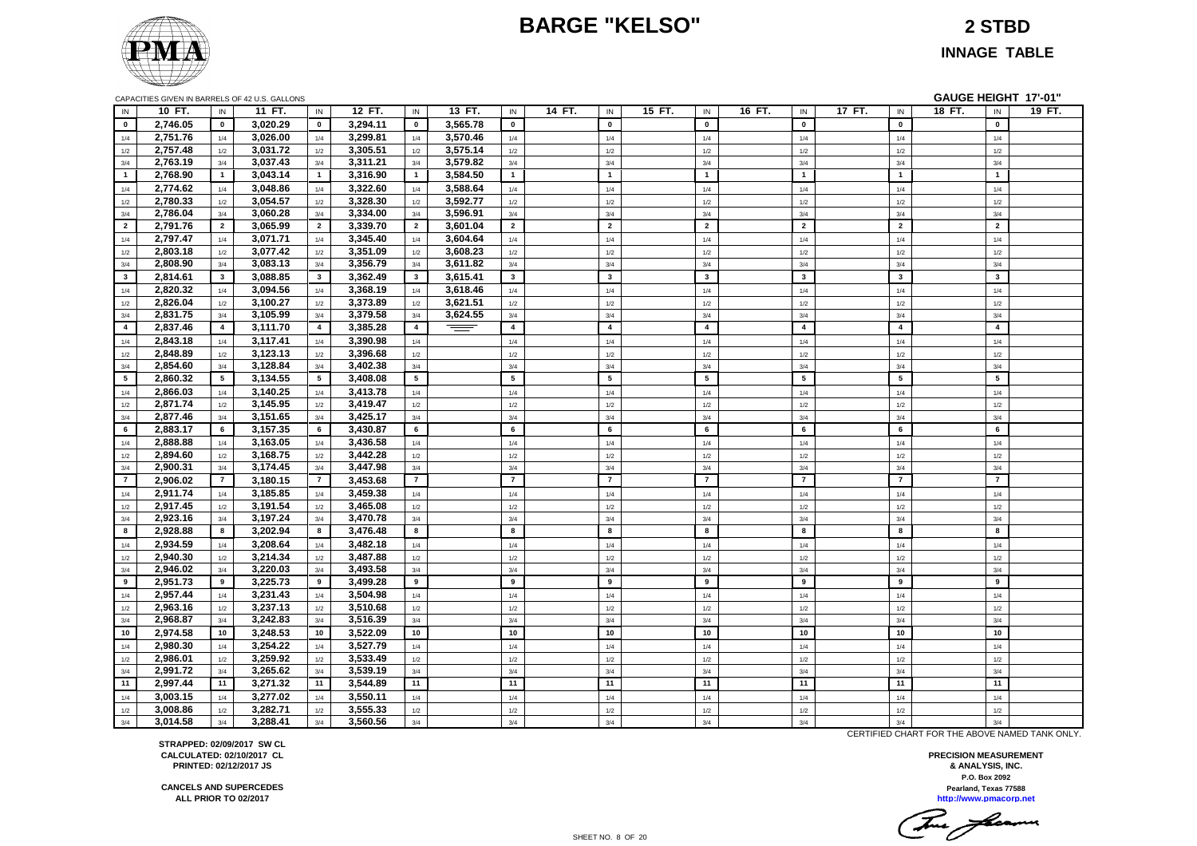# BARGE "KELSO"

## 2 STBD

### INNAGE TABLE

CAPACITIES GIVEN IN BARRELS OF 42 U.S. GALLONS

**GAUGE HEIGHT 17'-01"**

| IN | 10 FT. | IN | 11 FT. | IN | 12 FT. | IN | 13 FT. | IN | 14 FT. | IN | 15 FT. | IN | 16 FT. | IN | 17 FT. | IN | 18 FT. | IN | 19 FT. |
|---|---|---|---|---|---|---|---|---|---|---|---|---|---|---|---|---|---|---|---|
| 0 | 2,746.05 | 0 | 3,020.29 | 0 | 3,294.11 | 0 | 3,565.78 | 0 | | 0 | | 0 | | 0 | | 0 | | 0 | |
| 1/4 | 2,751.76 | 1/4 | 3,026.00 | 1/4 | 3,299.81 | 1/4 | 3,570.46 | 1/4 | | 1/4 | | 1/4 | | 1/4 | | 1/4 | | 1/4 | |
| 1/2 | 2,757.48 | 1/2 | 3,031.72 | 1/2 | 3,305.51 | 1/2 | 3,575.14 | 1/2 | | 1/2 | | 1/2 | | 1/2 | | 1/2 | | 1/2 | |
| 3/4 | 2,763.19 | 3/4 | 3,037.43 | 3/4 | 3,311.21 | 3/4 | 3,579.82 | 3/4 | | 3/4 | | 3/4 | | 3/4 | | 3/4 | | 3/4 | |
| 1 | 2,768.90 | 1 | 3,043.14 | 1 | 3,316.90 | 1 | 3,584.50 | 1 | | 1 | | 1 | | 1 | | 1 | | 1 | |
| 1/4 | 2,774.62 | 1/4 | 3,048.86 | 1/4 | 3,322.60 | 1/4 | 3,588.64 | 1/4 | | 1/4 | | 1/4 | | 1/4 | | 1/4 | | 1/4 | |
| 1/2 | 2,780.33 | 1/2 | 3,054.57 | 1/2 | 3,328.30 | 1/2 | 3,592.77 | 1/2 | | 1/2 | | 1/2 | | 1/2 | | 1/2 | | 1/2 | |
| 3/4 | 2,786.04 | 3/4 | 3,060.28 | 3/4 | 3,334.00 | 3/4 | 3,596.91 | 3/4 | | 3/4 | | 3/4 | | 3/4 | | 3/4 | | 3/4 | |
| 2 | 2,791.76 | 2 | 3,065.99 | 2 | 3,339.70 | 2 | 3,601.04 | 2 | | 2 | | 2 | | 2 | | 2 | | 2 | |
| 1/4 | 2,797.47 | 1/4 | 3,071.71 | 1/4 | 3,345.40 | 1/4 | 3,604.64 | 1/4 | | 1/4 | | 1/4 | | 1/4 | | 1/4 | | 1/4 | |
| 1/2 | 2,803.18 | 1/2 | 3,077.42 | 1/2 | 3,351.09 | 1/2 | 3,608.23 | 1/2 | | 1/2 | | 1/2 | | 1/2 | | 1/2 | | 1/2 | |
| 3/4 | 2,808.90 | 3/4 | 3,083.13 | 3/4 | 3,356.79 | 3/4 | 3,611.82 | 3/4 | | 3/4 | | 3/4 | | 3/4 | | 3/4 | | 3/4 | |
| 3 | 2,814.61 | 3 | 3,088.85 | 3 | 3,362.49 | 3 | 3,615.41 | 3 | | 3 | | 3 | | 3 | | 3 | | 3 | |
| 1/4 | 2,820.32 | 1/4 | 3,094.56 | 1/4 | 3,368.19 | 1/4 | 3,618.46 | 1/4 | | 1/4 | | 1/4 | | 1/4 | | 1/4 | | 1/4 | |
| 1/2 | 2,826.04 | 1/2 | 3,100.27 | 1/2 | 3,373.89 | 1/2 | 3,621.51 | 1/2 | | 1/2 | | 1/2 | | 1/2 | | 1/2 | | 1/2 | |
| 3/4 | 2,831.75 | 3/4 | 3,105.99 | 3/4 | 3,379.58 | 3/4 | 3,624.55 | 3/4 | | 3/4 | | 3/4 | | 3/4 | | 3/4 | | 3/4 | |
| 4 | 2,837.46 | 4 | 3,111.70 | 4 | 3,385.28 | 4 | | 4 | | 4 | | 4 | | 4 | | 4 | | 4 | |
| 1/4 | 2,843.18 | 1/4 | 3,117.41 | 1/4 | 3,390.98 | 1/4 | | 1/4 | | 1/4 | | 1/4 | | 1/4 | | 1/4 | | 1/4 | |
| 1/2 | 2,848.89 | 1/2 | 3,123.13 | 1/2 | 3,396.68 | 1/2 | | 1/2 | | 1/2 | | 1/2 | | 1/2 | | 1/2 | | 1/2 | |
| 3/4 | 2,854.60 | 3/4 | 3,128.84 | 3/4 | 3,402.38 | 3/4 | | 3/4 | | 3/4 | | 3/4 | | 3/4 | | 3/4 | | 3/4 | |
| 5 | 2,860.32 | 5 | 3,134.55 | 5 | 3,408.08 | 5 | | 5 | | 5 | | 5 | | 5 | | 5 | | 5 | |
| 1/4 | 2,866.03 | 1/4 | 3,140.25 | 1/4 | 3,413.78 | 1/4 | | 1/4 | | 1/4 | | 1/4 | | 1/4 | | 1/4 | | 1/4 | |
| 1/2 | 2,871.74 | 1/2 | 3,145.95 | 1/2 | 3,419.47 | 1/2 | | 1/2 | | 1/2 | | 1/2 | | 1/2 | | 1/2 | | 1/2 | |
| 3/4 | 2,877.46 | 3/4 | 3,151.65 | 3/4 | 3,425.17 | 3/4 | | 3/4 | | 3/4 | | 3/4 | | 3/4 | | 3/4 | | 3/4 | |
| 6 | 2,883.17 | 6 | 3,157.35 | 6 | 3,430.87 | 6 | | 6 | | 6 | | 6 | | 6 | | 6 | | 6 | |
| 1/4 | 2,888.88 | 1/4 | 3,163.05 | 1/4 | 3,436.58 | 1/4 | | 1/4 | | 1/4 | | 1/4 | | 1/4 | | 1/4 | | 1/4 | |
| 1/2 | 2,894.60 | 1/2 | 3,168.75 | 1/2 | 3,442.28 | 1/2 | | 1/2 | | 1/2 | | 1/2 | | 1/2 | | 1/2 | | 1/2 | |
| 3/4 | 2,900.31 | 3/4 | 3,174.45 | 3/4 | 3,447.98 | 3/4 | | 3/4 | | 3/4 | | 3/4 | | 3/4 | | 3/4 | | 3/4 | |
| 7 | 2,906.02 | 7 | 3,180.15 | 7 | 3,453.68 | 7 | | 7 | | 7 | | 7 | | 7 | | 7 | | 7 | |
| 1/4 | 2,911.74 | 1/4 | 3,185.85 | 1/4 | 3,459.38 | 1/4 | | 1/4 | | 1/4 | | 1/4 | | 1/4 | | 1/4 | | 1/4 | |
| 1/2 | 2,917.45 | 1/2 | 3,191.54 | 1/2 | 3,465.08 | 1/2 | | 1/2 | | 1/2 | | 1/2 | | 1/2 | | 1/2 | | 1/2 | |
| 3/4 | 2,923.16 | 3/4 | 3,197.24 | 3/4 | 3,470.78 | 3/4 | | 3/4 | | 3/4 | | 3/4 | | 3/4 | | 3/4 | | 3/4 | |
| 8 | 2,928.88 | 8 | 3,202.94 | 8 | 3,476.48 | 8 | | 8 | | 8 | | 8 | | 8 | | 8 | | 8 | |
| 1/4 | 2,934.59 | 1/4 | 3,208.64 | 1/4 | 3,482.18 | 1/4 | | 1/4 | | 1/4 | | 1/4 | | 1/4 | | 1/4 | | 1/4 | |
| 1/2 | 2,940.30 | 1/2 | 3,214.34 | 1/2 | 3,487.88 | 1/2 | | 1/2 | | 1/2 | | 1/2 | | 1/2 | | 1/2 | | 1/2 | |
| 3/4 | 2,946.02 | 3/4 | 3,220.03 | 3/4 | 3,493.58 | 3/4 | | 3/4 | | 3/4 | | 3/4 | | 3/4 | | 3/4 | | 3/4 | |
| 9 | 2,951.73 | 9 | 3,225.73 | 9 | 3,499.28 | 9 | | 9 | | 9 | | 9 | | 9 | | 9 | | 9 | |
| 1/4 | 2,957.44 | 1/4 | 3,231.43 | 1/4 | 3,504.98 | 1/4 | | 1/4 | | 1/4 | | 1/4 | | 1/4 | | 1/4 | | 1/4 | |
| 1/2 | 2,963.16 | 1/2 | 3,237.13 | 1/2 | 3,510.68 | 1/2 | | 1/2 | | 1/2 | | 1/2 | | 1/2 | | 1/2 | | 1/2 | |
| 3/4 | 2,968.87 | 3/4 | 3,242.83 | 3/4 | 3,516.39 | 3/4 | | 3/4 | | 3/4 | | 3/4 | | 3/4 | | 3/4 | | 3/4 | |
| 10 | 2,974.58 | 10 | 3,248.53 | 10 | 3,522.09 | 10 | | 10 | | 10 | | 10 | | 10 | | 10 | | 10 | |
| 1/4 | 2,980.30 | 1/4 | 3,254.22 | 1/4 | 3,527.79 | 1/4 | | 1/4 | | 1/4 | | 1/4 | | 1/4 | | 1/4 | | 1/4 | |
| 1/2 | 2,986.01 | 1/2 | 3,259.92 | 1/2 | 3,533.49 | 1/2 | | 1/2 | | 1/2 | | 1/2 | | 1/2 | | 1/2 | | 1/2 | |
| 3/4 | 2,991.72 | 3/4 | 3,265.62 | 3/4 | 3,539.19 | 3/4 | | 3/4 | | 3/4 | | 3/4 | | 3/4 | | 3/4 | | 3/4 | |
| 11 | 2,997.44 | 11 | 3,271.32 | 11 | 3,544.89 | 11 | | 11 | | 11 | | 11 | | 11 | | 11 | | 11 | |
| 1/4 | 3,003.15 | 1/4 | 3,277.02 | 1/4 | 3,550.11 | 1/4 | | 1/4 | | 1/4 | | 1/4 | | 1/4 | | 1/4 | | 1/4 | |
| 1/2 | 3,008.86 | 1/2 | 3,282.71 | 1/2 | 3,555.33 | 1/2 | | 1/2 | | 1/2 | | 1/2 | | 1/2 | | 1/2 | | 1/2 | |
| 3/4 | 3,014.58 | 3/4 | 3,288.41 | 3/4 | 3,560.56 | 3/4 | | 3/4 | | 3/4 | | 3/4 | | 3/4 | | 3/4 | | 3/4 | |

CERTIFIED CHART FOR THE ABOVE NAMED TANK ONLY.

**STRAPPED: 02/09/2017 SW CL**
**CALCULATED: 02/10/2017 CL**
**PRINTED: 02/12/2017 JS**

**CANCELS AND SUPERCEDES**
**ALL PRIOR TO 02/2017**

**PRECISION MEASUREMENT**
**& ANALYSIS, INC.**
**P.O. Box 2092**
**Pearland, Texas 77588**
**http://www.pmacorp.net**

SHEET NO. 8 OF 20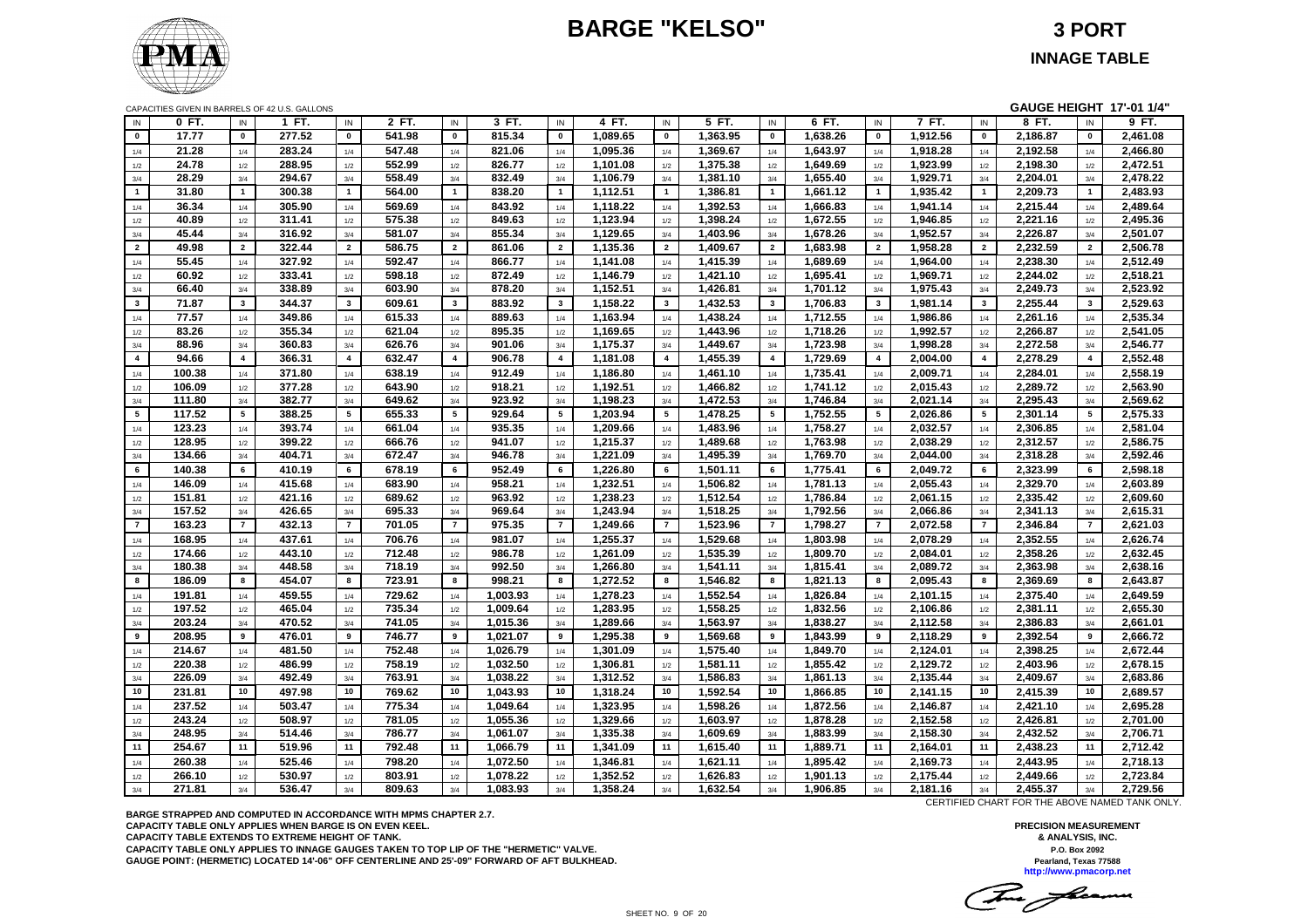# BARGE "KELSO"

## 3 PORT

### INNAGE TABLE

CAPACITIES GIVEN IN BARRELS OF 42 U.S. GALLONS

**GAUGE HEIGHT 17'-01 1/4"**

| IN | 0 FT. | IN | 1 FT. | IN | 2 FT. | IN | 3 FT. | IN | 4 FT. | IN | 5 FT. | IN | 6 FT. | IN | 7 FT. | IN | 8 FT. | IN | 9 FT. |
|---|---|---|---|---|---|---|---|---|---|---|---|---|---|---|---|---|---|---|---|
| 0 | 17.77 | 0 | 277.52 | 0 | 541.98 | 0 | 815.34 | 0 | 1,089.65 | 0 | 1,363.95 | 0 | 1,638.26 | 0 | 1,912.56 | 0 | 2,186.87 | 0 | 2,461.08 |
| 1/4 | 21.28 | 1/4 | 283.24 | 1/4 | 547.48 | 1/4 | 821.06 | 1/4 | 1,095.36 | 1/4 | 1,369.67 | 1/4 | 1,643.97 | 1/4 | 1,918.28 | 1/4 | 2,192.58 | 1/4 | 2,466.80 |
| 1/2 | 24.78 | 1/2 | 288.95 | 1/2 | 552.99 | 1/2 | 826.77 | 1/2 | 1,101.08 | 1/2 | 1,375.38 | 1/2 | 1,649.69 | 1/2 | 1,923.99 | 1/2 | 2,198.30 | 1/2 | 2,472.51 |
| 3/4 | 28.29 | 3/4 | 294.67 | 3/4 | 558.49 | 3/4 | 832.49 | 3/4 | 1,106.79 | 3/4 | 1,381.10 | 3/4 | 1,655.40 | 3/4 | 1,929.71 | 3/4 | 2,204.01 | 3/4 | 2,478.22 |
| 1 | 31.80 | 1 | 300.38 | 1 | 564.00 | 1 | 838.20 | 1 | 1,112.51 | 1 | 1,386.81 | 1 | 1,661.12 | 1 | 1,935.42 | 1 | 2,209.73 | 1 | 2,483.93 |
| 1/4 | 36.34 | 1/4 | 305.90 | 1/4 | 569.69 | 1/4 | 843.92 | 1/4 | 1,118.22 | 1/4 | 1,392.53 | 1/4 | 1,666.83 | 1/4 | 1,941.14 | 1/4 | 2,215.44 | 1/4 | 2,489.64 |
| 1/2 | 40.89 | 1/2 | 311.41 | 1/2 | 575.38 | 1/2 | 849.63 | 1/2 | 1,123.94 | 1/2 | 1,398.24 | 1/2 | 1,672.55 | 1/2 | 1,946.85 | 1/2 | 2,221.16 | 1/2 | 2,495.36 |
| 3/4 | 45.44 | 3/4 | 316.92 | 3/4 | 581.07 | 3/4 | 855.34 | 3/4 | 1,129.65 | 3/4 | 1,403.96 | 3/4 | 1,678.26 | 3/4 | 1,952.57 | 3/4 | 2,226.87 | 3/4 | 2,501.07 |
| 2 | 49.98 | 2 | 322.44 | 2 | 586.75 | 2 | 861.06 | 2 | 1,135.36 | 2 | 1,409.67 | 2 | 1,683.98 | 2 | 1,958.28 | 2 | 2,232.59 | 2 | 2,506.78 |
| 1/4 | 55.45 | 1/4 | 327.92 | 1/4 | 592.47 | 1/4 | 866.77 | 1/4 | 1,141.08 | 1/4 | 1,415.39 | 1/4 | 1,689.69 | 1/4 | 1,964.00 | 1/4 | 2,238.30 | 1/4 | 2,512.49 |
| 1/2 | 60.92 | 1/2 | 333.41 | 1/2 | 598.18 | 1/2 | 872.49 | 1/2 | 1,146.79 | 1/2 | 1,421.10 | 1/2 | 1,695.41 | 1/2 | 1,969.71 | 1/2 | 2,244.02 | 1/2 | 2,518.21 |
| 3/4 | 66.40 | 3/4 | 338.89 | 3/4 | 603.90 | 3/4 | 878.20 | 3/4 | 1,152.51 | 3/4 | 1,426.81 | 3/4 | 1,701.12 | 3/4 | 1,975.43 | 3/4 | 2,249.73 | 3/4 | 2,523.92 |
| 3 | 71.87 | 3 | 344.37 | 3 | 609.61 | 3 | 883.92 | 3 | 1,158.22 | 3 | 1,432.53 | 3 | 1,706.83 | 3 | 1,981.14 | 3 | 2,255.44 | 3 | 2,529.63 |
| 1/4 | 77.57 | 1/4 | 349.86 | 1/4 | 615.33 | 1/4 | 889.63 | 1/4 | 1,163.94 | 1/4 | 1,438.24 | 1/4 | 1,712.55 | 1/4 | 1,986.86 | 1/4 | 2,261.16 | 1/4 | 2,535.34 |
| 1/2 | 83.26 | 1/2 | 355.34 | 1/2 | 621.04 | 1/2 | 895.35 | 1/2 | 1,169.65 | 1/2 | 1,443.96 | 1/2 | 1,718.26 | 1/2 | 1,992.57 | 1/2 | 2,266.87 | 1/2 | 2,541.05 |
| 3/4 | 88.96 | 3/4 | 360.83 | 3/4 | 626.76 | 3/4 | 901.06 | 3/4 | 1,175.37 | 3/4 | 1,449.67 | 3/4 | 1,723.98 | 3/4 | 1,998.28 | 3/4 | 2,272.58 | 3/4 | 2,546.77 |
| 4 | 94.66 | 4 | 366.31 | 4 | 632.47 | 4 | 906.78 | 4 | 1,181.08 | 4 | 1,455.39 | 4 | 1,729.69 | 4 | 2,004.00 | 4 | 2,278.29 | 4 | 2,552.48 |
| 1/4 | 100.38 | 1/4 | 371.80 | 1/4 | 638.19 | 1/4 | 912.49 | 1/4 | 1,186.80 | 1/4 | 1,461.10 | 1/4 | 1,735.41 | 1/4 | 2,009.71 | 1/4 | 2,284.01 | 1/4 | 2,558.19 |
| 1/2 | 106.09 | 1/2 | 377.28 | 1/2 | 643.90 | 1/2 | 918.21 | 1/2 | 1,192.51 | 1/2 | 1,466.82 | 1/2 | 1,741.12 | 1/2 | 2,015.43 | 1/2 | 2,289.72 | 1/2 | 2,563.90 |
| 3/4 | 111.80 | 3/4 | 382.77 | 3/4 | 649.62 | 3/4 | 923.92 | 3/4 | 1,198.23 | 3/4 | 1,472.53 | 3/4 | 1,746.84 | 3/4 | 2,021.14 | 3/4 | 2,295.43 | 3/4 | 2,569.62 |
| 5 | 117.52 | 5 | 388.25 | 5 | 655.33 | 5 | 929.64 | 5 | 1,203.94 | 5 | 1,478.25 | 5 | 1,752.55 | 5 | 2,026.86 | 5 | 2,301.14 | 5 | 2,575.33 |
| 1/4 | 123.23 | 1/4 | 393.74 | 1/4 | 661.04 | 1/4 | 935.35 | 1/4 | 1,209.66 | 1/4 | 1,483.96 | 1/4 | 1,758.27 | 1/4 | 2,032.57 | 1/4 | 2,306.85 | 1/4 | 2,581.04 |
| 1/2 | 128.95 | 1/2 | 399.22 | 1/2 | 666.76 | 1/2 | 941.07 | 1/2 | 1,215.37 | 1/2 | 1,489.68 | 1/2 | 1,763.98 | 1/2 | 2,038.29 | 1/2 | 2,312.57 | 1/2 | 2,586.75 |
| 3/4 | 134.66 | 3/4 | 404.71 | 3/4 | 672.47 | 3/4 | 946.78 | 3/4 | 1,221.09 | 3/4 | 1,495.39 | 3/4 | 1,769.70 | 3/4 | 2,044.00 | 3/4 | 2,318.28 | 3/4 | 2,592.46 |
| 6 | 140.38 | 6 | 410.19 | 6 | 678.19 | 6 | 952.49 | 6 | 1,226.80 | 6 | 1,501.11 | 6 | 1,775.41 | 6 | 2,049.72 | 6 | 2,323.99 | 6 | 2,598.18 |
| 1/4 | 146.09 | 1/4 | 415.68 | 1/4 | 683.90 | 1/4 | 958.21 | 1/4 | 1,232.51 | 1/4 | 1,506.82 | 1/4 | 1,781.13 | 1/4 | 2,055.43 | 1/4 | 2,329.70 | 1/4 | 2,603.89 |
| 1/2 | 151.81 | 1/2 | 421.16 | 1/2 | 689.62 | 1/2 | 963.92 | 1/2 | 1,238.23 | 1/2 | 1,512.54 | 1/2 | 1,786.84 | 1/2 | 2,061.15 | 1/2 | 2,335.42 | 1/2 | 2,609.60 |
| 3/4 | 157.52 | 3/4 | 426.65 | 3/4 | 695.33 | 3/4 | 969.64 | 3/4 | 1,243.94 | 3/4 | 1,518.25 | 3/4 | 1,792.56 | 3/4 | 2,066.86 | 3/4 | 2,341.13 | 3/4 | 2,615.31 |
| 7 | 163.23 | 7 | 432.13 | 7 | 701.05 | 7 | 975.35 | 7 | 1,249.66 | 7 | 1,523.96 | 7 | 1,798.27 | 7 | 2,072.58 | 7 | 2,346.84 | 7 | 2,621.03 |
| 1/4 | 168.95 | 1/4 | 437.61 | 1/4 | 706.76 | 1/4 | 981.07 | 1/4 | 1,255.37 | 1/4 | 1,529.68 | 1/4 | 1,803.98 | 1/4 | 2,078.29 | 1/4 | 2,352.55 | 1/4 | 2,626.74 |
| 1/2 | 174.66 | 1/2 | 443.10 | 1/2 | 712.48 | 1/2 | 986.78 | 1/2 | 1,261.09 | 1/2 | 1,535.39 | 1/2 | 1,809.70 | 1/2 | 2,084.01 | 1/2 | 2,358.26 | 1/2 | 2,632.45 |
| 3/4 | 180.38 | 3/4 | 448.58 | 3/4 | 718.19 | 3/4 | 992.50 | 3/4 | 1,266.80 | 3/4 | 1,541.11 | 3/4 | 1,815.41 | 3/4 | 2,089.72 | 3/4 | 2,363.98 | 3/4 | 2,638.16 |
| 8 | 186.09 | 8 | 454.07 | 8 | 723.91 | 8 | 998.21 | 8 | 1,272.52 | 8 | 1,546.82 | 8 | 1,821.13 | 8 | 2,095.43 | 8 | 2,369.69 | 8 | 2,643.87 |
| 1/4 | 191.81 | 1/4 | 459.55 | 1/4 | 729.62 | 1/4 | 1,003.93 | 1/4 | 1,278.23 | 1/4 | 1,552.54 | 1/4 | 1,826.84 | 1/4 | 2,101.15 | 1/4 | 2,375.40 | 1/4 | 2,649.59 |
| 1/2 | 197.52 | 1/2 | 465.04 | 1/2 | 735.34 | 1/2 | 1,009.64 | 1/2 | 1,283.95 | 1/2 | 1,558.25 | 1/2 | 1,832.56 | 1/2 | 2,106.86 | 1/2 | 2,381.11 | 1/2 | 2,655.30 |
| 3/4 | 203.24 | 3/4 | 470.52 | 3/4 | 741.05 | 3/4 | 1,015.36 | 3/4 | 1,289.66 | 3/4 | 1,563.97 | 3/4 | 1,838.27 | 3/4 | 2,112.58 | 3/4 | 2,386.83 | 3/4 | 2,661.01 |
| 9 | 208.95 | 9 | 476.01 | 9 | 746.77 | 9 | 1,021.07 | 9 | 1,295.38 | 9 | 1,569.68 | 9 | 1,843.99 | 9 | 2,118.29 | 9 | 2,392.54 | 9 | 2,666.72 |
| 1/4 | 214.67 | 1/4 | 481.50 | 1/4 | 752.48 | 1/4 | 1,026.79 | 1/4 | 1,301.09 | 1/4 | 1,575.40 | 1/4 | 1,849.70 | 1/4 | 2,124.01 | 1/4 | 2,398.25 | 1/4 | 2,672.44 |
| 1/2 | 220.38 | 1/2 | 486.99 | 1/2 | 758.19 | 1/2 | 1,032.50 | 1/2 | 1,306.81 | 1/2 | 1,581.11 | 1/2 | 1,855.42 | 1/2 | 2,129.72 | 1/2 | 2,403.96 | 1/2 | 2,678.15 |
| 3/4 | 226.09 | 3/4 | 492.49 | 3/4 | 763.91 | 3/4 | 1,038.22 | 3/4 | 1,312.52 | 3/4 | 1,586.83 | 3/4 | 1,861.13 | 3/4 | 2,135.44 | 3/4 | 2,409.67 | 3/4 | 2,683.86 |
| 10 | 231.81 | 10 | 497.98 | 10 | 769.62 | 10 | 1,043.93 | 10 | 1,318.24 | 10 | 1,592.54 | 10 | 1,866.85 | 10 | 2,141.15 | 10 | 2,415.39 | 10 | 2,689.57 |
| 1/4 | 237.52 | 1/4 | 503.47 | 1/4 | 775.34 | 1/4 | 1,049.64 | 1/4 | 1,323.95 | 1/4 | 1,598.26 | 1/4 | 1,872.56 | 1/4 | 2,146.87 | 1/4 | 2,421.10 | 1/4 | 2,695.28 |
| 1/2 | 243.24 | 1/2 | 508.97 | 1/2 | 781.05 | 1/2 | 1,055.36 | 1/2 | 1,329.66 | 1/2 | 1,603.97 | 1/2 | 1,878.28 | 1/2 | 2,152.58 | 1/2 | 2,426.81 | 1/2 | 2,701.00 |
| 3/4 | 248.95 | 3/4 | 514.46 | 3/4 | 786.77 | 3/4 | 1,061.07 | 3/4 | 1,335.38 | 3/4 | 1,609.69 | 3/4 | 1,883.99 | 3/4 | 2,158.30 | 3/4 | 2,432.52 | 3/4 | 2,706.71 |
| 11 | 254.67 | 11 | 519.96 | 11 | 792.48 | 11 | 1,066.79 | 11 | 1,341.09 | 11 | 1,615.40 | 11 | 1,889.71 | 11 | 2,164.01 | 11 | 2,438.23 | 11 | 2,712.42 |
| 1/4 | 260.38 | 1/4 | 525.46 | 1/4 | 798.20 | 1/4 | 1,072.50 | 1/4 | 1,346.81 | 1/4 | 1,621.11 | 1/4 | 1,895.42 | 1/4 | 2,169.73 | 1/4 | 2,443.95 | 1/4 | 2,718.13 |
| 1/2 | 266.10 | 1/2 | 530.97 | 1/2 | 803.91 | 1/2 | 1,078.22 | 1/2 | 1,352.52 | 1/2 | 1,626.83 | 1/2 | 1,901.13 | 1/2 | 2,175.44 | 1/2 | 2,449.66 | 1/2 | 2,723.84 |
| 3/4 | 271.81 | 3/4 | 536.47 | 3/4 | 809.63 | 3/4 | 1,083.93 | 3/4 | 1,358.24 | 3/4 | 1,632.54 | 3/4 | 1,906.85 | 3/4 | 2,181.16 | 3/4 | 2,455.37 | 3/4 | 2,729.56 |

CERTIFIED CHART FOR THE ABOVE NAMED TANK ONLY.

**BARGE STRAPPED AND COMPUTED IN ACCORDANCE WITH MPMS CHAPTER 2.7.**
**CAPACITY TABLE ONLY APPLIES WHEN BARGE IS ON EVEN KEEL.**
**CAPACITY TABLE EXTENDS TO EXTREME HEIGHT OF TANK.**
**CAPACITY TABLE ONLY APPLIES TO INNAGE GAUGES TAKEN TO TOP LIP OF THE "HERMETIC" VALVE.**
**GAUGE POINT: (HERMETIC) LOCATED 14'-06" OFF CENTERLINE AND 25'-09" FORWARD OF AFT BULKHEAD.**

**PRECISION MEASUREMENT & ANALYSIS, INC.**
P.O. Box 2092
Pearland, Texas 77588
http://www.pmacorp.net

SHEET NO. 9 OF 20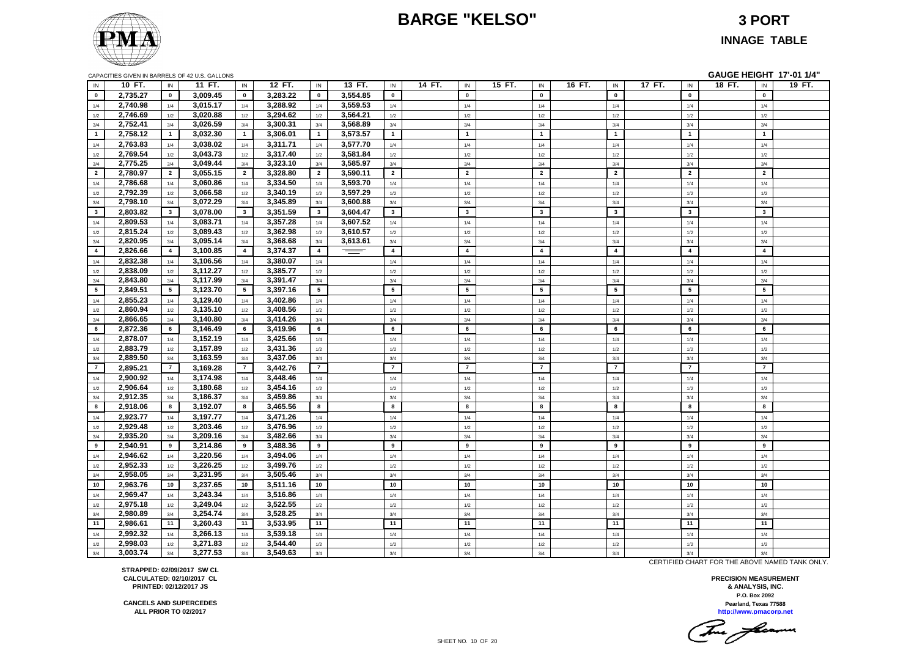# BARGE "KELSO"

## 3 PORT

## INNAGE TABLE

CAPACITIES GIVEN IN BARRELS OF 42 U.S. GALLONS

**GAUGE HEIGHT 17'-01 1/4"**

| IN | 10 FT. | IN | 11 FT. | IN | 12 FT. | IN | 13 FT. | IN | 14 FT. | IN | 15 FT. | IN | 16 FT. | IN | 17 FT. | IN | 18 FT. | IN | 19 FT. |
|---|---|---|---|---|---|---|---|---|---|---|---|---|---|---|---|---|---|---|---|
| 0 | 2,735.27 | 0 | 3,009.45 | 0 | 3,283.22 | 0 | 3,554.85 | 0 | | 0 | | 0 | | 0 | | 0 | | 0 | |
| 1/4 | 2,740.98 | 1/4 | 3,015.17 | 1/4 | 3,288.92 | 1/4 | 3,559.53 | 1/4 | | 1/4 | | 1/4 | | 1/4 | | 1/4 | | 1/4 | |
| 1/2 | 2,746.69 | 1/2 | 3,020.88 | 1/2 | 3,294.62 | 1/2 | 3,564.21 | 1/2 | | 1/2 | | 1/2 | | 1/2 | | 1/2 | | 1/2 | |
| 3/4 | 2,752.41 | 3/4 | 3,026.59 | 3/4 | 3,300.31 | 3/4 | 3,568.89 | 3/4 | | 3/4 | | 3/4 | | 3/4 | | 3/4 | | 3/4 | |
| 1 | 2,758.12 | 1 | 3,032.30 | 1 | 3,306.01 | 1 | 3,573.57 | 1 | | 1 | | 1 | | 1 | | 1 | | 1 | |
| 1/4 | 2,763.83 | 1/4 | 3,038.02 | 1/4 | 3,311.71 | 1/4 | 3,577.70 | 1/4 | | 1/4 | | 1/4 | | 1/4 | | 1/4 | | 1/4 | |
| 1/2 | 2,769.54 | 1/2 | 3,043.73 | 1/2 | 3,317.40 | 1/2 | 3,581.84 | 1/2 | | 1/2 | | 1/2 | | 1/2 | | 1/2 | | 1/2 | |
| 3/4 | 2,775.25 | 3/4 | 3,049.44 | 3/4 | 3,323.10 | 3/4 | 3,585.97 | 3/4 | | 3/4 | | 3/4 | | 3/4 | | 3/4 | | 3/4 | |
| 2 | 2,780.97 | 2 | 3,055.15 | 2 | 3,328.80 | 2 | 3,590.11 | 2 | | 2 | | 2 | | 2 | | 2 | | 2 | |
| 1/4 | 2,786.68 | 1/4 | 3,060.86 | 1/4 | 3,334.50 | 1/4 | 3,593.70 | 1/4 | | 1/4 | | 1/4 | | 1/4 | | 1/4 | | 1/4 | |
| 1/2 | 2,792.39 | 1/2 | 3,066.58 | 1/2 | 3,340.19 | 1/2 | 3,597.29 | 1/2 | | 1/2 | | 1/2 | | 1/2 | | 1/2 | | 1/2 | |
| 3/4 | 2,798.10 | 3/4 | 3,072.29 | 3/4 | 3,345.89 | 3/4 | 3,600.88 | 3/4 | | 3/4 | | 3/4 | | 3/4 | | 3/4 | | 3/4 | |
| 3 | 2,803.82 | 3 | 3,078.00 | 3 | 3,351.59 | 3 | 3,604.47 | 3 | | 3 | | 3 | | 3 | | 3 | | 3 | |
| 1/4 | 2,809.53 | 1/4 | 3,083.71 | 1/4 | 3,357.28 | 1/4 | 3,607.52 | 1/4 | | 1/4 | | 1/4 | | 1/4 | | 1/4 | | 1/4 | |
| 1/2 | 2,815.24 | 1/2 | 3,089.43 | 1/2 | 3,362.98 | 1/2 | 3,610.57 | 1/2 | | 1/2 | | 1/2 | | 1/2 | | 1/2 | | 1/2 | |
| 3/4 | 2,820.95 | 3/4 | 3,095.14 | 3/4 | 3,368.68 | 3/4 | 3,613.61 | 3/4 | | 3/4 | | 3/4 | | 3/4 | | 3/4 | | 3/4 | |
| 4 | 2,826.66 | 4 | 3,100.85 | 4 | 3,374.37 | 4 | | 4 | | 4 | | 4 | | 4 | | 4 | | 4 | |
| 1/4 | 2,832.38 | 1/4 | 3,106.56 | 1/4 | 3,380.07 | 1/4 | | 1/4 | | 1/4 | | 1/4 | | 1/4 | | 1/4 | | 1/4 | |
| 1/2 | 2,838.09 | 1/2 | 3,112.27 | 1/2 | 3,385.77 | 1/2 | | 1/2 | | 1/2 | | 1/2 | | 1/2 | | 1/2 | | 1/2 | |
| 3/4 | 2,843.80 | 3/4 | 3,117.99 | 3/4 | 3,391.47 | 3/4 | | 3/4 | | 3/4 | | 3/4 | | 3/4 | | 3/4 | | 3/4 | |
| 5 | 2,849.51 | 5 | 3,123.70 | 5 | 3,397.16 | 5 | | 5 | | 5 | | 5 | | 5 | | 5 | | 5 | |
| 1/4 | 2,855.23 | 1/4 | 3,129.40 | 1/4 | 3,402.86 | 1/4 | | 1/4 | | 1/4 | | 1/4 | | 1/4 | | 1/4 | | 1/4 | |
| 1/2 | 2,860.94 | 1/2 | 3,135.10 | 1/2 | 3,408.56 | 1/2 | | 1/2 | | 1/2 | | 1/2 | | 1/2 | | 1/2 | | 1/2 | |
| 3/4 | 2,866.65 | 3/4 | 3,140.80 | 3/4 | 3,414.26 | 3/4 | | 3/4 | | 3/4 | | 3/4 | | 3/4 | | 3/4 | | 3/4 | |
| 6 | 2,872.36 | 6 | 3,146.49 | 6 | 3,419.96 | 6 | | 6 | | 6 | | 6 | | 6 | | 6 | | 6 | |
| 1/4 | 2,878.07 | 1/4 | 3,152.19 | 1/4 | 3,425.66 | 1/4 | | 1/4 | | 1/4 | | 1/4 | | 1/4 | | 1/4 | | 1/4 | |
| 1/2 | 2,883.79 | 1/2 | 3,157.89 | 1/2 | 3,431.36 | 1/2 | | 1/2 | | 1/2 | | 1/2 | | 1/2 | | 1/2 | | 1/2 | |
| 3/4 | 2,889.50 | 3/4 | 3,163.59 | 3/4 | 3,437.06 | 3/4 | | 3/4 | | 3/4 | | 3/4 | | 3/4 | | 3/4 | | 3/4 | |
| 7 | 2,895.21 | 7 | 3,169.28 | 7 | 3,442.76 | 7 | | 7 | | 7 | | 7 | | 7 | | 7 | | 7 | |
| 1/4 | 2,900.92 | 1/4 | 3,174.98 | 1/4 | 3,448.46 | 1/4 | | 1/4 | | 1/4 | | 1/4 | | 1/4 | | 1/4 | | 1/4 | |
| 1/2 | 2,906.64 | 1/2 | 3,180.68 | 1/2 | 3,454.16 | 1/2 | | 1/2 | | 1/2 | | 1/2 | | 1/2 | | 1/2 | | 1/2 | |
| 3/4 | 2,912.35 | 3/4 | 3,186.37 | 3/4 | 3,459.86 | 3/4 | | 3/4 | | 3/4 | | 3/4 | | 3/4 | | 3/4 | | 3/4 | |
| 8 | 2,918.06 | 8 | 3,192.07 | 8 | 3,465.56 | 8 | | 8 | | 8 | | 8 | | 8 | | 8 | | 8 | |
| 1/4 | 2,923.77 | 1/4 | 3,197.77 | 1/4 | 3,471.26 | 1/4 | | 1/4 | | 1/4 | | 1/4 | | 1/4 | | 1/4 | | 1/4 | |
| 1/2 | 2,929.48 | 1/2 | 3,203.46 | 1/2 | 3,476.96 | 1/2 | | 1/2 | | 1/2 | | 1/2 | | 1/2 | | 1/2 | | 1/2 | |
| 3/4 | 2,935.20 | 3/4 | 3,209.16 | 3/4 | 3,482.66 | 3/4 | | 3/4 | | 3/4 | | 3/4 | | 3/4 | | 3/4 | | 3/4 | |
| 9 | 2,940.91 | 9 | 3,214.86 | 9 | 3,488.36 | 9 | | 9 | | 9 | | 9 | | 9 | | 9 | | 9 | |
| 1/4 | 2,946.62 | 1/4 | 3,220.56 | 1/4 | 3,494.06 | 1/4 | | 1/4 | | 1/4 | | 1/4 | | 1/4 | | 1/4 | | 1/4 | |
| 1/2 | 2,952.33 | 1/2 | 3,226.25 | 1/2 | 3,499.76 | 1/2 | | 1/2 | | 1/2 | | 1/2 | | 1/2 | | 1/2 | | 1/2 | |
| 3/4 | 2,958.05 | 3/4 | 3,231.95 | 3/4 | 3,505.46 | 3/4 | | 3/4 | | 3/4 | | 3/4 | | 3/4 | | 3/4 | | 3/4 | |
| 10 | 2,963.76 | 10 | 3,237.65 | 10 | 3,511.16 | 10 | | 10 | | 10 | | 10 | | 10 | | 10 | | 10 | |
| 1/4 | 2,969.47 | 1/4 | 3,243.34 | 1/4 | 3,516.86 | 1/4 | | 1/4 | | 1/4 | | 1/4 | | 1/4 | | 1/4 | | 1/4 | |
| 1/2 | 2,975.18 | 1/2 | 3,249.04 | 1/2 | 3,522.55 | 1/2 | | 1/2 | | 1/2 | | 1/2 | | 1/2 | | 1/2 | | 1/2 | |
| 3/4 | 2,980.89 | 3/4 | 3,254.74 | 3/4 | 3,528.25 | 3/4 | | 3/4 | | 3/4 | | 3/4 | | 3/4 | | 3/4 | | 3/4 | |
| 11 | 2,986.61 | 11 | 3,260.43 | 11 | 3,533.95 | 11 | | 11 | | 11 | | 11 | | 11 | | 11 | | 11 | |
| 1/4 | 2,992.32 | 1/4 | 3,266.13 | 1/4 | 3,539.18 | 1/4 | | 1/4 | | 1/4 | | 1/4 | | 1/4 | | 1/4 | | 1/4 | |
| 1/2 | 2,998.03 | 1/2 | 3,271.83 | 1/2 | 3,544.40 | 1/2 | | 1/2 | | 1/2 | | 1/2 | | 1/2 | | 1/2 | | 1/2 | |
| 3/4 | 3,003.74 | 3/4 | 3,277.53 | 3/4 | 3,549.63 | 3/4 | | 3/4 | | 3/4 | | 3/4 | | 3/4 | | 3/4 | | 3/4 | |

CERTIFIED CHART FOR THE ABOVE NAMED TANK ONLY.

**STRAPPED: 02/09/2017 SW CL**
**CALCULATED: 02/10/2017 CL**
**PRINTED: 02/12/2017 JS**

**CANCELS AND SUPERCEDES**
**ALL PRIOR TO 02/2017**

**PRECISION MEASUREMENT**
**& ANALYSIS, INC.**
**P.O. Box 2092**
**Pearland, Texas 77588**
**http://www.pmacorp.net**

SHEET NO. 10 OF 20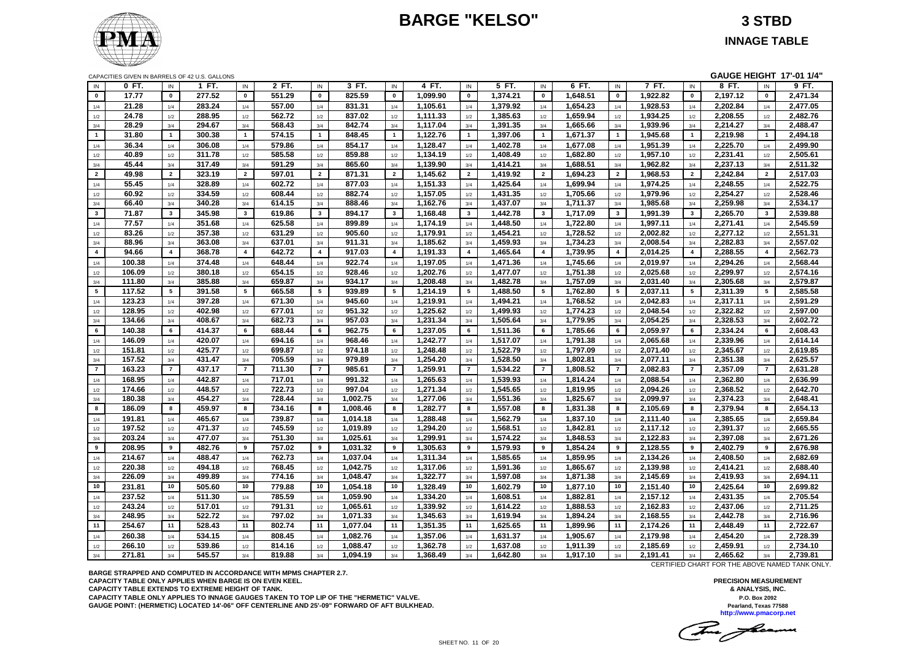# BARGE "KELSO"

## 3 STBD

### INNAGE TABLE

CAPACITIES GIVEN IN BARRELS OF 42 U.S. GALLONS

**GAUGE HEIGHT 17'-01 1/4"**

| IN | 0 FT. | IN | 1 FT. | IN | 2 FT. | IN | 3 FT. | IN | 4 FT. | IN | 5 FT. | IN | 6 FT. | IN | 7 FT. | IN | 8 FT. | IN | 9 FT. |
|---|---|---|---|---|---|---|---|---|---|---|---|---|---|---|---|---|---|---|---|
| 0 | 17.77 | 0 | 277.52 | 0 | 551.29 | 0 | 825.59 | 0 | 1,099.90 | 0 | 1,374.21 | 0 | 1,648.51 | 0 | 1,922.82 | 0 | 2,197.12 | 0 | 2,471.34 |
| 1/4 | 21.28 | 1/4 | 283.24 | 1/4 | 557.00 | 1/4 | 831.31 | 1/4 | 1,105.61 | 1/4 | 1,379.92 | 1/4 | 1,654.23 | 1/4 | 1,928.53 | 1/4 | 2,202.84 | 1/4 | 2,477.05 |
| 1/2 | 24.78 | 1/2 | 288.95 | 1/2 | 562.72 | 1/2 | 837.02 | 1/2 | 1,111.33 | 1/2 | 1,385.63 | 1/2 | 1,659.94 | 1/2 | 1,934.25 | 1/2 | 2,208.55 | 1/2 | 2,482.76 |
| 3/4 | 28.29 | 3/4 | 294.67 | 3/4 | 568.43 | 3/4 | 842.74 | 3/4 | 1,117.04 | 3/4 | 1,391.35 | 3/4 | 1,665.66 | 3/4 | 1,939.96 | 3/4 | 2,214.27 | 3/4 | 2,488.47 |
| 1 | 31.80 | 1 | 300.38 | 1 | 574.15 | 1 | 848.45 | 1 | 1,122.76 | 1 | 1,397.06 | 1 | 1,671.37 | 1 | 1,945.68 | 1 | 2,219.98 | 1 | 2,494.18 |
| 1/4 | 36.34 | 1/4 | 306.08 | 1/4 | 579.86 | 1/4 | 854.17 | 1/4 | 1,128.47 | 1/4 | 1,402.78 | 1/4 | 1,677.08 | 1/4 | 1,951.39 | 1/4 | 2,225.70 | 1/4 | 2,499.90 |
| 1/2 | 40.89 | 1/2 | 311.78 | 1/2 | 585.58 | 1/2 | 859.88 | 1/2 | 1,134.19 | 1/2 | 1,408.49 | 1/2 | 1,682.80 | 1/2 | 1,957.10 | 1/2 | 2,231.41 | 1/2 | 2,505.61 |
| 3/4 | 45.44 | 3/4 | 317.49 | 3/4 | 591.29 | 3/4 | 865.60 | 3/4 | 1,139.90 | 3/4 | 1,414.21 | 3/4 | 1,688.51 | 3/4 | 1,962.82 | 3/4 | 2,237.13 | 3/4 | 2,511.32 |
| 2 | 49.98 | 2 | 323.19 | 2 | 597.01 | 2 | 871.31 | 2 | 1,145.62 | 2 | 1,419.92 | 2 | 1,694.23 | 2 | 1,968.53 | 2 | 2,242.84 | 2 | 2,517.03 |
| 1/4 | 55.45 | 1/4 | 328.89 | 1/4 | 602.72 | 1/4 | 877.03 | 1/4 | 1,151.33 | 1/4 | 1,425.64 | 1/4 | 1,699.94 | 1/4 | 1,974.25 | 1/4 | 2,248.55 | 1/4 | 2,522.75 |
| 1/2 | 60.92 | 1/2 | 334.59 | 1/2 | 608.44 | 1/2 | 882.74 | 1/2 | 1,157.05 | 1/2 | 1,431.35 | 1/2 | 1,705.66 | 1/2 | 1,979.96 | 1/2 | 2,254.27 | 1/2 | 2,528.46 |
| 3/4 | 66.40 | 3/4 | 340.28 | 3/4 | 614.15 | 3/4 | 888.46 | 3/4 | 1,162.76 | 3/4 | 1,437.07 | 3/4 | 1,711.37 | 3/4 | 1,985.68 | 3/4 | 2,259.98 | 3/4 | 2,534.17 |
| 3 | 71.87 | 3 | 345.98 | 3 | 619.86 | 3 | 894.17 | 3 | 1,168.48 | 3 | 1,442.78 | 3 | 1,717.09 | 3 | 1,991.39 | 3 | 2,265.70 | 3 | 2,539.88 |
| 1/4 | 77.57 | 1/4 | 351.68 | 1/4 | 625.58 | 1/4 | 899.89 | 1/4 | 1,174.19 | 1/4 | 1,448.50 | 1/4 | 1,722.80 | 1/4 | 1,997.11 | 1/4 | 2,271.41 | 1/4 | 2,545.59 |
| 1/2 | 83.26 | 1/2 | 357.38 | 1/2 | 631.29 | 1/2 | 905.60 | 1/2 | 1,179.91 | 1/2 | 1,454.21 | 1/2 | 1,728.52 | 1/2 | 2,002.82 | 1/2 | 2,277.12 | 1/2 | 2,551.31 |
| 3/4 | 88.96 | 3/4 | 363.08 | 3/4 | 637.01 | 3/4 | 911.31 | 3/4 | 1,185.62 | 3/4 | 1,459.93 | 3/4 | 1,734.23 | 3/4 | 2,008.54 | 3/4 | 2,282.83 | 3/4 | 2,557.02 |
| 4 | 94.66 | 4 | 368.78 | 4 | 642.72 | 4 | 917.03 | 4 | 1,191.33 | 4 | 1,465.64 | 4 | 1,739.95 | 4 | 2,014.25 | 4 | 2,288.55 | 4 | 2,562.73 |
| 1/4 | 100.38 | 1/4 | 374.48 | 1/4 | 648.44 | 1/4 | 922.74 | 1/4 | 1,197.05 | 1/4 | 1,471.36 | 1/4 | 1,745.66 | 1/4 | 2,019.97 | 1/4 | 2,294.26 | 1/4 | 2,568.44 |
| 1/2 | 106.09 | 1/2 | 380.18 | 1/2 | 654.15 | 1/2 | 928.46 | 1/2 | 1,202.76 | 1/2 | 1,477.07 | 1/2 | 1,751.38 | 1/2 | 2,025.68 | 1/2 | 2,299.97 | 1/2 | 2,574.16 |
| 3/4 | 111.80 | 3/4 | 385.88 | 3/4 | 659.87 | 3/4 | 934.17 | 3/4 | 1,208.48 | 3/4 | 1,482.78 | 3/4 | 1,757.09 | 3/4 | 2,031.40 | 3/4 | 2,305.68 | 3/4 | 2,579.87 |
| 5 | 117.52 | 5 | 391.58 | 5 | 665.58 | 5 | 939.89 | 5 | 1,214.19 | 5 | 1,488.50 | 5 | 1,762.80 | 5 | 2,037.11 | 5 | 2,311.39 | 5 | 2,585.58 |
| 1/4 | 123.23 | 1/4 | 397.28 | 1/4 | 671.30 | 1/4 | 945.60 | 1/4 | 1,219.91 | 1/4 | 1,494.21 | 1/4 | 1,768.52 | 1/4 | 2,042.83 | 1/4 | 2,317.11 | 1/4 | 2,591.29 |
| 1/2 | 128.95 | 1/2 | 402.98 | 1/2 | 677.01 | 1/2 | 951.32 | 1/2 | 1,225.62 | 1/2 | 1,499.93 | 1/2 | 1,774.23 | 1/2 | 2,048.54 | 1/2 | 2,322.82 | 1/2 | 2,597.00 |
| 3/4 | 134.66 | 3/4 | 408.67 | 3/4 | 682.73 | 3/4 | 957.03 | 3/4 | 1,231.34 | 3/4 | 1,505.64 | 3/4 | 1,779.95 | 3/4 | 2,054.25 | 3/4 | 2,328.53 | 3/4 | 2,602.72 |
| 6 | 140.38 | 6 | 414.37 | 6 | 688.44 | 6 | 962.75 | 6 | 1,237.05 | 6 | 1,511.36 | 6 | 1,785.66 | 6 | 2,059.97 | 6 | 2,334.24 | 6 | 2,608.43 |
| 1/4 | 146.09 | 1/4 | 420.07 | 1/4 | 694.16 | 1/4 | 968.46 | 1/4 | 1,242.77 | 1/4 | 1,517.07 | 1/4 | 1,791.38 | 1/4 | 2,065.68 | 1/4 | 2,339.96 | 1/4 | 2,614.14 |
| 1/2 | 151.81 | 1/2 | 425.77 | 1/2 | 699.87 | 1/2 | 974.18 | 1/2 | 1,248.48 | 1/2 | 1,522.79 | 1/2 | 1,797.09 | 1/2 | 2,071.40 | 1/2 | 2,345.67 | 1/2 | 2,619.85 |
| 3/4 | 157.52 | 3/4 | 431.47 | 3/4 | 705.59 | 3/4 | 979.89 | 3/4 | 1,254.20 | 3/4 | 1,528.50 | 3/4 | 1,802.81 | 3/4 | 2,077.11 | 3/4 | 2,351.38 | 3/4 | 2,625.57 |
| 7 | 163.23 | 7 | 437.17 | 7 | 711.30 | 7 | 985.61 | 7 | 1,259.91 | 7 | 1,534.22 | 7 | 1,808.52 | 7 | 2,082.83 | 7 | 2,357.09 | 7 | 2,631.28 |
| 1/4 | 168.95 | 1/4 | 442.87 | 1/4 | 717.01 | 1/4 | 991.32 | 1/4 | 1,265.63 | 1/4 | 1,539.93 | 1/4 | 1,814.24 | 1/4 | 2,088.54 | 1/4 | 2,362.80 | 1/4 | 2,636.99 |
| 1/2 | 174.66 | 1/2 | 448.57 | 1/2 | 722.73 | 1/2 | 997.04 | 1/2 | 1,271.34 | 1/2 | 1,545.65 | 1/2 | 1,819.95 | 1/2 | 2,094.26 | 1/2 | 2,368.52 | 1/2 | 2,642.70 |
| 3/4 | 180.38 | 3/4 | 454.27 | 3/4 | 728.44 | 3/4 | 1,002.75 | 3/4 | 1,277.06 | 3/4 | 1,551.36 | 3/4 | 1,825.67 | 3/4 | 2,099.97 | 3/4 | 2,374.23 | 3/4 | 2,648.41 |
| 8 | 186.09 | 8 | 459.97 | 8 | 734.16 | 8 | 1,008.46 | 8 | 1,282.77 | 8 | 1,557.08 | 8 | 1,831.38 | 8 | 2,105.69 | 8 | 2,379.94 | 8 | 2,654.13 |
| 1/4 | 191.81 | 1/4 | 465.67 | 1/4 | 739.87 | 1/4 | 1,014.18 | 1/4 | 1,288.48 | 1/4 | 1,562.79 | 1/4 | 1,837.10 | 1/4 | 2,111.40 | 1/4 | 2,385.65 | 1/4 | 2,659.84 |
| 1/2 | 197.52 | 1/2 | 471.37 | 1/2 | 745.59 | 1/2 | 1,019.89 | 1/2 | 1,294.20 | 1/2 | 1,568.51 | 1/2 | 1,842.81 | 1/2 | 2,117.12 | 1/2 | 2,391.37 | 1/2 | 2,665.55 |
| 3/4 | 203.24 | 3/4 | 477.07 | 3/4 | 751.30 | 3/4 | 1,025.61 | 3/4 | 1,299.91 | 3/4 | 1,574.22 | 3/4 | 1,848.53 | 3/4 | 2,122.83 | 3/4 | 2,397.08 | 3/4 | 2,671.26 |
| 9 | 208.95 | 9 | 482.76 | 9 | 757.02 | 9 | 1,031.32 | 9 | 1,305.63 | 9 | 1,579.93 | 9 | 1,854.24 | 9 | 2,128.55 | 9 | 2,402.79 | 9 | 2,676.98 |
| 1/4 | 214.67 | 1/4 | 488.47 | 1/4 | 762.73 | 1/4 | 1,037.04 | 1/4 | 1,311.34 | 1/4 | 1,585.65 | 1/4 | 1,859.95 | 1/4 | 2,134.26 | 1/4 | 2,408.50 | 1/4 | 2,682.69 |
| 1/2 | 220.38 | 1/2 | 494.18 | 1/2 | 768.45 | 1/2 | 1,042.75 | 1/2 | 1,317.06 | 1/2 | 1,591.36 | 1/2 | 1,865.67 | 1/2 | 2,139.98 | 1/2 | 2,414.21 | 1/2 | 2,688.40 |
| 3/4 | 226.09 | 3/4 | 499.89 | 3/4 | 774.16 | 3/4 | 1,048.47 | 3/4 | 1,322.77 | 3/4 | 1,597.08 | 3/4 | 1,871.38 | 3/4 | 2,145.69 | 3/4 | 2,419.93 | 3/4 | 2,694.11 |
| 10 | 231.81 | 10 | 505.60 | 10 | 779.88 | 10 | 1,054.18 | 10 | 1,328.49 | 10 | 1,602.79 | 10 | 1,877.10 | 10 | 2,151.40 | 10 | 2,425.64 | 10 | 2,699.82 |
| 1/4 | 237.52 | 1/4 | 511.30 | 1/4 | 785.59 | 1/4 | 1,059.90 | 1/4 | 1,334.20 | 1/4 | 1,608.51 | 1/4 | 1,882.81 | 1/4 | 2,157.12 | 1/4 | 2,431.35 | 1/4 | 2,705.54 |
| 1/2 | 243.24 | 1/2 | 517.01 | 1/2 | 791.31 | 1/2 | 1,065.61 | 1/2 | 1,339.92 | 1/2 | 1,614.22 | 1/2 | 1,888.53 | 1/2 | 2,162.83 | 1/2 | 2,437.06 | 1/2 | 2,711.25 |
| 3/4 | 248.95 | 3/4 | 522.72 | 3/4 | 797.02 | 3/4 | 1,071.33 | 3/4 | 1,345.63 | 3/4 | 1,619.94 | 3/4 | 1,894.24 | 3/4 | 2,168.55 | 3/4 | 2,442.78 | 3/4 | 2,716.96 |
| 11 | 254.67 | 11 | 528.43 | 11 | 802.74 | 11 | 1,077.04 | 11 | 1,351.35 | 11 | 1,625.65 | 11 | 1,899.96 | 11 | 2,174.26 | 11 | 2,448.49 | 11 | 2,722.67 |
| 1/4 | 260.38 | 1/4 | 534.15 | 1/4 | 808.45 | 1/4 | 1,082.76 | 1/4 | 1,357.06 | 1/4 | 1,631.37 | 1/4 | 1,905.67 | 1/4 | 2,179.98 | 1/4 | 2,454.20 | 1/4 | 2,728.39 |
| 1/2 | 266.10 | 1/2 | 539.86 | 1/2 | 814.16 | 1/2 | 1,088.47 | 1/2 | 1,362.78 | 1/2 | 1,637.08 | 1/2 | 1,911.39 | 1/2 | 2,185.69 | 1/2 | 2,459.91 | 1/2 | 2,734.10 |
| 3/4 | 271.81 | 3/4 | 545.57 | 3/4 | 819.88 | 3/4 | 1,094.19 | 3/4 | 1,368.49 | 3/4 | 1,642.80 | 3/4 | 1,917.10 | 3/4 | 2,191.41 | 3/4 | 2,465.62 | 3/4 | 2,739.81 |

CERTIFIED CHART FOR THE ABOVE NAMED TANK ONLY.

**BARGE STRAPPED AND COMPUTED IN ACCORDANCE WITH MPMS CHAPTER 2.7.**
**CAPACITY TABLE ONLY APPLIES WHEN BARGE IS ON EVEN KEEL.**
**CAPACITY TABLE EXTENDS TO EXTREME HEIGHT OF TANK.**
**CAPACITY TABLE ONLY APPLIES TO INNAGE GAUGES TAKEN TO TOP LIP OF THE "HERMETIC" VALVE.**
**GAUGE POINT: (HERMETIC) LOCATED 14'-06" OFF CENTERLINE AND 25'-09" FORWARD OF AFT BULKHEAD.**

**PRECISION MEASUREMENT & ANALYSIS, INC.**
**P.O. Box 2092**
**Pearland, Texas 77588**
**http://www.pmacorp.net**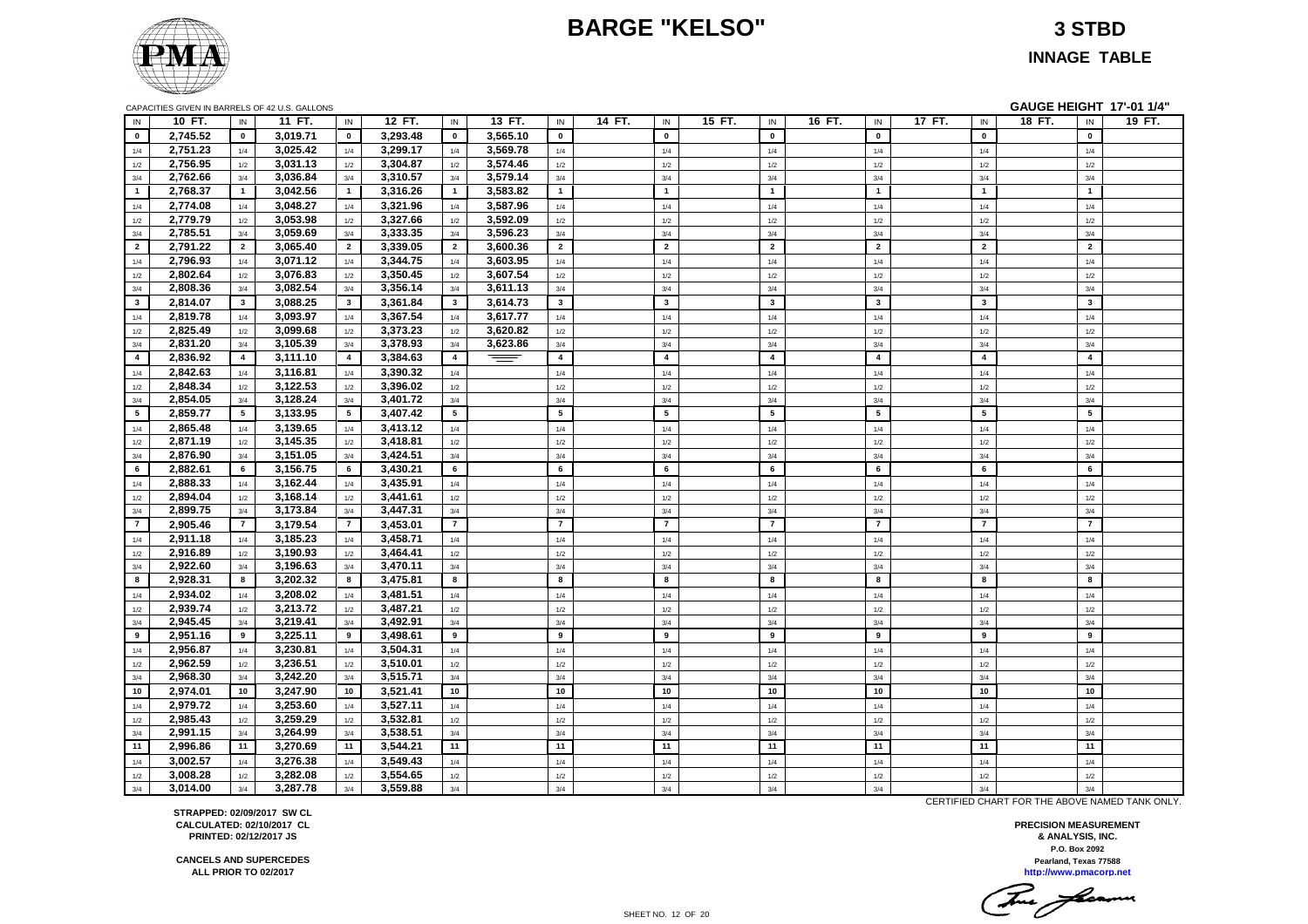# BARGE "KELSO"

## 3 STBD

## INNAGE TABLE

CAPACITIES GIVEN IN BARRELS OF 42 U.S. GALLONS

**GAUGE HEIGHT 17'-01 1/4"**

| IN | 10 FT. | IN | 11 FT. | IN | 12 FT. | IN | 13 FT. | IN | 14 FT. | IN | 15 FT. | IN | 16 FT. | IN | 17 FT. | IN | 18 FT. | IN | 19 FT. |
|---|---|---|---|---|---|---|---|---|---|---|---|---|---|---|---|---|---|---|---|
| **0** | 2,745.52 | **0** | 3,019.71 | **0** | 3,293.48 | **0** | 3,565.10 | **0** | | **0** | | **0** | | **0** | | **0** | | **0** | |
| 1/4 | 2,751.23 | 1/4 | 3,025.42 | 1/4 | 3,299.17 | 1/4 | 3,569.78 | 1/4 | | 1/4 | | 1/4 | | 1/4 | | 1/4 | | 1/4 | |
| 1/2 | 2,756.95 | 1/2 | 3,031.13 | 1/2 | 3,304.87 | 1/2 | 3,574.46 | 1/2 | | 1/2 | | 1/2 | | 1/2 | | 1/2 | | 1/2 | |
| 3/4 | 2,762.66 | 3/4 | 3,036.84 | 3/4 | 3,310.57 | 3/4 | 3,579.14 | 3/4 | | 3/4 | | 3/4 | | 3/4 | | 3/4 | | 3/4 | |
| **1** | 2,768.37 | **1** | 3,042.56 | **1** | 3,316.26 | **1** | 3,583.82 | **1** | | **1** | | **1** | | **1** | | **1** | | **1** | |
| 1/4 | 2,774.08 | 1/4 | 3,048.27 | 1/4 | 3,321.96 | 1/4 | 3,587.96 | 1/4 | | 1/4 | | 1/4 | | 1/4 | | 1/4 | | 1/4 | |
| 1/2 | 2,779.79 | 1/2 | 3,053.98 | 1/2 | 3,327.66 | 1/2 | 3,592.09 | 1/2 | | 1/2 | | 1/2 | | 1/2 | | 1/2 | | 1/2 | |
| 3/4 | 2,785.51 | 3/4 | 3,059.69 | 3/4 | 3,333.35 | 3/4 | 3,596.23 | 3/4 | | 3/4 | | 3/4 | | 3/4 | | 3/4 | | 3/4 | |
| **2** | 2,791.22 | **2** | 3,065.40 | **2** | 3,339.05 | **2** | 3,600.36 | **2** | | **2** | | **2** | | **2** | | **2** | | **2** | |
| 1/4 | 2,796.93 | 1/4 | 3,071.12 | 1/4 | 3,344.75 | 1/4 | 3,603.95 | 1/4 | | 1/4 | | 1/4 | | 1/4 | | 1/4 | | 1/4 | |
| 1/2 | 2,802.64 | 1/2 | 3,076.83 | 1/2 | 3,350.45 | 1/2 | 3,607.54 | 1/2 | | 1/2 | | 1/2 | | 1/2 | | 1/2 | | 1/2 | |
| 3/4 | 2,808.36 | 3/4 | 3,082.54 | 3/4 | 3,356.14 | 3/4 | 3,611.13 | 3/4 | | 3/4 | | 3/4 | | 3/4 | | 3/4 | | 3/4 | |
| **3** | 2,814.07 | **3** | 3,088.25 | **3** | 3,361.84 | **3** | 3,614.73 | **3** | | **3** | | **3** | | **3** | | **3** | | **3** | |
| 1/4 | 2,819.78 | 1/4 | 3,093.97 | 1/4 | 3,367.54 | 1/4 | 3,617.77 | 1/4 | | 1/4 | | 1/4 | | 1/4 | | 1/4 | | 1/4 | |
| 1/2 | 2,825.49 | 1/2 | 3,099.68 | 1/2 | 3,373.23 | 1/2 | 3,620.82 | 1/2 | | 1/2 | | 1/2 | | 1/2 | | 1/2 | | 1/2 | |
| 3/4 | 2,831.20 | 3/4 | 3,105.39 | 3/4 | 3,378.93 | 3/4 | 3,623.86 | 3/4 | | 3/4 | | 3/4 | | 3/4 | | 3/4 | | 3/4 | |
| **4** | 2,836.92 | **4** | 3,111.10 | **4** | 3,384.63 | **4** | | **4** | | **4** | | **4** | | **4** | | **4** | | **4** | |
| 1/4 | 2,842.63 | 1/4 | 3,116.81 | 1/4 | 3,390.32 | 1/4 | | 1/4 | | 1/4 | | 1/4 | | 1/4 | | 1/4 | | 1/4 | |
| 1/2 | 2,848.34 | 1/2 | 3,122.53 | 1/2 | 3,396.02 | 1/2 | | 1/2 | | 1/2 | | 1/2 | | 1/2 | | 1/2 | | 1/2 | |
| 3/4 | 2,854.05 | 3/4 | 3,128.24 | 3/4 | 3,401.72 | 3/4 | | 3/4 | | 3/4 | | 3/4 | | 3/4 | | 3/4 | | 3/4 | |
| **5** | 2,859.77 | **5** | 3,133.95 | **5** | 3,407.42 | **5** | | **5** | | **5** | | **5** | | **5** | | **5** | | **5** | |
| 1/4 | 2,865.48 | 1/4 | 3,139.65 | 1/4 | 3,413.12 | 1/4 | | 1/4 | | 1/4 | | 1/4 | | 1/4 | | 1/4 | | 1/4 | |
| 1/2 | 2,871.19 | 1/2 | 3,145.35 | 1/2 | 3,418.81 | 1/2 | | 1/2 | | 1/2 | | 1/2 | | 1/2 | | 1/2 | | 1/2 | |
| 3/4 | 2,876.90 | 3/4 | 3,151.05 | 3/4 | 3,424.51 | 3/4 | | 3/4 | | 3/4 | | 3/4 | | 3/4 | | 3/4 | | 3/4 | |
| **6** | 2,882.61 | **6** | 3,156.75 | **6** | 3,430.21 | **6** | | **6** | | **6** | | **6** | | **6** | | **6** | | **6** | |
| 1/4 | 2,888.33 | 1/4 | 3,162.44 | 1/4 | 3,435.91 | 1/4 | | 1/4 | | 1/4 | | 1/4 | | 1/4 | | 1/4 | | 1/4 | |
| 1/2 | 2,894.04 | 1/2 | 3,168.14 | 1/2 | 3,441.61 | 1/2 | | 1/2 | | 1/2 | | 1/2 | | 1/2 | | 1/2 | | 1/2 | |
| 3/4 | 2,899.75 | 3/4 | 3,173.84 | 3/4 | 3,447.31 | 3/4 | | 3/4 | | 3/4 | | 3/4 | | 3/4 | | 3/4 | | 3/4 | |
| **7** | 2,905.46 | **7** | 3,179.54 | **7** | 3,453.01 | **7** | | **7** | | **7** | | **7** | | **7** | | **7** | | **7** | |
| 1/4 | 2,911.18 | 1/4 | 3,185.23 | 1/4 | 3,458.71 | 1/4 | | 1/4 | | 1/4 | | 1/4 | | 1/4 | | 1/4 | | 1/4 | |
| 1/2 | 2,916.89 | 1/2 | 3,190.93 | 1/2 | 3,464.41 | 1/2 | | 1/2 | | 1/2 | | 1/2 | | 1/2 | | 1/2 | | 1/2 | |
| 3/4 | 2,922.60 | 3/4 | 3,196.63 | 3/4 | 3,470.11 | 3/4 | | 3/4 | | 3/4 | | 3/4 | | 3/4 | | 3/4 | | 3/4 | |
| **8** | 2,928.31 | **8** | 3,202.32 | **8** | 3,475.81 | **8** | | **8** | | **8** | | **8** | | **8** | | **8** | | **8** | |
| 1/4 | 2,934.02 | 1/4 | 3,208.02 | 1/4 | 3,481.51 | 1/4 | | 1/4 | | 1/4 | | 1/4 | | 1/4 | | 1/4 | | 1/4 | |
| 1/2 | 2,939.74 | 1/2 | 3,213.72 | 1/2 | 3,487.21 | 1/2 | | 1/2 | | 1/2 | | 1/2 | | 1/2 | | 1/2 | | 1/2 | |
| 3/4 | 2,945.45 | 3/4 | 3,219.41 | 3/4 | 3,492.91 | 3/4 | | 3/4 | | 3/4 | | 3/4 | | 3/4 | | 3/4 | | 3/4 | |
| **9** | 2,951.16 | **9** | 3,225.11 | **9** | 3,498.61 | **9** | | **9** | | **9** | | **9** | | **9** | | **9** | | **9** | |
| 1/4 | 2,956.87 | 1/4 | 3,230.81 | 1/4 | 3,504.31 | 1/4 | | 1/4 | | 1/4 | | 1/4 | | 1/4 | | 1/4 | | 1/4 | |
| 1/2 | 2,962.59 | 1/2 | 3,236.51 | 1/2 | 3,510.01 | 1/2 | | 1/2 | | 1/2 | | 1/2 | | 1/2 | | 1/2 | | 1/2 | |
| 3/4 | 2,968.30 | 3/4 | 3,242.20 | 3/4 | 3,515.71 | 3/4 | | 3/4 | | 3/4 | | 3/4 | | 3/4 | | 3/4 | | 3/4 | |
| **10** | 2,974.01 | **10** | 3,247.90 | **10** | 3,521.41 | **10** | | **10** | | **10** | | **10** | | **10** | | **10** | | **10** | |
| 1/4 | 2,979.72 | 1/4 | 3,253.60 | 1/4 | 3,527.11 | 1/4 | | 1/4 | | 1/4 | | 1/4 | | 1/4 | | 1/4 | | 1/4 | |
| 1/2 | 2,985.43 | 1/2 | 3,259.29 | 1/2 | 3,532.81 | 1/2 | | 1/2 | | 1/2 | | 1/2 | | 1/2 | | 1/2 | | 1/2 | |
| 3/4 | 2,991.15 | 3/4 | 3,264.99 | 3/4 | 3,538.51 | 3/4 | | 3/4 | | 3/4 | | 3/4 | | 3/4 | | 3/4 | | 3/4 | |
| **11** | 2,996.86 | **11** | 3,270.69 | **11** | 3,544.21 | **11** | | **11** | | **11** | | **11** | | **11** | | **11** | | **11** | |
| 1/4 | 3,002.57 | 1/4 | 3,276.38 | 1/4 | 3,549.43 | 1/4 | | 1/4 | | 1/4 | | 1/4 | | 1/4 | | 1/4 | | 1/4 | |
| 1/2 | 3,008.28 | 1/2 | 3,282.08 | 1/2 | 3,554.65 | 1/2 | | 1/2 | | 1/2 | | 1/2 | | 1/2 | | 1/2 | | 1/2 | |
| 3/4 | 3,014.00 | 3/4 | 3,287.78 | 3/4 | 3,559.88 | 3/4 | | 3/4 | | 3/4 | | 3/4 | | 3/4 | | 3/4 | | 3/4 | |

CERTIFIED CHART FOR THE ABOVE NAMED TANK ONLY.

**STRAPPED: 02/09/2017 SW CL**
**CALCULATED: 02/10/2017 CL**
**PRINTED: 02/12/2017 JS**

**CANCELS AND SUPERCEDES**
**ALL PRIOR TO 02/2017**

**PRECISION MEASUREMENT**
**& ANALYSIS, INC.**
**P.O. Box 2092**
**Pearland, Texas 77588**
**http://www.pmacorp.net**

SHEET NO. 12 OF 20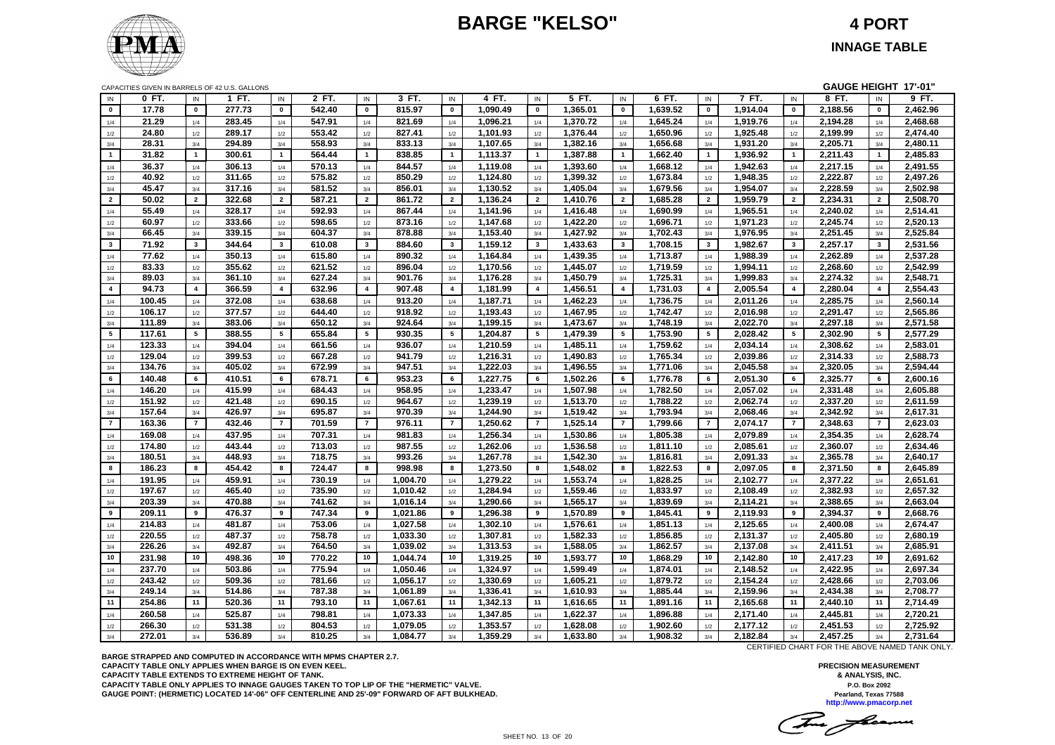# BARGE "KELSO"

## 4 PORT

## INNAGE TABLE

CAPACITIES GIVEN IN BARRELS OF 42 U.S. GALLONS

**GAUGE HEIGHT 17'-01"**

| IN | 0 FT. | IN | 1 FT. | IN | 2 FT. | IN | 3 FT. | IN | 4 FT. | IN | 5 FT. | IN | 6 FT. | IN | 7 FT. | IN | 8 FT. | IN | 9 FT. |
|---|---|---|---|---|---|---|---|---|---|---|---|---|---|---|---|---|---|---|---|
| 0 | 17.78 | 0 | 277.73 | 0 | 542.40 | 0 | 815.97 | 0 | 1,090.49 | 0 | 1,365.01 | 0 | 1,639.52 | 0 | 1,914.04 | 0 | 2,188.56 | 0 | 2,462.96 |
| 1/4 | 21.29 | 1/4 | 283.45 | 1/4 | 547.91 | 1/4 | 821.69 | 1/4 | 1,096.21 | 1/4 | 1,370.72 | 1/4 | 1,645.24 | 1/4 | 1,919.76 | 1/4 | 2,194.28 | 1/4 | 2,468.68 |
| 1/2 | 24.80 | 1/2 | 289.17 | 1/2 | 553.42 | 1/2 | 827.41 | 1/2 | 1,101.93 | 1/2 | 1,376.44 | 1/2 | 1,650.96 | 1/2 | 1,925.48 | 1/2 | 2,199.99 | 1/2 | 2,474.40 |
| 3/4 | 28.31 | 3/4 | 294.89 | 3/4 | 558.93 | 3/4 | 833.13 | 3/4 | 1,107.65 | 3/4 | 1,382.16 | 3/4 | 1,656.68 | 3/4 | 1,931.20 | 3/4 | 2,205.71 | 3/4 | 2,480.11 |
| 1 | 31.82 | 1 | 300.61 | 1 | 564.44 | 1 | 838.85 | 1 | 1,113.37 | 1 | 1,387.88 | 1 | 1,662.40 | 1 | 1,936.92 | 1 | 2,211.43 | 1 | 2,485.83 |
| 1/4 | 36.37 | 1/4 | 306.13 | 1/4 | 570.13 | 1/4 | 844.57 | 1/4 | 1,119.08 | 1/4 | 1,393.60 | 1/4 | 1,668.12 | 1/4 | 1,942.63 | 1/4 | 2,217.15 | 1/4 | 2,491.55 |
| 1/2 | 40.92 | 1/2 | 311.65 | 1/2 | 575.82 | 1/2 | 850.29 | 1/2 | 1,124.80 | 1/2 | 1,399.32 | 1/2 | 1,673.84 | 1/2 | 1,948.35 | 1/2 | 2,222.87 | 1/2 | 2,497.26 |
| 3/4 | 45.47 | 3/4 | 317.16 | 3/4 | 581.52 | 3/4 | 856.01 | 3/4 | 1,130.52 | 3/4 | 1,405.04 | 3/4 | 1,679.56 | 3/4 | 1,954.07 | 3/4 | 2,228.59 | 3/4 | 2,502.98 |
| 2 | 50.02 | 2 | 322.68 | 2 | 587.21 | 2 | 861.72 | 2 | 1,136.24 | 2 | 1,410.76 | 2 | 1,685.28 | 2 | 1,959.79 | 2 | 2,234.31 | 2 | 2,508.70 |
| 1/4 | 55.49 | 1/4 | 328.17 | 1/4 | 592.93 | 1/4 | 867.44 | 1/4 | 1,141.96 | 1/4 | 1,416.48 | 1/4 | 1,690.99 | 1/4 | 1,965.51 | 1/4 | 2,240.02 | 1/4 | 2,514.41 |
| 1/2 | 60.97 | 1/2 | 333.66 | 1/2 | 598.65 | 1/2 | 873.16 | 1/2 | 1,147.68 | 1/2 | 1,422.20 | 1/2 | 1,696.71 | 1/2 | 1,971.23 | 1/2 | 2,245.74 | 1/2 | 2,520.13 |
| 3/4 | 66.45 | 3/4 | 339.15 | 3/4 | 604.37 | 3/4 | 878.88 | 3/4 | 1,153.40 | 3/4 | 1,427.92 | 3/4 | 1,702.43 | 3/4 | 1,976.95 | 3/4 | 2,251.45 | 3/4 | 2,525.84 |
| 3 | 71.92 | 3 | 344.64 | 3 | 610.08 | 3 | 884.60 | 3 | 1,159.12 | 3 | 1,433.63 | 3 | 1,708.15 | 3 | 1,982.67 | 3 | 2,257.17 | 3 | 2,531.56 |
| 1/4 | 77.62 | 1/4 | 350.13 | 1/4 | 615.80 | 1/4 | 890.32 | 1/4 | 1,164.84 | 1/4 | 1,439.35 | 1/4 | 1,713.87 | 1/4 | 1,988.39 | 1/4 | 2,262.89 | 1/4 | 2,537.28 |
| 1/2 | 83.33 | 1/2 | 355.62 | 1/2 | 621.52 | 1/2 | 896.04 | 1/2 | 1,170.56 | 1/2 | 1,445.07 | 1/2 | 1,719.59 | 1/2 | 1,994.11 | 1/2 | 2,268.60 | 1/2 | 2,542.99 |
| 3/4 | 89.03 | 3/4 | 361.10 | 3/4 | 627.24 | 3/4 | 901.76 | 3/4 | 1,176.28 | 3/4 | 1,450.79 | 3/4 | 1,725.31 | 3/4 | 1,999.83 | 3/4 | 2,274.32 | 3/4 | 2,548.71 |
| 4 | 94.73 | 4 | 366.59 | 4 | 632.96 | 4 | 907.48 | 4 | 1,181.99 | 4 | 1,456.51 | 4 | 1,731.03 | 4 | 2,005.54 | 4 | 2,280.04 | 4 | 2,554.43 |
| 1/4 | 100.45 | 1/4 | 372.08 | 1/4 | 638.68 | 1/4 | 913.20 | 1/4 | 1,187.71 | 1/4 | 1,462.23 | 1/4 | 1,736.75 | 1/4 | 2,011.26 | 1/4 | 2,285.75 | 1/4 | 2,560.14 |
| 1/2 | 106.17 | 1/2 | 377.57 | 1/2 | 644.40 | 1/2 | 918.92 | 1/2 | 1,193.43 | 1/2 | 1,467.95 | 1/2 | 1,742.47 | 1/2 | 2,016.98 | 1/2 | 2,291.47 | 1/2 | 2,565.86 |
| 3/4 | 111.89 | 3/4 | 383.06 | 3/4 | 650.12 | 3/4 | 924.64 | 3/4 | 1,199.15 | 3/4 | 1,473.67 | 3/4 | 1,748.19 | 3/4 | 2,022.70 | 3/4 | 2,297.18 | 3/4 | 2,571.58 |
| 5 | 117.61 | 5 | 388.55 | 5 | 655.84 | 5 | 930.35 | 5 | 1,204.87 | 5 | 1,479.39 | 5 | 1,753.90 | 5 | 2,028.42 | 5 | 2,302.90 | 5 | 2,577.29 |
| 1/4 | 123.33 | 1/4 | 394.04 | 1/4 | 661.56 | 1/4 | 936.07 | 1/4 | 1,210.59 | 1/4 | 1,485.11 | 1/4 | 1,759.62 | 1/4 | 2,034.14 | 1/4 | 2,308.62 | 1/4 | 2,583.01 |
| 1/2 | 129.04 | 1/2 | 399.53 | 1/2 | 667.28 | 1/2 | 941.79 | 1/2 | 1,216.31 | 1/2 | 1,490.83 | 1/2 | 1,765.34 | 1/2 | 2,039.86 | 1/2 | 2,314.33 | 1/2 | 2,588.73 |
| 3/4 | 134.76 | 3/4 | 405.02 | 3/4 | 672.99 | 3/4 | 947.51 | 3/4 | 1,222.03 | 3/4 | 1,496.55 | 3/4 | 1,771.06 | 3/4 | 2,045.58 | 3/4 | 2,320.05 | 3/4 | 2,594.44 |
| 6 | 140.48 | 6 | 410.51 | 6 | 678.71 | 6 | 953.23 | 6 | 1,227.75 | 6 | 1,502.26 | 6 | 1,776.78 | 6 | 2,051.30 | 6 | 2,325.77 | 6 | 2,600.16 |
| 1/4 | 146.20 | 1/4 | 415.99 | 1/4 | 684.43 | 1/4 | 958.95 | 1/4 | 1,233.47 | 1/4 | 1,507.98 | 1/4 | 1,782.50 | 1/4 | 2,057.02 | 1/4 | 2,331.48 | 1/4 | 2,605.88 |
| 1/2 | 151.92 | 1/2 | 421.48 | 1/2 | 690.15 | 1/2 | 964.67 | 1/2 | 1,239.19 | 1/2 | 1,513.70 | 1/2 | 1,788.22 | 1/2 | 2,062.74 | 1/2 | 2,337.20 | 1/2 | 2,611.59 |
| 3/4 | 157.64 | 3/4 | 426.97 | 3/4 | 695.87 | 3/4 | 970.39 | 3/4 | 1,244.90 | 3/4 | 1,519.42 | 3/4 | 1,793.94 | 3/4 | 2,068.46 | 3/4 | 2,342.92 | 3/4 | 2,617.31 |
| 7 | 163.36 | 7 | 432.46 | 7 | 701.59 | 7 | 976.11 | 7 | 1,250.62 | 7 | 1,525.14 | 7 | 1,799.66 | 7 | 2,074.17 | 7 | 2,348.63 | 7 | 2,623.03 |
| 1/4 | 169.08 | 1/4 | 437.95 | 1/4 | 707.31 | 1/4 | 981.83 | 1/4 | 1,256.34 | 1/4 | 1,530.86 | 1/4 | 1,805.38 | 1/4 | 2,079.89 | 1/4 | 2,354.35 | 1/4 | 2,628.74 |
| 1/2 | 174.80 | 1/2 | 443.44 | 1/2 | 713.03 | 1/2 | 987.55 | 1/2 | 1,262.06 | 1/2 | 1,536.58 | 1/2 | 1,811.10 | 1/2 | 2,085.61 | 1/2 | 2,360.07 | 1/2 | 2,634.46 |
| 3/4 | 180.51 | 3/4 | 448.93 | 3/4 | 718.75 | 3/4 | 993.26 | 3/4 | 1,267.78 | 3/4 | 1,542.30 | 3/4 | 1,816.81 | 3/4 | 2,091.33 | 3/4 | 2,365.78 | 3/4 | 2,640.17 |
| 8 | 186.23 | 8 | 454.42 | 8 | 724.47 | 8 | 998.98 | 8 | 1,273.50 | 8 | 1,548.02 | 8 | 1,822.53 | 8 | 2,097.05 | 8 | 2,371.50 | 8 | 2,645.89 |
| 1/4 | 191.95 | 1/4 | 459.91 | 1/4 | 730.19 | 1/4 | 1,004.70 | 1/4 | 1,279.22 | 1/4 | 1,553.74 | 1/4 | 1,828.25 | 1/4 | 2,102.77 | 1/4 | 2,377.22 | 1/4 | 2,651.61 |
| 1/2 | 197.67 | 1/2 | 465.40 | 1/2 | 735.90 | 1/2 | 1,010.42 | 1/2 | 1,284.94 | 1/2 | 1,559.46 | 1/2 | 1,833.97 | 1/2 | 2,108.49 | 1/2 | 2,382.93 | 1/2 | 2,657.32 |
| 3/4 | 203.39 | 3/4 | 470.88 | 3/4 | 741.62 | 3/4 | 1,016.14 | 3/4 | 1,290.66 | 3/4 | 1,565.17 | 3/4 | 1,839.69 | 3/4 | 2,114.21 | 3/4 | 2,388.65 | 3/4 | 2,663.04 |
| 9 | 209.11 | 9 | 476.37 | 9 | 747.34 | 9 | 1,021.86 | 9 | 1,296.38 | 9 | 1,570.89 | 9 | 1,845.41 | 9 | 2,119.93 | 9 | 2,394.37 | 9 | 2,668.76 |
| 1/4 | 214.83 | 1/4 | 481.87 | 1/4 | 753.06 | 1/4 | 1,027.58 | 1/4 | 1,302.10 | 1/4 | 1,576.61 | 1/4 | 1,851.13 | 1/4 | 2,125.65 | 1/4 | 2,400.08 | 1/4 | 2,674.47 |
| 1/2 | 220.55 | 1/2 | 487.37 | 1/2 | 758.78 | 1/2 | 1,033.30 | 1/2 | 1,307.81 | 1/2 | 1,582.33 | 1/2 | 1,856.85 | 1/2 | 2,131.37 | 1/2 | 2,405.80 | 1/2 | 2,680.19 |
| 3/4 | 226.26 | 3/4 | 492.87 | 3/4 | 764.50 | 3/4 | 1,039.02 | 3/4 | 1,313.53 | 3/4 | 1,588.05 | 3/4 | 1,862.57 | 3/4 | 2,137.08 | 3/4 | 2,411.51 | 3/4 | 2,685.91 |
| 10 | 231.98 | 10 | 498.36 | 10 | 770.22 | 10 | 1,044.74 | 10 | 1,319.25 | 10 | 1,593.77 | 10 | 1,868.29 | 10 | 2,142.80 | 10 | 2,417.23 | 10 | 2,691.62 |
| 1/4 | 237.70 | 1/4 | 503.86 | 1/4 | 775.94 | 1/4 | 1,050.46 | 1/4 | 1,324.97 | 1/4 | 1,599.49 | 1/4 | 1,874.01 | 1/4 | 2,148.52 | 1/4 | 2,422.95 | 1/4 | 2,697.34 |
| 1/2 | 243.42 | 1/2 | 509.36 | 1/2 | 781.66 | 1/2 | 1,056.17 | 1/2 | 1,330.69 | 1/2 | 1,605.21 | 1/2 | 1,879.72 | 1/2 | 2,154.24 | 1/2 | 2,428.66 | 1/2 | 2,703.06 |
| 3/4 | 249.14 | 3/4 | 514.86 | 3/4 | 787.38 | 3/4 | 1,061.89 | 3/4 | 1,336.41 | 3/4 | 1,610.93 | 3/4 | 1,885.44 | 3/4 | 2,159.96 | 3/4 | 2,434.38 | 3/4 | 2,708.77 |
| 11 | 254.86 | 11 | 520.36 | 11 | 793.10 | 11 | 1,067.61 | 11 | 1,342.13 | 11 | 1,616.65 | 11 | 1,891.16 | 11 | 2,165.68 | 11 | 2,440.10 | 11 | 2,714.49 |
| 1/4 | 260.58 | 1/4 | 525.87 | 1/4 | 798.81 | 1/4 | 1,073.33 | 1/4 | 1,347.85 | 1/4 | 1,622.37 | 1/4 | 1,896.88 | 1/4 | 2,171.40 | 1/4 | 2,445.81 | 1/4 | 2,720.21 |
| 1/2 | 266.30 | 1/2 | 531.38 | 1/2 | 804.53 | 1/2 | 1,079.05 | 1/2 | 1,353.57 | 1/2 | 1,628.08 | 1/2 | 1,902.60 | 1/2 | 2,177.12 | 1/2 | 2,451.53 | 1/2 | 2,725.92 |
| 3/4 | 272.01 | 3/4 | 536.89 | 3/4 | 810.25 | 3/4 | 1,084.77 | 3/4 | 1,359.29 | 3/4 | 1,633.80 | 3/4 | 1,908.32 | 3/4 | 2,182.84 | 3/4 | 2,457.25 | 3/4 | 2,731.64 |

CERTIFIED CHART FOR THE ABOVE NAMED TANK ONLY.

BARGE STRAPPED AND COMPUTED IN ACCORDANCE WITH MPMS CHAPTER 2.7.
CAPACITY TABLE ONLY APPLIES WHEN BARGE IS ON EVEN KEEL.
CAPACITY TABLE EXTENDS TO EXTREME HEIGHT OF TANK.
CAPACITY TABLE ONLY APPLIES TO INNAGE GAUGES TAKEN TO TOP LIP OF THE "HERMETIC" VALVE.
GAUGE POINT: (HERMETIC) LOCATED 14'-06" OFF CENTERLINE AND 25'-09" FORWARD OF AFT BULKHEAD.

PRECISION MEASUREMENT
& ANALYSIS, INC.
P.O. Box 2092
Pearland, Texas 77588
http://www.pmacorp.net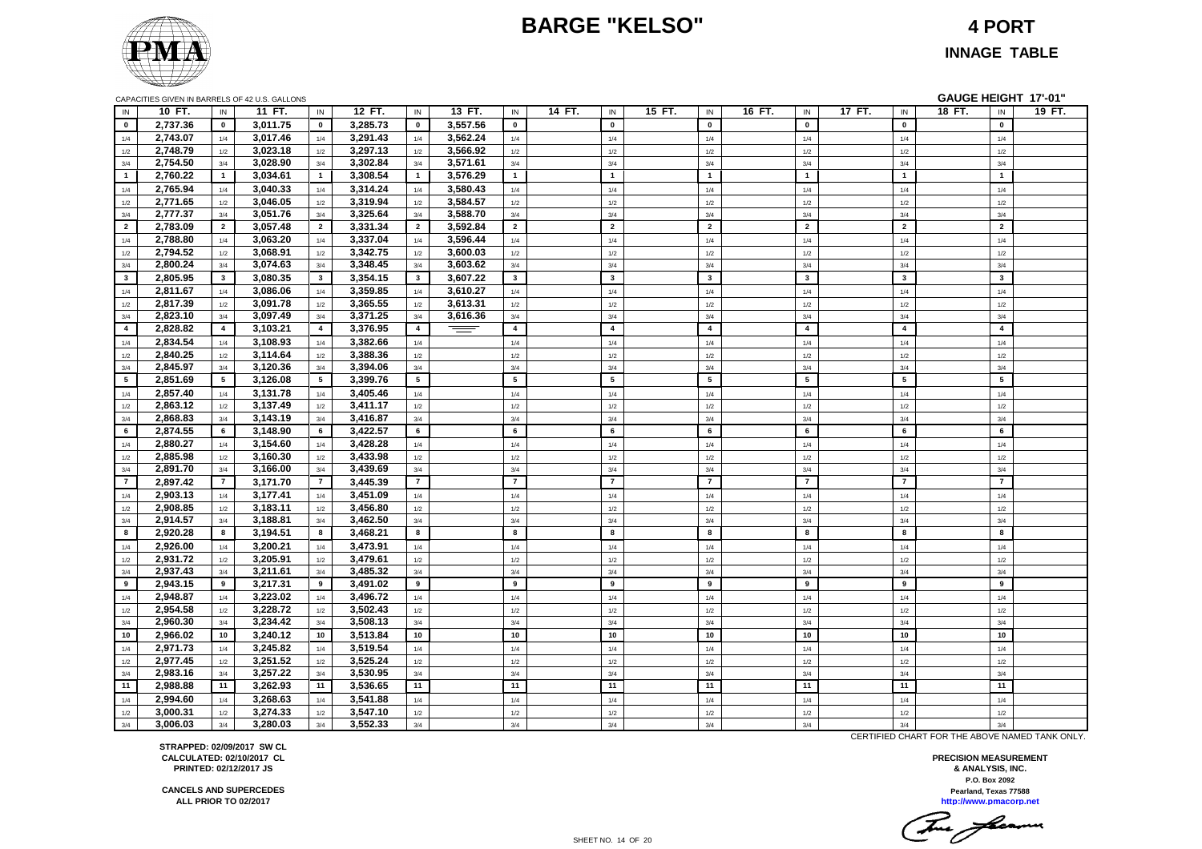# BARGE "KELSO"

## 4 PORT

### INNAGE TABLE

CAPACITIES GIVEN IN BARRELS OF 42 U.S. GALLONS

**GAUGE HEIGHT 17'-01"**

| IN | 10 FT. | IN | 11 FT. | IN | 12 FT. | IN | 13 FT. | IN | 14 FT. | IN | 15 FT. | IN | 16 FT. | IN | 17 FT. | IN | 18 FT. | IN | 19 FT. |
|---|---|---|---|---|---|---|---|---|---|---|---|---|---|---|---|---|---|---|---|
| 0 | 2,737.36 | 0 | 3,011.75 | 0 | 3,285.73 | 0 | 3,557.56 | 0 | | 0 | | 0 | | 0 | | 0 | | 0 | |
| 1/4 | 2,743.07 | 1/4 | 3,017.46 | 1/4 | 3,291.43 | 1/4 | 3,562.24 | 1/4 | | 1/4 | | 1/4 | | 1/4 | | 1/4 | | 1/4 | |
| 1/2 | 2,748.79 | 1/2 | 3,023.18 | 1/2 | 3,297.13 | 1/2 | 3,566.92 | 1/2 | | 1/2 | | 1/2 | | 1/2 | | 1/2 | | 1/2 | |
| 3/4 | 2,754.50 | 3/4 | 3,028.90 | 3/4 | 3,302.84 | 3/4 | 3,571.61 | 3/4 | | 3/4 | | 3/4 | | 3/4 | | 3/4 | | 3/4 | |
| 1 | 2,760.22 | 1 | 3,034.61 | 1 | 3,308.54 | 1 | 3,576.29 | 1 | | 1 | | 1 | | 1 | | 1 | | 1 | |
| 1/4 | 2,765.94 | 1/4 | 3,040.33 | 1/4 | 3,314.24 | 1/4 | 3,580.43 | 1/4 | | 1/4 | | 1/4 | | 1/4 | | 1/4 | | 1/4 | |
| 1/2 | 2,771.65 | 1/2 | 3,046.05 | 1/2 | 3,319.94 | 1/2 | 3,584.57 | 1/2 | | 1/2 | | 1/2 | | 1/2 | | 1/2 | | 1/2 | |
| 3/4 | 2,777.37 | 3/4 | 3,051.76 | 3/4 | 3,325.64 | 3/4 | 3,588.70 | 3/4 | | 3/4 | | 3/4 | | 3/4 | | 3/4 | | 3/4 | |
| 2 | 2,783.09 | 2 | 3,057.48 | 2 | 3,331.34 | 2 | 3,592.84 | 2 | | 2 | | 2 | | 2 | | 2 | | 2 | |
| 1/4 | 2,788.80 | 1/4 | 3,063.20 | 1/4 | 3,337.04 | 1/4 | 3,596.44 | 1/4 | | 1/4 | | 1/4 | | 1/4 | | 1/4 | | 1/4 | |
| 1/2 | 2,794.52 | 1/2 | 3,068.91 | 1/2 | 3,342.75 | 1/2 | 3,600.03 | 1/2 | | 1/2 | | 1/2 | | 1/2 | | 1/2 | | 1/2 | |
| 3/4 | 2,800.24 | 3/4 | 3,074.63 | 3/4 | 3,348.45 | 3/4 | 3,603.62 | 3/4 | | 3/4 | | 3/4 | | 3/4 | | 3/4 | | 3/4 | |
| 3 | 2,805.95 | 3 | 3,080.35 | 3 | 3,354.15 | 3 | 3,607.22 | 3 | | 3 | | 3 | | 3 | | 3 | | 3 | |
| 1/4 | 2,811.67 | 1/4 | 3,086.06 | 1/4 | 3,359.85 | 1/4 | 3,610.27 | 1/4 | | 1/4 | | 1/4 | | 1/4 | | 1/4 | | 1/4 | |
| 1/2 | 2,817.39 | 1/2 | 3,091.78 | 1/2 | 3,365.55 | 1/2 | 3,613.31 | 1/2 | | 1/2 | | 1/2 | | 1/2 | | 1/2 | | 1/2 | |
| 3/4 | 2,823.10 | 3/4 | 3,097.49 | 3/4 | 3,371.25 | 3/4 | 3,616.36 | 3/4 | | 3/4 | | 3/4 | | 3/4 | | 3/4 | | 3/4 | |
| 4 | 2,828.82 | 4 | 3,103.21 | 4 | 3,376.95 | 4 | | 4 | | 4 | | 4 | | 4 | | 4 | | 4 | |
| 1/4 | 2,834.54 | 1/4 | 3,108.93 | 1/4 | 3,382.66 | 1/4 | | 1/4 | | 1/4 | | 1/4 | | 1/4 | | 1/4 | | 1/4 | |
| 1/2 | 2,840.25 | 1/2 | 3,114.64 | 1/2 | 3,388.36 | 1/2 | | 1/2 | | 1/2 | | 1/2 | | 1/2 | | 1/2 | | 1/2 | |
| 3/4 | 2,845.97 | 3/4 | 3,120.36 | 3/4 | 3,394.06 | 3/4 | | 3/4 | | 3/4 | | 3/4 | | 3/4 | | 3/4 | | 3/4 | |
| 5 | 2,851.69 | 5 | 3,126.08 | 5 | 3,399.76 | 5 | | 5 | | 5 | | 5 | | 5 | | 5 | | 5 | |
| 1/4 | 2,857.40 | 1/4 | 3,131.78 | 1/4 | 3,405.46 | 1/4 | | 1/4 | | 1/4 | | 1/4 | | 1/4 | | 1/4 | | 1/4 | |
| 1/2 | 2,863.12 | 1/2 | 3,137.49 | 1/2 | 3,411.17 | 1/2 | | 1/2 | | 1/2 | | 1/2 | | 1/2 | | 1/2 | | 1/2 | |
| 3/4 | 2,868.83 | 3/4 | 3,143.19 | 3/4 | 3,416.87 | 3/4 | | 3/4 | | 3/4 | | 3/4 | | 3/4 | | 3/4 | | 3/4 | |
| 6 | 2,874.55 | 6 | 3,148.90 | 6 | 3,422.57 | 6 | | 6 | | 6 | | 6 | | 6 | | 6 | | 6 | |
| 1/4 | 2,880.27 | 1/4 | 3,154.60 | 1/4 | 3,428.28 | 1/4 | | 1/4 | | 1/4 | | 1/4 | | 1/4 | | 1/4 | | 1/4 | |
| 1/2 | 2,885.98 | 1/2 | 3,160.30 | 1/2 | 3,433.98 | 1/2 | | 1/2 | | 1/2 | | 1/2 | | 1/2 | | 1/2 | | 1/2 | |
| 3/4 | 2,891.70 | 3/4 | 3,166.00 | 3/4 | 3,439.69 | 3/4 | | 3/4 | | 3/4 | | 3/4 | | 3/4 | | 3/4 | | 3/4 | |
| 7 | 2,897.42 | 7 | 3,171.70 | 7 | 3,445.39 | 7 | | 7 | | 7 | | 7 | | 7 | | 7 | | 7 | |
| 1/4 | 2,903.13 | 1/4 | 3,177.41 | 1/4 | 3,451.09 | 1/4 | | 1/4 | | 1/4 | | 1/4 | | 1/4 | | 1/4 | | 1/4 | |
| 1/2 | 2,908.85 | 1/2 | 3,183.11 | 1/2 | 3,456.80 | 1/2 | | 1/2 | | 1/2 | | 1/2 | | 1/2 | | 1/2 | | 1/2 | |
| 3/4 | 2,914.57 | 3/4 | 3,188.81 | 3/4 | 3,462.50 | 3/4 | | 3/4 | | 3/4 | | 3/4 | | 3/4 | | 3/4 | | 3/4 | |
| 8 | 2,920.28 | 8 | 3,194.51 | 8 | 3,468.21 | 8 | | 8 | | 8 | | 8 | | 8 | | 8 | | 8 | |
| 1/4 | 2,926.00 | 1/4 | 3,200.21 | 1/4 | 3,473.91 | 1/4 | | 1/4 | | 1/4 | | 1/4 | | 1/4 | | 1/4 | | 1/4 | |
| 1/2 | 2,931.72 | 1/2 | 3,205.91 | 1/2 | 3,479.61 | 1/2 | | 1/2 | | 1/2 | | 1/2 | | 1/2 | | 1/2 | | 1/2 | |
| 3/4 | 2,937.43 | 3/4 | 3,211.61 | 3/4 | 3,485.32 | 3/4 | | 3/4 | | 3/4 | | 3/4 | | 3/4 | | 3/4 | | 3/4 | |
| 9 | 2,943.15 | 9 | 3,217.31 | 9 | 3,491.02 | 9 | | 9 | | 9 | | 9 | | 9 | | 9 | | 9 | |
| 1/4 | 2,948.87 | 1/4 | 3,223.02 | 1/4 | 3,496.72 | 1/4 | | 1/4 | | 1/4 | | 1/4 | | 1/4 | | 1/4 | | 1/4 | |
| 1/2 | 2,954.58 | 1/2 | 3,228.72 | 1/2 | 3,502.43 | 1/2 | | 1/2 | | 1/2 | | 1/2 | | 1/2 | | 1/2 | | 1/2 | |
| 3/4 | 2,960.30 | 3/4 | 3,234.42 | 3/4 | 3,508.13 | 3/4 | | 3/4 | | 3/4 | | 3/4 | | 3/4 | | 3/4 | | 3/4 | |
| 10 | 2,966.02 | 10 | 3,240.12 | 10 | 3,513.84 | 10 | | 10 | | 10 | | 10 | | 10 | | 10 | | 10 | |
| 1/4 | 2,971.73 | 1/4 | 3,245.82 | 1/4 | 3,519.54 | 1/4 | | 1/4 | | 1/4 | | 1/4 | | 1/4 | | 1/4 | | 1/4 | |
| 1/2 | 2,977.45 | 1/2 | 3,251.52 | 1/2 | 3,525.24 | 1/2 | | 1/2 | | 1/2 | | 1/2 | | 1/2 | | 1/2 | | 1/2 | |
| 3/4 | 2,983.16 | 3/4 | 3,257.22 | 3/4 | 3,530.95 | 3/4 | | 3/4 | | 3/4 | | 3/4 | | 3/4 | | 3/4 | | 3/4 | |
| 11 | 2,988.88 | 11 | 3,262.93 | 11 | 3,536.65 | 11 | | 11 | | 11 | | 11 | | 11 | | 11 | | 11 | |
| 1/4 | 2,994.60 | 1/4 | 3,268.63 | 1/4 | 3,541.88 | 1/4 | | 1/4 | | 1/4 | | 1/4 | | 1/4 | | 1/4 | | 1/4 | |
| 1/2 | 3,000.31 | 1/2 | 3,274.33 | 1/2 | 3,547.10 | 1/2 | | 1/2 | | 1/2 | | 1/2 | | 1/2 | | 1/2 | | 1/2 | |
| 3/4 | 3,006.03 | 3/4 | 3,280.03 | 3/4 | 3,552.33 | 3/4 | | 3/4 | | 3/4 | | 3/4 | | 3/4 | | 3/4 | | 3/4 | |

CERTIFIED CHART FOR THE ABOVE NAMED TANK ONLY.

**STRAPPED: 02/09/2017 SW CL**
**CALCULATED: 02/10/2017 CL**
**PRINTED: 02/12/2017 JS**

**CANCELS AND SUPERCEDES**
**ALL PRIOR TO 02/2017**

**PRECISION MEASUREMENT**
**& ANALYSIS, INC.**
**P.O. Box 2092**
**Pearland, Texas 77588**
**http://www.pmacorp.net**

SHEET NO. 14 OF 20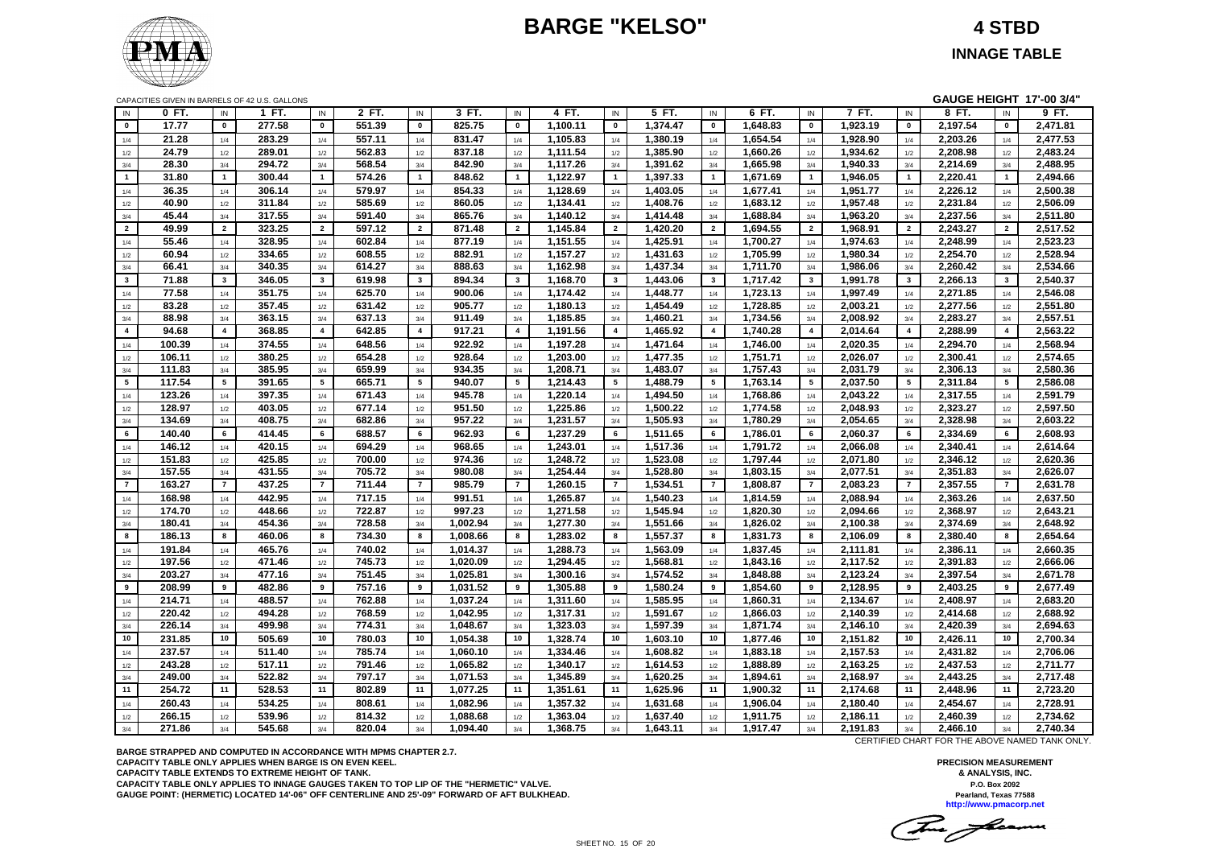# BARGE "KELSO"

## 4 STBD

### INNAGE TABLE

CAPACITIES GIVEN IN BARRELS OF 42 U.S. GALLONS

GAUGE HEIGHT 17'-00 3/4"

| IN | 0 FT. | IN | 1 FT. | IN | 2 FT. | IN | 3 FT. | IN | 4 FT. | IN | 5 FT. | IN | 6 FT. | IN | 7 FT. | IN | 8 FT. | IN | 9 FT. |
|---|---|---|---|---|---|---|---|---|---|---|---|---|---|---|---|---|---|---|---|
| 0 | 17.77 | 0 | 277.58 | 0 | 551.39 | 0 | 825.75 | 0 | 1,100.11 | 0 | 1,374.47 | 0 | 1,648.83 | 0 | 1,923.19 | 0 | 2,197.54 | 0 | 2,471.81 |
| 1/4 | 21.28 | 1/4 | 283.29 | 1/4 | 557.11 | 1/4 | 831.47 | 1/4 | 1,105.83 | 1/4 | 1,380.19 | 1/4 | 1,654.54 | 1/4 | 1,928.90 | 1/4 | 2,203.26 | 1/4 | 2,477.53 |
| 1/2 | 24.79 | 1/2 | 289.01 | 1/2 | 562.83 | 1/2 | 837.18 | 1/2 | 1,111.54 | 1/2 | 1,385.90 | 1/2 | 1,660.26 | 1/2 | 1,934.62 | 1/2 | 2,208.98 | 1/2 | 2,483.24 |
| 3/4 | 28.30 | 3/4 | 294.72 | 3/4 | 568.54 | 3/4 | 842.90 | 3/4 | 1,117.26 | 3/4 | 1,391.62 | 3/4 | 1,665.98 | 3/4 | 1,940.33 | 3/4 | 2,214.69 | 3/4 | 2,488.95 |
| 1 | 31.80 | 1 | 300.44 | 1 | 574.26 | 1 | 848.62 | 1 | 1,122.97 | 1 | 1,397.33 | 1 | 1,671.69 | 1 | 1,946.05 | 1 | 2,220.41 | 1 | 2,494.66 |
| 1/4 | 36.35 | 1/4 | 306.14 | 1/4 | 579.97 | 1/4 | 854.33 | 1/4 | 1,128.69 | 1/4 | 1,403.05 | 1/4 | 1,677.41 | 1/4 | 1,951.77 | 1/4 | 2,226.12 | 1/4 | 2,500.38 |
| 1/2 | 40.90 | 1/2 | 311.84 | 1/2 | 585.69 | 1/2 | 860.05 | 1/2 | 1,134.41 | 1/2 | 1,408.76 | 1/2 | 1,683.12 | 1/2 | 1,957.48 | 1/2 | 2,231.84 | 1/2 | 2,506.09 |
| 3/4 | 45.44 | 3/4 | 317.55 | 3/4 | 591.40 | 3/4 | 865.76 | 3/4 | 1,140.12 | 3/4 | 1,414.48 | 3/4 | 1,688.84 | 3/4 | 1,963.20 | 3/4 | 2,237.56 | 3/4 | 2,511.80 |
| 2 | 49.99 | 2 | 323.25 | 2 | 597.12 | 2 | 871.48 | 2 | 1,145.84 | 2 | 1,420.20 | 2 | 1,694.55 | 2 | 1,968.91 | 2 | 2,243.27 | 2 | 2,517.52 |
| 1/4 | 55.46 | 1/4 | 328.95 | 1/4 | 602.84 | 1/4 | 877.19 | 1/4 | 1,151.55 | 1/4 | 1,425.91 | 1/4 | 1,700.27 | 1/4 | 1,974.63 | 1/4 | 2,248.99 | 1/4 | 2,523.23 |
| 1/2 | 60.94 | 1/2 | 334.65 | 1/2 | 608.55 | 1/2 | 882.91 | 1/2 | 1,157.27 | 1/2 | 1,431.63 | 1/2 | 1,705.99 | 1/2 | 1,980.34 | 1/2 | 2,254.70 | 1/2 | 2,528.94 |
| 3/4 | 66.41 | 3/4 | 340.35 | 3/4 | 614.27 | 3/4 | 888.63 | 3/4 | 1,162.98 | 3/4 | 1,437.34 | 3/4 | 1,711.70 | 3/4 | 1,986.06 | 3/4 | 2,260.42 | 3/4 | 2,534.66 |
| 3 | 71.88 | 3 | 346.05 | 3 | 619.98 | 3 | 894.34 | 3 | 1,168.70 | 3 | 1,443.06 | 3 | 1,717.42 | 3 | 1,991.78 | 3 | 2,266.13 | 3 | 2,540.37 |
| 1/4 | 77.58 | 1/4 | 351.75 | 1/4 | 625.70 | 1/4 | 900.06 | 1/4 | 1,174.42 | 1/4 | 1,448.77 | 1/4 | 1,723.13 | 1/4 | 1,997.49 | 1/4 | 2,271.85 | 1/4 | 2,546.08 |
| 1/2 | 83.28 | 1/2 | 357.45 | 1/2 | 631.42 | 1/2 | 905.77 | 1/2 | 1,180.13 | 1/2 | 1,454.49 | 1/2 | 1,728.85 | 1/2 | 2,003.21 | 1/2 | 2,277.56 | 1/2 | 2,551.80 |
| 3/4 | 88.98 | 3/4 | 363.15 | 3/4 | 637.13 | 3/4 | 911.49 | 3/4 | 1,185.85 | 3/4 | 1,460.21 | 3/4 | 1,734.56 | 3/4 | 2,008.92 | 3/4 | 2,283.27 | 3/4 | 2,557.51 |
| 4 | 94.68 | 4 | 368.85 | 4 | 642.85 | 4 | 917.21 | 4 | 1,191.56 | 4 | 1,465.92 | 4 | 1,740.28 | 4 | 2,014.64 | 4 | 2,288.99 | 4 | 2,563.22 |
| 1/4 | 100.39 | 1/4 | 374.55 | 1/4 | 648.56 | 1/4 | 922.92 | 1/4 | 1,197.28 | 1/4 | 1,471.64 | 1/4 | 1,746.00 | 1/4 | 2,020.35 | 1/4 | 2,294.70 | 1/4 | 2,568.94 |
| 1/2 | 106.11 | 1/2 | 380.25 | 1/2 | 654.28 | 1/2 | 928.64 | 1/2 | 1,203.00 | 1/2 | 1,477.35 | 1/2 | 1,751.71 | 1/2 | 2,026.07 | 1/2 | 2,300.41 | 1/2 | 2,574.65 |
| 3/4 | 111.83 | 3/4 | 385.95 | 3/4 | 659.99 | 3/4 | 934.35 | 3/4 | 1,208.71 | 3/4 | 1,483.07 | 3/4 | 1,757.43 | 3/4 | 2,031.79 | 3/4 | 2,306.13 | 3/4 | 2,580.36 |
| 5 | 117.54 | 5 | 391.65 | 5 | 665.71 | 5 | 940.07 | 5 | 1,214.43 | 5 | 1,488.79 | 5 | 1,763.14 | 5 | 2,037.50 | 5 | 2,311.84 | 5 | 2,586.08 |
| 1/4 | 123.26 | 1/4 | 397.35 | 1/4 | 671.43 | 1/4 | 945.78 | 1/4 | 1,220.14 | 1/4 | 1,494.50 | 1/4 | 1,768.86 | 1/4 | 2,043.22 | 1/4 | 2,317.55 | 1/4 | 2,591.79 |
| 1/2 | 128.97 | 1/2 | 403.05 | 1/2 | 677.14 | 1/2 | 951.50 | 1/2 | 1,225.86 | 1/2 | 1,500.22 | 1/2 | 1,774.58 | 1/2 | 2,048.93 | 1/2 | 2,323.27 | 1/2 | 2,597.50 |
| 3/4 | 134.69 | 3/4 | 408.75 | 3/4 | 682.86 | 3/4 | 957.22 | 3/4 | 1,231.57 | 3/4 | 1,505.93 | 3/4 | 1,780.29 | 3/4 | 2,054.65 | 3/4 | 2,328.98 | 3/4 | 2,603.22 |
| 6 | 140.40 | 6 | 414.45 | 6 | 688.57 | 6 | 962.93 | 6 | 1,237.29 | 6 | 1,511.65 | 6 | 1,786.01 | 6 | 2,060.37 | 6 | 2,334.69 | 6 | 2,608.93 |
| 1/4 | 146.12 | 1/4 | 420.15 | 1/4 | 694.29 | 1/4 | 968.65 | 1/4 | 1,243.01 | 1/4 | 1,517.36 | 1/4 | 1,791.72 | 1/4 | 2,066.08 | 1/4 | 2,340.41 | 1/4 | 2,614.64 |
| 1/2 | 151.83 | 1/2 | 425.85 | 1/2 | 700.00 | 1/2 | 974.36 | 1/2 | 1,248.72 | 1/2 | 1,523.08 | 1/2 | 1,797.44 | 1/2 | 2,071.80 | 1/2 | 2,346.12 | 1/2 | 2,620.36 |
| 3/4 | 157.55 | 3/4 | 431.55 | 3/4 | 705.72 | 3/4 | 980.08 | 3/4 | 1,254.44 | 3/4 | 1,528.80 | 3/4 | 1,803.15 | 3/4 | 2,077.51 | 3/4 | 2,351.83 | 3/4 | 2,626.07 |
| 7 | 163.27 | 7 | 437.25 | 7 | 711.44 | 7 | 985.79 | 7 | 1,260.15 | 7 | 1,534.51 | 7 | 1,808.87 | 7 | 2,083.23 | 7 | 2,357.55 | 7 | 2,631.78 |
| 1/4 | 168.98 | 1/4 | 442.95 | 1/4 | 717.15 | 1/4 | 991.51 | 1/4 | 1,265.87 | 1/4 | 1,540.23 | 1/4 | 1,814.59 | 1/4 | 2,088.94 | 1/4 | 2,363.26 | 1/4 | 2,637.50 |
| 1/2 | 174.70 | 1/2 | 448.66 | 1/2 | 722.87 | 1/2 | 997.23 | 1/2 | 1,271.58 | 1/2 | 1,545.94 | 1/2 | 1,820.30 | 1/2 | 2,094.66 | 1/2 | 2,368.97 | 1/2 | 2,643.21 |
| 3/4 | 180.41 | 3/4 | 454.36 | 3/4 | 728.58 | 3/4 | 1,002.94 | 3/4 | 1,277.30 | 3/4 | 1,551.66 | 3/4 | 1,826.02 | 3/4 | 2,100.38 | 3/4 | 2,374.69 | 3/4 | 2,648.92 |
| 8 | 186.13 | 8 | 460.06 | 8 | 734.30 | 8 | 1,008.66 | 8 | 1,283.02 | 8 | 1,557.37 | 8 | 1,831.73 | 8 | 2,106.09 | 8 | 2,380.40 | 8 | 2,654.64 |
| 1/4 | 191.84 | 1/4 | 465.76 | 1/4 | 740.02 | 1/4 | 1,014.37 | 1/4 | 1,288.73 | 1/4 | 1,563.09 | 1/4 | 1,837.45 | 1/4 | 2,111.81 | 1/4 | 2,386.11 | 1/4 | 2,660.35 |
| 1/2 | 197.56 | 1/2 | 471.46 | 1/2 | 745.73 | 1/2 | 1,020.09 | 1/2 | 1,294.45 | 1/2 | 1,568.81 | 1/2 | 1,843.16 | 1/2 | 2,117.52 | 1/2 | 2,391.83 | 1/2 | 2,666.06 |
| 3/4 | 203.27 | 3/4 | 477.16 | 3/4 | 751.45 | 3/4 | 1,025.81 | 3/4 | 1,300.16 | 3/4 | 1,574.52 | 3/4 | 1,848.88 | 3/4 | 2,123.24 | 3/4 | 2,397.54 | 3/4 | 2,671.78 |
| 9 | 208.99 | 9 | 482.86 | 9 | 757.16 | 9 | 1,031.52 | 9 | 1,305.88 | 9 | 1,580.24 | 9 | 1,854.60 | 9 | 2,128.95 | 9 | 2,403.25 | 9 | 2,677.49 |
| 1/4 | 214.71 | 1/4 | 488.57 | 1/4 | 762.88 | 1/4 | 1,037.24 | 1/4 | 1,311.60 | 1/4 | 1,585.95 | 1/4 | 1,860.31 | 1/4 | 2,134.67 | 1/4 | 2,408.97 | 1/4 | 2,683.20 |
| 1/2 | 220.42 | 1/2 | 494.28 | 1/2 | 768.59 | 1/2 | 1,042.95 | 1/2 | 1,317.31 | 1/2 | 1,591.67 | 1/2 | 1,866.03 | 1/2 | 2,140.39 | 1/2 | 2,414.68 | 1/2 | 2,688.92 |
| 3/4 | 226.14 | 3/4 | 499.98 | 3/4 | 774.31 | 3/4 | 1,048.67 | 3/4 | 1,323.03 | 3/4 | 1,597.39 | 3/4 | 1,871.74 | 3/4 | 2,146.10 | 3/4 | 2,420.39 | 3/4 | 2,694.63 |
| 10 | 231.85 | 10 | 505.69 | 10 | 780.03 | 10 | 1,054.38 | 10 | 1,328.74 | 10 | 1,603.10 | 10 | 1,877.46 | 10 | 2,151.82 | 10 | 2,426.11 | 10 | 2,700.34 |
| 1/4 | 237.57 | 1/4 | 511.40 | 1/4 | 785.74 | 1/4 | 1,060.10 | 1/4 | 1,334.46 | 1/4 | 1,608.82 | 1/4 | 1,883.18 | 1/4 | 2,157.53 | 1/4 | 2,431.82 | 1/4 | 2,706.06 |
| 1/2 | 243.28 | 1/2 | 517.11 | 1/2 | 791.46 | 1/2 | 1,065.82 | 1/2 | 1,340.17 | 1/2 | 1,614.53 | 1/2 | 1,888.89 | 1/2 | 2,163.25 | 1/2 | 2,437.53 | 1/2 | 2,711.77 |
| 3/4 | 249.00 | 3/4 | 522.82 | 3/4 | 797.17 | 3/4 | 1,071.53 | 3/4 | 1,345.89 | 3/4 | 1,620.25 | 3/4 | 1,894.61 | 3/4 | 2,168.97 | 3/4 | 2,443.25 | 3/4 | 2,717.48 |
| 11 | 254.72 | 11 | 528.53 | 11 | 802.89 | 11 | 1,077.25 | 11 | 1,351.61 | 11 | 1,625.96 | 11 | 1,900.32 | 11 | 2,174.68 | 11 | 2,448.96 | 11 | 2,723.20 |
| 1/4 | 260.43 | 1/4 | 534.25 | 1/4 | 808.61 | 1/4 | 1,082.96 | 1/4 | 1,357.32 | 1/4 | 1,631.68 | 1/4 | 1,906.04 | 1/4 | 2,180.40 | 1/4 | 2,454.67 | 1/4 | 2,728.91 |
| 1/2 | 266.15 | 1/2 | 539.96 | 1/2 | 814.32 | 1/2 | 1,088.68 | 1/2 | 1,363.04 | 1/2 | 1,637.40 | 1/2 | 1,911.75 | 1/2 | 2,186.11 | 1/2 | 2,460.39 | 1/2 | 2,734.62 |
| 3/4 | 271.86 | 3/4 | 545.68 | 3/4 | 820.04 | 3/4 | 1,094.40 | 3/4 | 1,368.75 | 3/4 | 1,643.11 | 3/4 | 1,917.47 | 3/4 | 2,191.83 | 3/4 | 2,466.10 | 3/4 | 2,740.34 |

CERTIFIED CHART FOR THE ABOVE NAMED TANK ONLY.

**BARGE STRAPPED AND COMPUTED IN ACCORDANCE WITH MPMS CHAPTER 2.7.**
**CAPACITY TABLE ONLY APPLIES WHEN BARGE IS ON EVEN KEEL.**
**CAPACITY TABLE EXTENDS TO EXTREME HEIGHT OF TANK.**
**CAPACITY TABLE ONLY APPLIES TO INNAGE GAUGES TAKEN TO TOP LIP OF THE "HERMETIC" VALVE.**
**GAUGE POINT: (HERMETIC) LOCATED 14'-06" OFF CENTERLINE AND 25'-09" FORWARD OF AFT BULKHEAD.**

**PRECISION MEASUREMENT & ANALYSIS, INC.**
P.O. Box 2092
Pearland, Texas 77588
http://www.pmacorp.net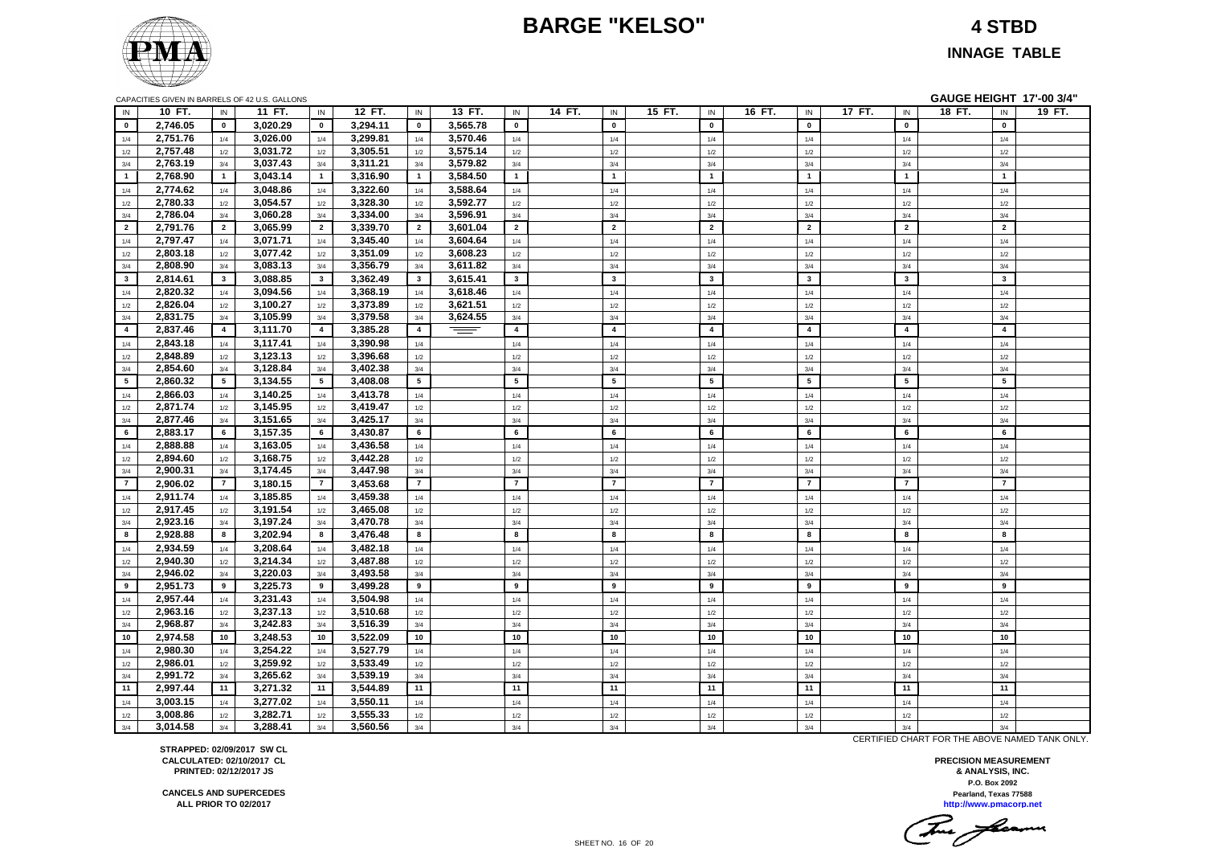# BARGE "KELSO"

## 4 STBD

## INNAGE TABLE

CAPACITIES GIVEN IN BARRELS OF 42 U.S. GALLONS

**GAUGE HEIGHT 17'-00 3/4"**

| IN | 10 FT. | IN | 11 FT. | IN | 12 FT. | IN | 13 FT. | IN | 14 FT. | IN | 15 FT. | IN | 16 FT. | IN | 17 FT. | IN | 18 FT. | IN | 19 FT. |
|---|---|---|---|---|---|---|---|---|---|---|---|---|---|---|---|---|---|---|---|
| 0 | 2,746.05 | 0 | 3,020.29 | 0 | 3,294.11 | 0 | 3,565.78 | 0 | | 0 | | 0 | | 0 | | 0 | | 0 | |
| 1/4 | 2,751.76 | 1/4 | 3,026.00 | 1/4 | 3,299.81 | 1/4 | 3,570.46 | 1/4 | | 1/4 | | 1/4 | | 1/4 | | 1/4 | | 1/4 | |
| 1/2 | 2,757.48 | 1/2 | 3,031.72 | 1/2 | 3,305.51 | 1/2 | 3,575.14 | 1/2 | | 1/2 | | 1/2 | | 1/2 | | 1/2 | | 1/2 | |
| 3/4 | 2,763.19 | 3/4 | 3,037.43 | 3/4 | 3,311.21 | 3/4 | 3,579.82 | 3/4 | | 3/4 | | 3/4 | | 3/4 | | 3/4 | | 3/4 | |
| 1 | 2,768.90 | 1 | 3,043.14 | 1 | 3,316.90 | 1 | 3,584.50 | 1 | | 1 | | 1 | | 1 | | 1 | | 1 | |
| 1/4 | 2,774.62 | 1/4 | 3,048.86 | 1/4 | 3,322.60 | 1/4 | 3,588.64 | 1/4 | | 1/4 | | 1/4 | | 1/4 | | 1/4 | | 1/4 | |
| 1/2 | 2,780.33 | 1/2 | 3,054.57 | 1/2 | 3,328.30 | 1/2 | 3,592.77 | 1/2 | | 1/2 | | 1/2 | | 1/2 | | 1/2 | | 1/2 | |
| 3/4 | 2,786.04 | 3/4 | 3,060.28 | 3/4 | 3,334.00 | 3/4 | 3,596.91 | 3/4 | | 3/4 | | 3/4 | | 3/4 | | 3/4 | | 3/4 | |
| 2 | 2,791.76 | 2 | 3,065.99 | 2 | 3,339.70 | 2 | 3,601.04 | 2 | | 2 | | 2 | | 2 | | 2 | | 2 | |
| 1/4 | 2,797.47 | 1/4 | 3,071.71 | 1/4 | 3,345.40 | 1/4 | 3,604.64 | 1/4 | | 1/4 | | 1/4 | | 1/4 | | 1/4 | | 1/4 | |
| 1/2 | 2,803.18 | 1/2 | 3,077.42 | 1/2 | 3,351.09 | 1/2 | 3,608.23 | 1/2 | | 1/2 | | 1/2 | | 1/2 | | 1/2 | | 1/2 | |
| 3/4 | 2,808.90 | 3/4 | 3,083.13 | 3/4 | 3,356.79 | 3/4 | 3,611.82 | 3/4 | | 3/4 | | 3/4 | | 3/4 | | 3/4 | | 3/4 | |
| 3 | 2,814.61 | 3 | 3,088.85 | 3 | 3,362.49 | 3 | 3,615.41 | 3 | | 3 | | 3 | | 3 | | 3 | | 3 | |
| 1/4 | 2,820.32 | 1/4 | 3,094.56 | 1/4 | 3,368.19 | 1/4 | 3,618.46 | 1/4 | | 1/4 | | 1/4 | | 1/4 | | 1/4 | | 1/4 | |
| 1/2 | 2,826.04 | 1/2 | 3,100.27 | 1/2 | 3,373.89 | 1/2 | 3,621.51 | 1/2 | | 1/2 | | 1/2 | | 1/2 | | 1/2 | | 1/2 | |
| 3/4 | 2,831.75 | 3/4 | 3,105.99 | 3/4 | 3,379.58 | 3/4 | 3,624.55 | 3/4 | | 3/4 | | 3/4 | | 3/4 | | 3/4 | | 3/4 | |
| 4 | 2,837.46 | 4 | 3,111.70 | 4 | 3,385.28 | 4 | | 4 | | 4 | | 4 | | 4 | | 4 | | 4 | |
| 1/4 | 2,843.18 | 1/4 | 3,117.41 | 1/4 | 3,390.98 | 1/4 | | 1/4 | | 1/4 | | 1/4 | | 1/4 | | 1/4 | | 1/4 | |
| 1/2 | 2,848.89 | 1/2 | 3,123.13 | 1/2 | 3,396.68 | 1/2 | | 1/2 | | 1/2 | | 1/2 | | 1/2 | | 1/2 | | 1/2 | |
| 3/4 | 2,854.60 | 3/4 | 3,128.84 | 3/4 | 3,402.38 | 3/4 | | 3/4 | | 3/4 | | 3/4 | | 3/4 | | 3/4 | | 3/4 | |
| 5 | 2,860.32 | 5 | 3,134.55 | 5 | 3,408.08 | 5 | | 5 | | 5 | | 5 | | 5 | | 5 | | 5 | |
| 1/4 | 2,866.03 | 1/4 | 3,140.25 | 1/4 | 3,413.78 | 1/4 | | 1/4 | | 1/4 | | 1/4 | | 1/4 | | 1/4 | | 1/4 | |
| 1/2 | 2,871.74 | 1/2 | 3,145.95 | 1/2 | 3,419.47 | 1/2 | | 1/2 | | 1/2 | | 1/2 | | 1/2 | | 1/2 | | 1/2 | |
| 3/4 | 2,877.46 | 3/4 | 3,151.65 | 3/4 | 3,425.17 | 3/4 | | 3/4 | | 3/4 | | 3/4 | | 3/4 | | 3/4 | | 3/4 | |
| 6 | 2,883.17 | 6 | 3,157.35 | 6 | 3,430.87 | 6 | | 6 | | 6 | | 6 | | 6 | | 6 | | 6 | |
| 1/4 | 2,888.88 | 1/4 | 3,163.05 | 1/4 | 3,436.58 | 1/4 | | 1/4 | | 1/4 | | 1/4 | | 1/4 | | 1/4 | | 1/4 | |
| 1/2 | 2,894.60 | 1/2 | 3,168.75 | 1/2 | 3,442.28 | 1/2 | | 1/2 | | 1/2 | | 1/2 | | 1/2 | | 1/2 | | 1/2 | |
| 3/4 | 2,900.31 | 3/4 | 3,174.45 | 3/4 | 3,447.98 | 3/4 | | 3/4 | | 3/4 | | 3/4 | | 3/4 | | 3/4 | | 3/4 | |
| 7 | 2,906.02 | 7 | 3,180.15 | 7 | 3,453.68 | 7 | | 7 | | 7 | | 7 | | 7 | | 7 | | 7 | |
| 1/4 | 2,911.74 | 1/4 | 3,185.85 | 1/4 | 3,459.38 | 1/4 | | 1/4 | | 1/4 | | 1/4 | | 1/4 | | 1/4 | | 1/4 | |
| 1/2 | 2,917.45 | 1/2 | 3,191.54 | 1/2 | 3,465.08 | 1/2 | | 1/2 | | 1/2 | | 1/2 | | 1/2 | | 1/2 | | 1/2 | |
| 3/4 | 2,923.16 | 3/4 | 3,197.24 | 3/4 | 3,470.78 | 3/4 | | 3/4 | | 3/4 | | 3/4 | | 3/4 | | 3/4 | | 3/4 | |
| 8 | 2,928.88 | 8 | 3,202.94 | 8 | 3,476.48 | 8 | | 8 | | 8 | | 8 | | 8 | | 8 | | 8 | |
| 1/4 | 2,934.59 | 1/4 | 3,208.64 | 1/4 | 3,482.18 | 1/4 | | 1/4 | | 1/4 | | 1/4 | | 1/4 | | 1/4 | | 1/4 | |
| 1/2 | 2,940.30 | 1/2 | 3,214.34 | 1/2 | 3,487.88 | 1/2 | | 1/2 | | 1/2 | | 1/2 | | 1/2 | | 1/2 | | 1/2 | |
| 3/4 | 2,946.02 | 3/4 | 3,220.03 | 3/4 | 3,493.58 | 3/4 | | 3/4 | | 3/4 | | 3/4 | | 3/4 | | 3/4 | | 3/4 | |
| 9 | 2,951.73 | 9 | 3,225.73 | 9 | 3,499.28 | 9 | | 9 | | 9 | | 9 | | 9 | | 9 | | 9 | |
| 1/4 | 2,957.44 | 1/4 | 3,231.43 | 1/4 | 3,504.98 | 1/4 | | 1/4 | | 1/4 | | 1/4 | | 1/4 | | 1/4 | | 1/4 | |
| 1/2 | 2,963.16 | 1/2 | 3,237.13 | 1/2 | 3,510.68 | 1/2 | | 1/2 | | 1/2 | | 1/2 | | 1/2 | | 1/2 | | 1/2 | |
| 3/4 | 2,968.87 | 3/4 | 3,242.83 | 3/4 | 3,516.39 | 3/4 | | 3/4 | | 3/4 | | 3/4 | | 3/4 | | 3/4 | | 3/4 | |
| 10 | 2,974.58 | 10 | 3,248.53 | 10 | 3,522.09 | 10 | | 10 | | 10 | | 10 | | 10 | | 10 | | 10 | |
| 1/4 | 2,980.30 | 1/4 | 3,254.22 | 1/4 | 3,527.79 | 1/4 | | 1/4 | | 1/4 | | 1/4 | | 1/4 | | 1/4 | | 1/4 | |
| 1/2 | 2,986.01 | 1/2 | 3,259.92 | 1/2 | 3,533.49 | 1/2 | | 1/2 | | 1/2 | | 1/2 | | 1/2 | | 1/2 | | 1/2 | |
| 3/4 | 2,991.72 | 3/4 | 3,265.62 | 3/4 | 3,539.19 | 3/4 | | 3/4 | | 3/4 | | 3/4 | | 3/4 | | 3/4 | | 3/4 | |
| 11 | 2,997.44 | 11 | 3,271.32 | 11 | 3,544.89 | 11 | | 11 | | 11 | | 11 | | 11 | | 11 | | 11 | |
| 1/4 | 3,003.15 | 1/4 | 3,277.02 | 1/4 | 3,550.11 | 1/4 | | 1/4 | | 1/4 | | 1/4 | | 1/4 | | 1/4 | | 1/4 | |
| 1/2 | 3,008.86 | 1/2 | 3,282.71 | 1/2 | 3,555.33 | 1/2 | | 1/2 | | 1/2 | | 1/2 | | 1/2 | | 1/2 | | 1/2 | |
| 3/4 | 3,014.58 | 3/4 | 3,288.41 | 3/4 | 3,560.56 | 3/4 | | 3/4 | | 3/4 | | 3/4 | | 3/4 | | 3/4 | | 3/4 | |

CERTIFIED CHART FOR THE ABOVE NAMED TANK ONLY.

**STRAPPED: 02/09/2017 SW CL**
**CALCULATED: 02/10/2017 CL**
**PRINTED: 02/12/2017 JS**

**CANCELS AND SUPERCEDES**
**ALL PRIOR TO 02/2017**

**PRECISION MEASUREMENT**
**& ANALYSIS, INC.**
**P.O. Box 2092**
**Pearland, Texas 77588**
**http://www.pmacorp.net**

SHEET NO. 16 OF 20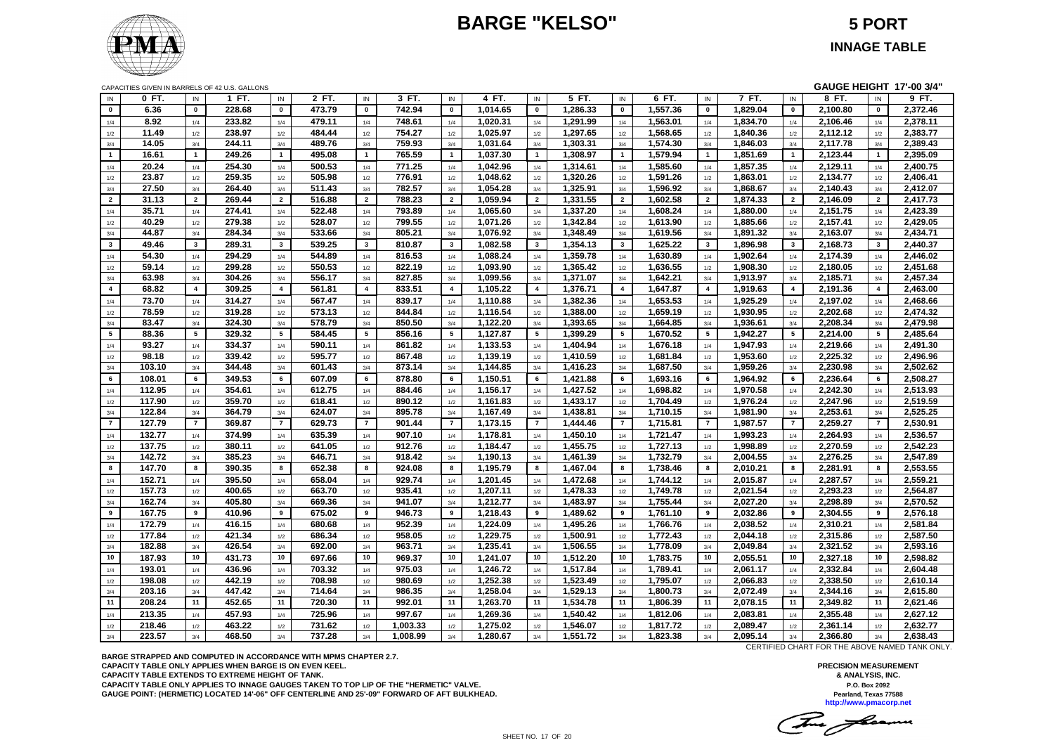# BARGE "KELSO"

## 5 PORT

### INNAGE TABLE

CAPACITIES GIVEN IN BARRELS OF 42 U.S. GALLONS

**GAUGE HEIGHT 17'-00 3/4"**

| IN | 0 FT. | IN | 1 FT. | IN | 2 FT. | IN | 3 FT. | IN | 4 FT. | IN | 5 FT. | IN | 6 FT. | IN | 7 FT. | IN | 8 FT. | IN | 9 FT. |
|---|---|---|---|---|---|---|---|---|---|---|---|---|---|---|---|---|---|---|---|
| 0 | 6.36 | 0 | 228.68 | 0 | 473.79 | 0 | 742.94 | 0 | 1,014.65 | 0 | 1,286.33 | 0 | 1,557.36 | 0 | 1,829.04 | 0 | 2,100.80 | 0 | 2,372.46 |
| 1/4 | 8.92 | 1/4 | 233.82 | 1/4 | 479.11 | 1/4 | 748.61 | 1/4 | 1,020.31 | 1/4 | 1,291.99 | 1/4 | 1,563.01 | 1/4 | 1,834.70 | 1/4 | 2,106.46 | 1/4 | 2,378.11 |
| 1/2 | 11.49 | 1/2 | 238.97 | 1/2 | 484.44 | 1/2 | 754.27 | 1/2 | 1,025.97 | 1/2 | 1,297.65 | 1/2 | 1,568.65 | 1/2 | 1,840.36 | 1/2 | 2,112.12 | 1/2 | 2,383.77 |
| 3/4 | 14.05 | 3/4 | 244.11 | 3/4 | 489.76 | 3/4 | 759.93 | 3/4 | 1,031.64 | 3/4 | 1,303.31 | 3/4 | 1,574.30 | 3/4 | 1,846.03 | 3/4 | 2,117.78 | 3/4 | 2,389.43 |
| 1 | 16.61 | 1 | 249.26 | 1 | 495.08 | 1 | 765.59 | 1 | 1,037.30 | 1 | 1,308.97 | 1 | 1,579.94 | 1 | 1,851.69 | 1 | 2,123.44 | 1 | 2,395.09 |
| 1/4 | 20.24 | 1/4 | 254.30 | 1/4 | 500.53 | 1/4 | 771.25 | 1/4 | 1,042.96 | 1/4 | 1,314.61 | 1/4 | 1,585.60 | 1/4 | 1,857.35 | 1/4 | 2,129.11 | 1/4 | 2,400.75 |
| 1/2 | 23.87 | 1/2 | 259.35 | 1/2 | 505.98 | 1/2 | 776.91 | 1/2 | 1,048.62 | 1/2 | 1,320.26 | 1/2 | 1,591.26 | 1/2 | 1,863.01 | 1/2 | 2,134.77 | 1/2 | 2,406.41 |
| 3/4 | 27.50 | 3/4 | 264.40 | 3/4 | 511.43 | 3/4 | 782.57 | 3/4 | 1,054.28 | 3/4 | 1,325.91 | 3/4 | 1,596.92 | 3/4 | 1,868.67 | 3/4 | 2,140.43 | 3/4 | 2,412.07 |
| 2 | 31.13 | 2 | 269.44 | 2 | 516.88 | 2 | 788.23 | 2 | 1,059.94 | 2 | 1,331.55 | 2 | 1,602.58 | 2 | 1,874.33 | 2 | 2,146.09 | 2 | 2,417.73 |
| 1/4 | 35.71 | 1/4 | 274.41 | 1/4 | 522.48 | 1/4 | 793.89 | 1/4 | 1,065.60 | 1/4 | 1,337.20 | 1/4 | 1,608.24 | 1/4 | 1,880.00 | 1/4 | 2,151.75 | 1/4 | 2,423.39 |
| 1/2 | 40.29 | 1/2 | 279.38 | 1/2 | 528.07 | 1/2 | 799.55 | 1/2 | 1,071.26 | 1/2 | 1,342.84 | 1/2 | 1,613.90 | 1/2 | 1,885.66 | 1/2 | 2,157.41 | 1/2 | 2,429.05 |
| 3/4 | 44.87 | 3/4 | 284.34 | 3/4 | 533.66 | 3/4 | 805.21 | 3/4 | 1,076.92 | 3/4 | 1,348.49 | 3/4 | 1,619.56 | 3/4 | 1,891.32 | 3/4 | 2,163.07 | 3/4 | 2,434.71 |
| 3 | 49.46 | 3 | 289.31 | 3 | 539.25 | 3 | 810.87 | 3 | 1,082.58 | 3 | 1,354.13 | 3 | 1,625.22 | 3 | 1,896.98 | 3 | 2,168.73 | 3 | 2,440.37 |
| 1/4 | 54.30 | 1/4 | 294.29 | 1/4 | 544.89 | 1/4 | 816.53 | 1/4 | 1,088.24 | 1/4 | 1,359.78 | 1/4 | 1,630.89 | 1/4 | 1,902.64 | 1/4 | 2,174.39 | 1/4 | 2,446.02 |
| 1/2 | 59.14 | 1/2 | 299.28 | 1/2 | 550.53 | 1/2 | 822.19 | 1/2 | 1,093.90 | 1/2 | 1,365.42 | 1/2 | 1,636.55 | 1/2 | 1,908.30 | 1/2 | 2,180.05 | 1/2 | 2,451.68 |
| 3/4 | 63.98 | 3/4 | 304.26 | 3/4 | 556.17 | 3/4 | 827.85 | 3/4 | 1,099.56 | 3/4 | 1,371.07 | 3/4 | 1,642.21 | 3/4 | 1,913.97 | 3/4 | 2,185.71 | 3/4 | 2,457.34 |
| 4 | 68.82 | 4 | 309.25 | 4 | 561.81 | 4 | 833.51 | 4 | 1,105.22 | 4 | 1,376.71 | 4 | 1,647.87 | 4 | 1,919.63 | 4 | 2,191.36 | 4 | 2,463.00 |
| 1/4 | 73.70 | 1/4 | 314.27 | 1/4 | 567.47 | 1/4 | 839.17 | 1/4 | 1,110.88 | 1/4 | 1,382.36 | 1/4 | 1,653.53 | 1/4 | 1,925.29 | 1/4 | 2,197.02 | 1/4 | 2,468.66 |
| 1/2 | 78.59 | 1/2 | 319.28 | 1/2 | 573.13 | 1/2 | 844.84 | 1/2 | 1,116.54 | 1/2 | 1,388.00 | 1/2 | 1,659.19 | 1/2 | 1,930.95 | 1/2 | 2,202.68 | 1/2 | 2,474.32 |
| 3/4 | 83.47 | 3/4 | 324.30 | 3/4 | 578.79 | 3/4 | 850.50 | 3/4 | 1,122.20 | 3/4 | 1,393.65 | 3/4 | 1,664.85 | 3/4 | 1,936.61 | 3/4 | 2,208.34 | 3/4 | 2,479.98 |
| 5 | 88.36 | 5 | 329.32 | 5 | 584.45 | 5 | 856.16 | 5 | 1,127.87 | 5 | 1,399.29 | 5 | 1,670.52 | 5 | 1,942.27 | 5 | 2,214.00 | 5 | 2,485.64 |
| 1/4 | 93.27 | 1/4 | 334.37 | 1/4 | 590.11 | 1/4 | 861.82 | 1/4 | 1,133.53 | 1/4 | 1,404.94 | 1/4 | 1,676.18 | 1/4 | 1,947.93 | 1/4 | 2,219.66 | 1/4 | 2,491.30 |
| 1/2 | 98.18 | 1/2 | 339.42 | 1/2 | 595.77 | 1/2 | 867.48 | 1/2 | 1,139.19 | 1/2 | 1,410.59 | 1/2 | 1,681.84 | 1/2 | 1,953.60 | 1/2 | 2,225.32 | 1/2 | 2,496.96 |
| 3/4 | 103.10 | 3/4 | 344.48 | 3/4 | 601.43 | 3/4 | 873.14 | 3/4 | 1,144.85 | 3/4 | 1,416.23 | 3/4 | 1,687.50 | 3/4 | 1,959.26 | 3/4 | 2,230.98 | 3/4 | 2,502.62 |
| 6 | 108.01 | 6 | 349.53 | 6 | 607.09 | 6 | 878.80 | 6 | 1,150.51 | 6 | 1,421.88 | 6 | 1,693.16 | 6 | 1,964.92 | 6 | 2,236.64 | 6 | 2,508.27 |
| 1/4 | 112.95 | 1/4 | 354.61 | 1/4 | 612.75 | 1/4 | 884.46 | 1/4 | 1,156.17 | 1/4 | 1,427.52 | 1/4 | 1,698.82 | 1/4 | 1,970.58 | 1/4 | 2,242.30 | 1/4 | 2,513.93 |
| 1/2 | 117.90 | 1/2 | 359.70 | 1/2 | 618.41 | 1/2 | 890.12 | 1/2 | 1,161.83 | 1/2 | 1,433.17 | 1/2 | 1,704.49 | 1/2 | 1,976.24 | 1/2 | 2,247.96 | 1/2 | 2,519.59 |
| 3/4 | 122.84 | 3/4 | 364.79 | 3/4 | 624.07 | 3/4 | 895.78 | 3/4 | 1,167.49 | 3/4 | 1,438.81 | 3/4 | 1,710.15 | 3/4 | 1,981.90 | 3/4 | 2,253.61 | 3/4 | 2,525.25 |
| 7 | 127.79 | 7 | 369.87 | 7 | 629.73 | 7 | 901.44 | 7 | 1,173.15 | 7 | 1,444.46 | 7 | 1,715.81 | 7 | 1,987.57 | 7 | 2,259.27 | 7 | 2,530.91 |
| 1/4 | 132.77 | 1/4 | 374.99 | 1/4 | 635.39 | 1/4 | 907.10 | 1/4 | 1,178.81 | 1/4 | 1,450.10 | 1/4 | 1,721.47 | 1/4 | 1,993.23 | 1/4 | 2,264.93 | 1/4 | 2,536.57 |
| 1/2 | 137.75 | 1/2 | 380.11 | 1/2 | 641.05 | 1/2 | 912.76 | 1/2 | 1,184.47 | 1/2 | 1,455.75 | 1/2 | 1,727.13 | 1/2 | 1,998.89 | 1/2 | 2,270.59 | 1/2 | 2,542.23 |
| 3/4 | 142.72 | 3/4 | 385.23 | 3/4 | 646.71 | 3/4 | 918.42 | 3/4 | 1,190.13 | 3/4 | 1,461.39 | 3/4 | 1,732.79 | 3/4 | 2,004.55 | 3/4 | 2,276.25 | 3/4 | 2,547.89 |
| 8 | 147.70 | 8 | 390.35 | 8 | 652.38 | 8 | 924.08 | 8 | 1,195.79 | 8 | 1,467.04 | 8 | 1,738.46 | 8 | 2,010.21 | 8 | 2,281.91 | 8 | 2,553.55 |
| 1/4 | 152.71 | 1/4 | 395.50 | 1/4 | 658.04 | 1/4 | 929.74 | 1/4 | 1,201.45 | 1/4 | 1,472.68 | 1/4 | 1,744.12 | 1/4 | 2,015.87 | 1/4 | 2,287.57 | 1/4 | 2,559.21 |
| 1/2 | 157.73 | 1/2 | 400.65 | 1/2 | 663.70 | 1/2 | 935.41 | 1/2 | 1,207.11 | 1/2 | 1,478.33 | 1/2 | 1,749.78 | 1/2 | 2,021.54 | 1/2 | 2,293.23 | 1/2 | 2,564.87 |
| 3/4 | 162.74 | 3/4 | 405.80 | 3/4 | 669.36 | 3/4 | 941.07 | 3/4 | 1,212.77 | 3/4 | 1,483.97 | 3/4 | 1,755.44 | 3/4 | 2,027.20 | 3/4 | 2,298.89 | 3/4 | 2,570.52 |
| 9 | 167.75 | 9 | 410.96 | 9 | 675.02 | 9 | 946.73 | 9 | 1,218.43 | 9 | 1,489.62 | 9 | 1,761.10 | 9 | 2,032.86 | 9 | 2,304.55 | 9 | 2,576.18 |
| 1/4 | 172.79 | 1/4 | 416.15 | 1/4 | 680.68 | 1/4 | 952.39 | 1/4 | 1,224.09 | 1/4 | 1,495.26 | 1/4 | 1,766.76 | 1/4 | 2,038.52 | 1/4 | 2,310.21 | 1/4 | 2,581.84 |
| 1/2 | 177.84 | 1/2 | 421.34 | 1/2 | 686.34 | 1/2 | 958.05 | 1/2 | 1,229.75 | 1/2 | 1,500.91 | 1/2 | 1,772.43 | 1/2 | 2,044.18 | 1/2 | 2,315.86 | 1/2 | 2,587.50 |
| 3/4 | 182.88 | 3/4 | 426.54 | 3/4 | 692.00 | 3/4 | 963.71 | 3/4 | 1,235.41 | 3/4 | 1,506.55 | 3/4 | 1,778.09 | 3/4 | 2,049.84 | 3/4 | 2,321.52 | 3/4 | 2,593.16 |
| 10 | 187.93 | 10 | 431.73 | 10 | 697.66 | 10 | 969.37 | 10 | 1,241.07 | 10 | 1,512.20 | 10 | 1,783.75 | 10 | 2,055.51 | 10 | 2,327.18 | 10 | 2,598.82 |
| 1/4 | 193.01 | 1/4 | 436.96 | 1/4 | 703.32 | 1/4 | 975.03 | 1/4 | 1,246.72 | 1/4 | 1,517.84 | 1/4 | 1,789.41 | 1/4 | 2,061.17 | 1/4 | 2,332.84 | 1/4 | 2,604.48 |
| 1/2 | 198.08 | 1/2 | 442.19 | 1/2 | 708.98 | 1/2 | 980.69 | 1/2 | 1,252.38 | 1/2 | 1,523.49 | 1/2 | 1,795.07 | 1/2 | 2,066.83 | 1/2 | 2,338.50 | 1/2 | 2,610.14 |
| 3/4 | 203.16 | 3/4 | 447.42 | 3/4 | 714.64 | 3/4 | 986.35 | 3/4 | 1,258.04 | 3/4 | 1,529.13 | 3/4 | 1,800.73 | 3/4 | 2,072.49 | 3/4 | 2,344.16 | 3/4 | 2,615.80 |
| 11 | 208.24 | 11 | 452.65 | 11 | 720.30 | 11 | 992.01 | 11 | 1,263.70 | 11 | 1,534.78 | 11 | 1,806.39 | 11 | 2,078.15 | 11 | 2,349.82 | 11 | 2,621.46 |
| 1/4 | 213.35 | 1/4 | 457.93 | 1/4 | 725.96 | 1/4 | 997.67 | 1/4 | 1,269.36 | 1/4 | 1,540.42 | 1/4 | 1,812.06 | 1/4 | 2,083.81 | 1/4 | 2,355.48 | 1/4 | 2,627.12 |
| 1/2 | 218.46 | 1/2 | 463.22 | 1/2 | 731.62 | 1/2 | 1,003.33 | 1/2 | 1,275.02 | 1/2 | 1,546.07 | 1/2 | 1,817.72 | 1/2 | 2,089.47 | 1/2 | 2,361.14 | 1/2 | 2,632.77 |
| 3/4 | 223.57 | 3/4 | 468.50 | 3/4 | 737.28 | 3/4 | 1,008.99 | 3/4 | 1,280.67 | 3/4 | 1,551.72 | 3/4 | 1,823.38 | 3/4 | 2,095.14 | 3/4 | 2,366.80 | 3/4 | 2,638.43 |

CERTIFIED CHART FOR THE ABOVE NAMED TANK ONLY.

**BARGE STRAPPED AND COMPUTED IN ACCORDANCE WITH MPMS CHAPTER 2.7.**
**CAPACITY TABLE ONLY APPLIES WHEN BARGE IS ON EVEN KEEL.**
**CAPACITY TABLE EXTENDS TO EXTREME HEIGHT OF TANK.**
**CAPACITY TABLE ONLY APPLIES TO INNAGE GAUGES TAKEN TO TOP LIP OF THE "HERMETIC" VALVE.**
**GAUGE POINT: (HERMETIC) LOCATED 14'-06" OFF CENTERLINE AND 25'-09" FORWARD OF AFT BULKHEAD.**

**PRECISION MEASUREMENT & ANALYSIS, INC.**
P.O. Box 2092
Pearland, Texas 77588
http://www.pmacorp.net

SHEET NO. 17 OF 20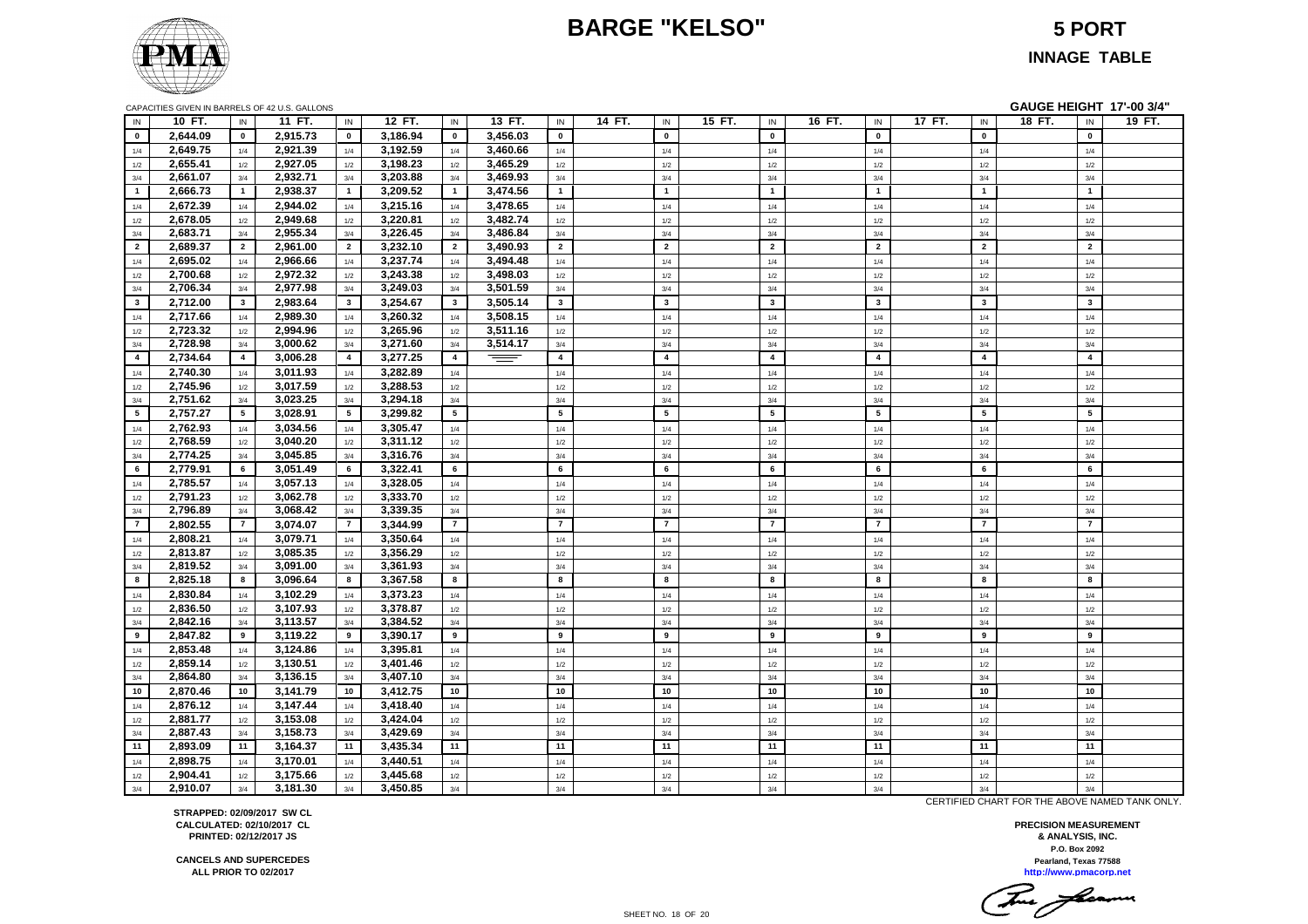# BARGE "KELSO"

## 5 PORT

### INNAGE TABLE

CAPACITIES GIVEN IN BARRELS OF 42 U.S. GALLONS

**GAUGE HEIGHT 17'-00 3/4"**

| IN | 10 FT. | IN | 11 FT. | IN | 12 FT. | IN | 13 FT. | IN | 14 FT. | IN | 15 FT. | IN | 16 FT. | IN | 17 FT. | IN | 18 FT. | IN | 19 FT. |
|---|---|---|---|---|---|---|---|---|---|---|---|---|---|---|---|---|---|---|---|
| 0 | 2,644.09 | 0 | 2,915.73 | 0 | 3,186.94 | 0 | 3,456.03 | 0 | | 0 | | 0 | | 0 | | 0 | | 0 | |
| 1/4 | 2,649.75 | 1/4 | 2,921.39 | 1/4 | 3,192.59 | 1/4 | 3,460.66 | 1/4 | | 1/4 | | 1/4 | | 1/4 | | 1/4 | | 1/4 | |
| 1/2 | 2,655.41 | 1/2 | 2,927.05 | 1/2 | 3,198.23 | 1/2 | 3,465.29 | 1/2 | | 1/2 | | 1/2 | | 1/2 | | 1/2 | | 1/2 | |
| 3/4 | 2,661.07 | 3/4 | 2,932.71 | 3/4 | 3,203.88 | 3/4 | 3,469.93 | 3/4 | | 3/4 | | 3/4 | | 3/4 | | 3/4 | | 3/4 | |
| 1 | 2,666.73 | 1 | 2,938.37 | 1 | 3,209.52 | 1 | 3,474.56 | 1 | | 1 | | 1 | | 1 | | 1 | | 1 | |
| 1/4 | 2,672.39 | 1/4 | 2,944.02 | 1/4 | 3,215.16 | 1/4 | 3,478.65 | 1/4 | | 1/4 | | 1/4 | | 1/4 | | 1/4 | | 1/4 | |
| 1/2 | 2,678.05 | 1/2 | 2,949.68 | 1/2 | 3,220.81 | 1/2 | 3,482.74 | 1/2 | | 1/2 | | 1/2 | | 1/2 | | 1/2 | | 1/2 | |
| 3/4 | 2,683.71 | 3/4 | 2,955.34 | 3/4 | 3,226.45 | 3/4 | 3,486.84 | 3/4 | | 3/4 | | 3/4 | | 3/4 | | 3/4 | | 3/4 | |
| 2 | 2,689.37 | 2 | 2,961.00 | 2 | 3,232.10 | 2 | 3,490.93 | 2 | | 2 | | 2 | | 2 | | 2 | | 2 | |
| 1/4 | 2,695.02 | 1/4 | 2,966.66 | 1/4 | 3,237.74 | 1/4 | 3,494.48 | 1/4 | | 1/4 | | 1/4 | | 1/4 | | 1/4 | | 1/4 | |
| 1/2 | 2,700.68 | 1/2 | 2,972.32 | 1/2 | 3,243.38 | 1/2 | 3,498.03 | 1/2 | | 1/2 | | 1/2 | | 1/2 | | 1/2 | | 1/2 | |
| 3/4 | 2,706.34 | 3/4 | 2,977.98 | 3/4 | 3,249.03 | 3/4 | 3,501.59 | 3/4 | | 3/4 | | 3/4 | | 3/4 | | 3/4 | | 3/4 | |
| 3 | 2,712.00 | 3 | 2,983.64 | 3 | 3,254.67 | 3 | 3,505.14 | 3 | | 3 | | 3 | | 3 | | 3 | | 3 | |
| 1/4 | 2,717.66 | 1/4 | 2,989.30 | 1/4 | 3,260.32 | 1/4 | 3,508.15 | 1/4 | | 1/4 | | 1/4 | | 1/4 | | 1/4 | | 1/4 | |
| 1/2 | 2,723.32 | 1/2 | 2,994.96 | 1/2 | 3,265.96 | 1/2 | 3,511.16 | 1/2 | | 1/2 | | 1/2 | | 1/2 | | 1/2 | | 1/2 | |
| 3/4 | 2,728.98 | 3/4 | 3,000.62 | 3/4 | 3,271.60 | 3/4 | 3,514.17 | 3/4 | | 3/4 | | 3/4 | | 3/4 | | 3/4 | | 3/4 | |
| 4 | 2,734.64 | 4 | 3,006.28 | 4 | 3,277.25 | 4 | | 4 | | 4 | | 4 | | 4 | | 4 | | 4 | |
| 1/4 | 2,740.30 | 1/4 | 3,011.93 | 1/4 | 3,282.89 | 1/4 | | 1/4 | | 1/4 | | 1/4 | | 1/4 | | 1/4 | | 1/4 | |
| 1/2 | 2,745.96 | 1/2 | 3,017.59 | 1/2 | 3,288.53 | 1/2 | | 1/2 | | 1/2 | | 1/2 | | 1/2 | | 1/2 | | 1/2 | |
| 3/4 | 2,751.62 | 3/4 | 3,023.25 | 3/4 | 3,294.18 | 3/4 | | 3/4 | | 3/4 | | 3/4 | | 3/4 | | 3/4 | | 3/4 | |
| 5 | 2,757.27 | 5 | 3,028.91 | 5 | 3,299.82 | 5 | | 5 | | 5 | | 5 | | 5 | | 5 | | 5 | |
| 1/4 | 2,762.93 | 1/4 | 3,034.56 | 1/4 | 3,305.47 | 1/4 | | 1/4 | | 1/4 | | 1/4 | | 1/4 | | 1/4 | | 1/4 | |
| 1/2 | 2,768.59 | 1/2 | 3,040.20 | 1/2 | 3,311.12 | 1/2 | | 1/2 | | 1/2 | | 1/2 | | 1/2 | | 1/2 | | 1/2 | |
| 3/4 | 2,774.25 | 3/4 | 3,045.85 | 3/4 | 3,316.76 | 3/4 | | 3/4 | | 3/4 | | 3/4 | | 3/4 | | 3/4 | | 3/4 | |
| 6 | 2,779.91 | 6 | 3,051.49 | 6 | 3,322.41 | 6 | | 6 | | 6 | | 6 | | 6 | | 6 | | 6 | |
| 1/4 | 2,785.57 | 1/4 | 3,057.13 | 1/4 | 3,328.05 | 1/4 | | 1/4 | | 1/4 | | 1/4 | | 1/4 | | 1/4 | | 1/4 | |
| 1/2 | 2,791.23 | 1/2 | 3,062.78 | 1/2 | 3,333.70 | 1/2 | | 1/2 | | 1/2 | | 1/2 | | 1/2 | | 1/2 | | 1/2 | |
| 3/4 | 2,796.89 | 3/4 | 3,068.42 | 3/4 | 3,339.35 | 3/4 | | 3/4 | | 3/4 | | 3/4 | | 3/4 | | 3/4 | | 3/4 | |
| 7 | 2,802.55 | 7 | 3,074.07 | 7 | 3,344.99 | 7 | | 7 | | 7 | | 7 | | 7 | | 7 | | 7 | |
| 1/4 | 2,808.21 | 1/4 | 3,079.71 | 1/4 | 3,350.64 | 1/4 | | 1/4 | | 1/4 | | 1/4 | | 1/4 | | 1/4 | | 1/4 | |
| 1/2 | 2,813.87 | 1/2 | 3,085.35 | 1/2 | 3,356.29 | 1/2 | | 1/2 | | 1/2 | | 1/2 | | 1/2 | | 1/2 | | 1/2 | |
| 3/4 | 2,819.52 | 3/4 | 3,091.00 | 3/4 | 3,361.93 | 3/4 | | 3/4 | | 3/4 | | 3/4 | | 3/4 | | 3/4 | | 3/4 | |
| 8 | 2,825.18 | 8 | 3,096.64 | 8 | 3,367.58 | 8 | | 8 | | 8 | | 8 | | 8 | | 8 | | 8 | |
| 1/4 | 2,830.84 | 1/4 | 3,102.29 | 1/4 | 3,373.23 | 1/4 | | 1/4 | | 1/4 | | 1/4 | | 1/4 | | 1/4 | | 1/4 | |
| 1/2 | 2,836.50 | 1/2 | 3,107.93 | 1/2 | 3,378.87 | 1/2 | | 1/2 | | 1/2 | | 1/2 | | 1/2 | | 1/2 | | 1/2 | |
| 3/4 | 2,842.16 | 3/4 | 3,113.57 | 3/4 | 3,384.52 | 3/4 | | 3/4 | | 3/4 | | 3/4 | | 3/4 | | 3/4 | | 3/4 | |
| 9 | 2,847.82 | 9 | 3,119.22 | 9 | 3,390.17 | 9 | | 9 | | 9 | | 9 | | 9 | | 9 | | 9 | |
| 1/4 | 2,853.48 | 1/4 | 3,124.86 | 1/4 | 3,395.81 | 1/4 | | 1/4 | | 1/4 | | 1/4 | | 1/4 | | 1/4 | | 1/4 | |
| 1/2 | 2,859.14 | 1/2 | 3,130.51 | 1/2 | 3,401.46 | 1/2 | | 1/2 | | 1/2 | | 1/2 | | 1/2 | | 1/2 | | 1/2 | |
| 3/4 | 2,864.80 | 3/4 | 3,136.15 | 3/4 | 3,407.10 | 3/4 | | 3/4 | | 3/4 | | 3/4 | | 3/4 | | 3/4 | | 3/4 | |
| 10 | 2,870.46 | 10 | 3,141.79 | 10 | 3,412.75 | 10 | | 10 | | 10 | | 10 | | 10 | | 10 | | 10 | |
| 1/4 | 2,876.12 | 1/4 | 3,147.44 | 1/4 | 3,418.40 | 1/4 | | 1/4 | | 1/4 | | 1/4 | | 1/4 | | 1/4 | | 1/4 | |
| 1/2 | 2,881.77 | 1/2 | 3,153.08 | 1/2 | 3,424.04 | 1/2 | | 1/2 | | 1/2 | | 1/2 | | 1/2 | | 1/2 | | 1/2 | |
| 3/4 | 2,887.43 | 3/4 | 3,158.73 | 3/4 | 3,429.69 | 3/4 | | 3/4 | | 3/4 | | 3/4 | | 3/4 | | 3/4 | | 3/4 | |
| 11 | 2,893.09 | 11 | 3,164.37 | 11 | 3,435.34 | 11 | | 11 | | 11 | | 11 | | 11 | | 11 | | 11 | |
| 1/4 | 2,898.75 | 1/4 | 3,170.01 | 1/4 | 3,440.51 | 1/4 | | 1/4 | | 1/4 | | 1/4 | | 1/4 | | 1/4 | | 1/4 | |
| 1/2 | 2,904.41 | 1/2 | 3,175.66 | 1/2 | 3,445.68 | 1/2 | | 1/2 | | 1/2 | | 1/2 | | 1/2 | | 1/2 | | 1/2 | |
| 3/4 | 2,910.07 | 3/4 | 3,181.30 | 3/4 | 3,450.85 | 3/4 | | 3/4 | | 3/4 | | 3/4 | | 3/4 | | 3/4 | | 3/4 | |

CERTIFIED CHART FOR THE ABOVE NAMED TANK ONLY.

**STRAPPED: 02/09/2017 SW CL**
**CALCULATED: 02/10/2017 CL**
**PRINTED: 02/12/2017 JS**

**CANCELS AND SUPERCEDES**
**ALL PRIOR TO 02/2017**

**PRECISION MEASUREMENT**
**& ANALYSIS, INC.**
**P.O. Box 2092**
**Pearland, Texas 77588**
**http://www.pmacorp.net**

SHEET NO. 18 OF 20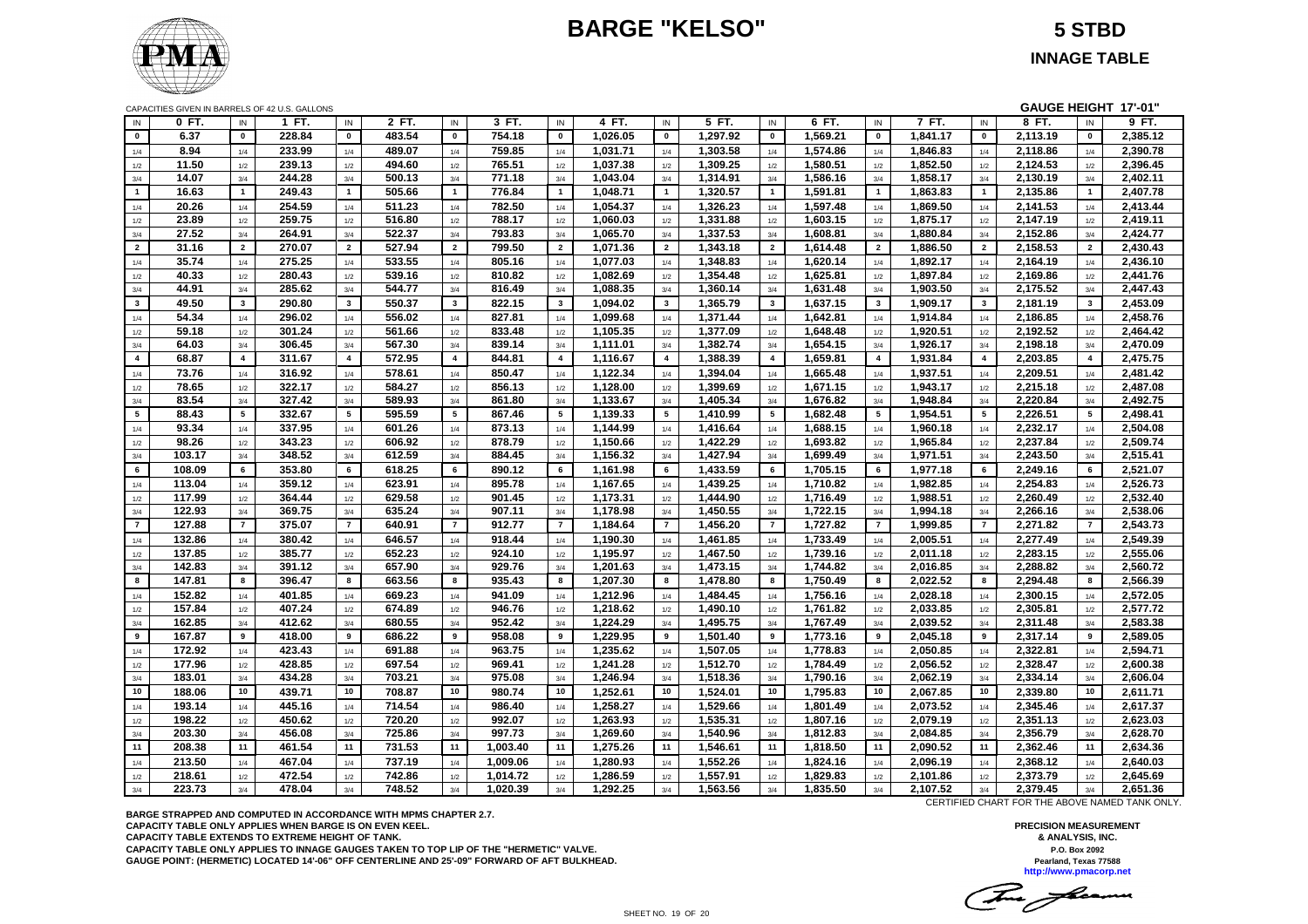# BARGE "KELSO"

## 5 STBD

### INNAGE TABLE

CAPACITIES GIVEN IN BARRELS OF 42 U.S. GALLONS

**GAUGE HEIGHT 17'-01"**

| IN | 0 FT. | IN | 1 FT. | IN | 2 FT. | IN | 3 FT. | IN | 4 FT. | IN | 5 FT. | IN | 6 FT. | IN | 7 FT. | IN | 8 FT. | IN | 9 FT. |
|---|---|---|---|---|---|---|---|---|---|---|---|---|---|---|---|---|---|---|---|
| 0 | 6.37 | 0 | 228.84 | 0 | 483.54 | 0 | 754.18 | 0 | 1,026.05 | 0 | 1,297.92 | 0 | 1,569.21 | 0 | 1,841.17 | 0 | 2,113.19 | 0 | 2,385.12 |
| 1/4 | 8.94 | 1/4 | 233.99 | 1/4 | 489.07 | 1/4 | 759.85 | 1/4 | 1,031.71 | 1/4 | 1,303.58 | 1/4 | 1,574.86 | 1/4 | 1,846.83 | 1/4 | 2,118.86 | 1/4 | 2,390.78 |
| 1/2 | 11.50 | 1/2 | 239.13 | 1/2 | 494.60 | 1/2 | 765.51 | 1/2 | 1,037.38 | 1/2 | 1,309.25 | 1/2 | 1,580.51 | 1/2 | 1,852.50 | 1/2 | 2,124.53 | 1/2 | 2,396.45 |
| 3/4 | 14.07 | 3/4 | 244.28 | 3/4 | 500.13 | 3/4 | 771.18 | 3/4 | 1,043.04 | 3/4 | 1,314.91 | 3/4 | 1,586.16 | 3/4 | 1,858.17 | 3/4 | 2,130.19 | 3/4 | 2,402.11 |
| 1 | 16.63 | 1 | 249.43 | 1 | 505.66 | 1 | 776.84 | 1 | 1,048.71 | 1 | 1,320.57 | 1 | 1,591.81 | 1 | 1,863.83 | 1 | 2,135.86 | 1 | 2,407.78 |
| 1/4 | 20.26 | 1/4 | 254.59 | 1/4 | 511.23 | 1/4 | 782.50 | 1/4 | 1,054.37 | 1/4 | 1,326.23 | 1/4 | 1,597.48 | 1/4 | 1,869.50 | 1/4 | 2,141.53 | 1/4 | 2,413.44 |
| 1/2 | 23.89 | 1/2 | 259.75 | 1/2 | 516.80 | 1/2 | 788.17 | 1/2 | 1,060.03 | 1/2 | 1,331.88 | 1/2 | 1,603.15 | 1/2 | 1,875.17 | 1/2 | 2,147.19 | 1/2 | 2,419.11 |
| 3/4 | 27.52 | 3/4 | 264.91 | 3/4 | 522.37 | 3/4 | 793.83 | 3/4 | 1,065.70 | 3/4 | 1,337.53 | 3/4 | 1,608.81 | 3/4 | 1,880.84 | 3/4 | 2,152.86 | 3/4 | 2,424.77 |
| 2 | 31.16 | 2 | 270.07 | 2 | 527.94 | 2 | 799.50 | 2 | 1,071.36 | 2 | 1,343.18 | 2 | 1,614.48 | 2 | 1,886.50 | 2 | 2,158.53 | 2 | 2,430.43 |
| 1/4 | 35.74 | 1/4 | 275.25 | 1/4 | 533.55 | 1/4 | 805.16 | 1/4 | 1,077.03 | 1/4 | 1,348.83 | 1/4 | 1,620.14 | 1/4 | 1,892.17 | 1/4 | 2,164.19 | 1/4 | 2,436.10 |
| 1/2 | 40.33 | 1/2 | 280.43 | 1/2 | 539.16 | 1/2 | 810.82 | 1/2 | 1,082.69 | 1/2 | 1,354.48 | 1/2 | 1,625.81 | 1/2 | 1,897.84 | 1/2 | 2,169.86 | 1/2 | 2,441.76 |
| 3/4 | 44.91 | 3/4 | 285.62 | 3/4 | 544.77 | 3/4 | 816.49 | 3/4 | 1,088.35 | 3/4 | 1,360.14 | 3/4 | 1,631.48 | 3/4 | 1,903.50 | 3/4 | 2,175.52 | 3/4 | 2,447.43 |
| 3 | 49.50 | 3 | 290.80 | 3 | 550.37 | 3 | 822.15 | 3 | 1,094.02 | 3 | 1,365.79 | 3 | 1,637.15 | 3 | 1,909.17 | 3 | 2,181.19 | 3 | 2,453.09 |
| 1/4 | 54.34 | 1/4 | 296.02 | 1/4 | 556.02 | 1/4 | 827.81 | 1/4 | 1,099.68 | 1/4 | 1,371.44 | 1/4 | 1,642.81 | 1/4 | 1,914.84 | 1/4 | 2,186.85 | 1/4 | 2,458.76 |
| 1/2 | 59.18 | 1/2 | 301.24 | 1/2 | 561.66 | 1/2 | 833.48 | 1/2 | 1,105.35 | 1/2 | 1,377.09 | 1/2 | 1,648.48 | 1/2 | 1,920.51 | 1/2 | 2,192.52 | 1/2 | 2,464.42 |
| 3/4 | 64.03 | 3/4 | 306.45 | 3/4 | 567.30 | 3/4 | 839.14 | 3/4 | 1,111.01 | 3/4 | 1,382.74 | 3/4 | 1,654.15 | 3/4 | 1,926.17 | 3/4 | 2,198.18 | 3/4 | 2,470.09 |
| 4 | 68.87 | 4 | 311.67 | 4 | 572.95 | 4 | 844.81 | 4 | 1,116.67 | 4 | 1,388.39 | 4 | 1,659.81 | 4 | 1,931.84 | 4 | 2,203.85 | 4 | 2,475.75 |
| 1/4 | 73.76 | 1/4 | 316.92 | 1/4 | 578.61 | 1/4 | 850.47 | 1/4 | 1,122.34 | 1/4 | 1,394.04 | 1/4 | 1,665.48 | 1/4 | 1,937.51 | 1/4 | 2,209.51 | 1/4 | 2,481.42 |
| 1/2 | 78.65 | 1/2 | 322.17 | 1/2 | 584.27 | 1/2 | 856.13 | 1/2 | 1,128.00 | 1/2 | 1,399.69 | 1/2 | 1,671.15 | 1/2 | 1,943.17 | 1/2 | 2,215.18 | 1/2 | 2,487.08 |
| 3/4 | 83.54 | 3/4 | 327.42 | 3/4 | 589.93 | 3/4 | 861.80 | 3/4 | 1,133.67 | 3/4 | 1,405.34 | 3/4 | 1,676.82 | 3/4 | 1,948.84 | 3/4 | 2,220.84 | 3/4 | 2,492.75 |
| 5 | 88.43 | 5 | 332.67 | 5 | 595.59 | 5 | 867.46 | 5 | 1,139.33 | 5 | 1,410.99 | 5 | 1,682.48 | 5 | 1,954.51 | 5 | 2,226.51 | 5 | 2,498.41 |
| 1/4 | 93.34 | 1/4 | 337.95 | 1/4 | 601.26 | 1/4 | 873.13 | 1/4 | 1,144.99 | 1/4 | 1,416.64 | 1/4 | 1,688.15 | 1/4 | 1,960.18 | 1/4 | 2,232.17 | 1/4 | 2,504.08 |
| 1/2 | 98.26 | 1/2 | 343.23 | 1/2 | 606.92 | 1/2 | 878.79 | 1/2 | 1,150.66 | 1/2 | 1,422.29 | 1/2 | 1,693.82 | 1/2 | 1,965.84 | 1/2 | 2,237.84 | 1/2 | 2,509.74 |
| 3/4 | 103.17 | 3/4 | 348.52 | 3/4 | 612.59 | 3/4 | 884.45 | 3/4 | 1,156.32 | 3/4 | 1,427.94 | 3/4 | 1,699.49 | 3/4 | 1,971.51 | 3/4 | 2,243.50 | 3/4 | 2,515.41 |
| 6 | 108.09 | 6 | 353.80 | 6 | 618.25 | 6 | 890.12 | 6 | 1,161.98 | 6 | 1,433.59 | 6 | 1,705.15 | 6 | 1,977.18 | 6 | 2,249.16 | 6 | 2,521.07 |
| 1/4 | 113.04 | 1/4 | 359.12 | 1/4 | 623.91 | 1/4 | 895.78 | 1/4 | 1,167.65 | 1/4 | 1,439.25 | 1/4 | 1,710.82 | 1/4 | 1,982.85 | 1/4 | 2,254.83 | 1/4 | 2,526.73 |
| 1/2 | 117.99 | 1/2 | 364.44 | 1/2 | 629.58 | 1/2 | 901.45 | 1/2 | 1,173.31 | 1/2 | 1,444.90 | 1/2 | 1,716.49 | 1/2 | 1,988.51 | 1/2 | 2,260.49 | 1/2 | 2,532.40 |
| 3/4 | 122.93 | 3/4 | 369.75 | 3/4 | 635.24 | 3/4 | 907.11 | 3/4 | 1,178.98 | 3/4 | 1,450.55 | 3/4 | 1,722.15 | 3/4 | 1,994.18 | 3/4 | 2,266.16 | 3/4 | 2,538.06 |
| 7 | 127.88 | 7 | 375.07 | 7 | 640.91 | 7 | 912.77 | 7 | 1,184.64 | 7 | 1,456.20 | 7 | 1,727.82 | 7 | 1,999.85 | 7 | 2,271.82 | 7 | 2,543.73 |
| 1/4 | 132.86 | 1/4 | 380.42 | 1/4 | 646.57 | 1/4 | 918.44 | 1/4 | 1,190.30 | 1/4 | 1,461.85 | 1/4 | 1,733.49 | 1/4 | 2,005.51 | 1/4 | 2,277.49 | 1/4 | 2,549.39 |
| 1/2 | 137.85 | 1/2 | 385.77 | 1/2 | 652.23 | 1/2 | 924.10 | 1/2 | 1,195.97 | 1/2 | 1,467.50 | 1/2 | 1,739.16 | 1/2 | 2,011.18 | 1/2 | 2,283.15 | 1/2 | 2,555.06 |
| 3/4 | 142.83 | 3/4 | 391.12 | 3/4 | 657.90 | 3/4 | 929.76 | 3/4 | 1,201.63 | 3/4 | 1,473.15 | 3/4 | 1,744.82 | 3/4 | 2,016.85 | 3/4 | 2,288.82 | 3/4 | 2,560.72 |
| 8 | 147.81 | 8 | 396.47 | 8 | 663.56 | 8 | 935.43 | 8 | 1,207.30 | 8 | 1,478.80 | 8 | 1,750.49 | 8 | 2,022.52 | 8 | 2,294.48 | 8 | 2,566.39 |
| 1/4 | 152.82 | 1/4 | 401.85 | 1/4 | 669.23 | 1/4 | 941.09 | 1/4 | 1,212.96 | 1/4 | 1,484.45 | 1/4 | 1,756.16 | 1/4 | 2,028.18 | 1/4 | 2,300.15 | 1/4 | 2,572.05 |
| 1/2 | 157.84 | 1/2 | 407.24 | 1/2 | 674.89 | 1/2 | 946.76 | 1/2 | 1,218.62 | 1/2 | 1,490.10 | 1/2 | 1,761.82 | 1/2 | 2,033.85 | 1/2 | 2,305.81 | 1/2 | 2,577.72 |
| 3/4 | 162.85 | 3/4 | 412.62 | 3/4 | 680.55 | 3/4 | 952.42 | 3/4 | 1,224.29 | 3/4 | 1,495.75 | 3/4 | 1,767.49 | 3/4 | 2,039.52 | 3/4 | 2,311.48 | 3/4 | 2,583.38 |
| 9 | 167.87 | 9 | 418.00 | 9 | 686.22 | 9 | 958.08 | 9 | 1,229.95 | 9 | 1,501.40 | 9 | 1,773.16 | 9 | 2,045.18 | 9 | 2,317.14 | 9 | 2,589.05 |
| 1/4 | 172.92 | 1/4 | 423.43 | 1/4 | 691.88 | 1/4 | 963.75 | 1/4 | 1,235.62 | 1/4 | 1,507.05 | 1/4 | 1,778.83 | 1/4 | 2,050.85 | 1/4 | 2,322.81 | 1/4 | 2,594.71 |
| 1/2 | 177.96 | 1/2 | 428.85 | 1/2 | 697.54 | 1/2 | 969.41 | 1/2 | 1,241.28 | 1/2 | 1,512.70 | 1/2 | 1,784.49 | 1/2 | 2,056.52 | 1/2 | 2,328.47 | 1/2 | 2,600.38 |
| 3/4 | 183.01 | 3/4 | 434.28 | 3/4 | 703.21 | 3/4 | 975.08 | 3/4 | 1,246.94 | 3/4 | 1,518.36 | 3/4 | 1,790.16 | 3/4 | 2,062.19 | 3/4 | 2,334.14 | 3/4 | 2,606.04 |
| 10 | 188.06 | 10 | 439.71 | 10 | 708.87 | 10 | 980.74 | 10 | 1,252.61 | 10 | 1,524.01 | 10 | 1,795.83 | 10 | 2,067.85 | 10 | 2,339.80 | 10 | 2,611.71 |
| 1/4 | 193.14 | 1/4 | 445.16 | 1/4 | 714.54 | 1/4 | 986.40 | 1/4 | 1,258.27 | 1/4 | 1,529.66 | 1/4 | 1,801.49 | 1/4 | 2,073.52 | 1/4 | 2,345.46 | 1/4 | 2,617.37 |
| 1/2 | 198.22 | 1/2 | 450.62 | 1/2 | 720.20 | 1/2 | 992.07 | 1/2 | 1,263.93 | 1/2 | 1,535.31 | 1/2 | 1,807.16 | 1/2 | 2,079.19 | 1/2 | 2,351.13 | 1/2 | 2,623.03 |
| 3/4 | 203.30 | 3/4 | 456.08 | 3/4 | 725.86 | 3/4 | 997.73 | 3/4 | 1,269.60 | 3/4 | 1,540.96 | 3/4 | 1,812.83 | 3/4 | 2,084.85 | 3/4 | 2,356.79 | 3/4 | 2,628.70 |
| 11 | 208.38 | 11 | 461.54 | 11 | 731.53 | 11 | 1,003.40 | 11 | 1,275.26 | 11 | 1,546.61 | 11 | 1,818.50 | 11 | 2,090.52 | 11 | 2,362.46 | 11 | 2,634.36 |
| 1/4 | 213.50 | 1/4 | 467.04 | 1/4 | 737.19 | 1/4 | 1,009.06 | 1/4 | 1,280.93 | 1/4 | 1,552.26 | 1/4 | 1,824.16 | 1/4 | 2,096.19 | 1/4 | 2,368.12 | 1/4 | 2,640.03 |
| 1/2 | 218.61 | 1/2 | 472.54 | 1/2 | 742.86 | 1/2 | 1,014.72 | 1/2 | 1,286.59 | 1/2 | 1,557.91 | 1/2 | 1,829.83 | 1/2 | 2,101.86 | 1/2 | 2,373.79 | 1/2 | 2,645.69 |
| 3/4 | 223.73 | 3/4 | 478.04 | 3/4 | 748.52 | 3/4 | 1,020.39 | 3/4 | 1,292.25 | 3/4 | 1,563.56 | 3/4 | 1,835.50 | 3/4 | 2,107.52 | 3/4 | 2,379.45 | 3/4 | 2,651.36 |

CERTIFIED CHART FOR THE ABOVE NAMED TANK ONLY.

**BARGE STRAPPED AND COMPUTED IN ACCORDANCE WITH MPMS CHAPTER 2.7.**
**CAPACITY TABLE ONLY APPLIES WHEN BARGE IS ON EVEN KEEL.**
**CAPACITY TABLE EXTENDS TO EXTREME HEIGHT OF TANK.**
**CAPACITY TABLE ONLY APPLIES TO INNAGE GAUGES TAKEN TO TOP LIP OF THE "HERMETIC" VALVE.**
**GAUGE POINT: (HERMETIC) LOCATED 14'-06" OFF CENTERLINE AND 25'-09" FORWARD OF AFT BULKHEAD.**

**PRECISION MEASUREMENT & ANALYSIS, INC.**
P.O. Box 2092
Pearland, Texas 77588
http://www.pmacorp.net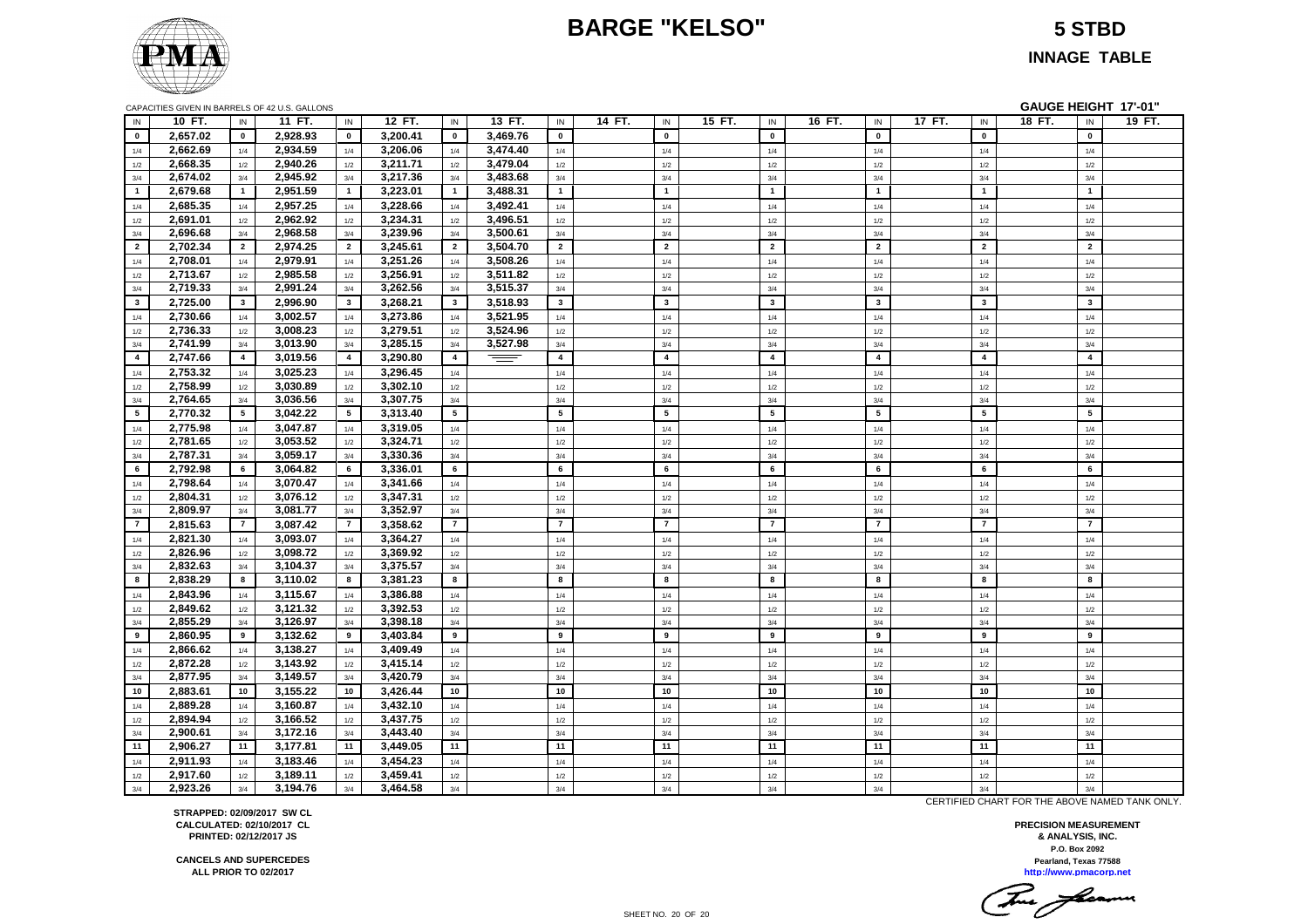# BARGE "KELSO"

## 5 STBD

## INNAGE TABLE

CAPACITIES GIVEN IN BARRELS OF 42 U.S. GALLONS

GAUGE HEIGHT 17'-01"

| IN | 10 FT. | IN | 11 FT. | IN | 12 FT. | IN | 13 FT. | IN | 14 FT. | IN | 15 FT. | IN | 16 FT. | IN | 17 FT. | IN | 18 FT. | IN | 19 FT. |
|---|---|---|---|---|---|---|---|---|---|---|---|---|---|---|---|---|---|---|---|
| 0 | 2,657.02 | 0 | 2,928.93 | 0 | 3,200.41 | 0 | 3,469.76 | 0 | | 0 | | 0 | | 0 | | 0 | | 0 | |
| 1/4 | 2,662.69 | 1/4 | 2,934.59 | 1/4 | 3,206.06 | 1/4 | 3,474.40 | 1/4 | | 1/4 | | 1/4 | | 1/4 | | 1/4 | | 1/4 | |
| 1/2 | 2,668.35 | 1/2 | 2,940.26 | 1/2 | 3,211.71 | 1/2 | 3,479.04 | 1/2 | | 1/2 | | 1/2 | | 1/2 | | 1/2 | | 1/2 | |
| 3/4 | 2,674.02 | 3/4 | 2,945.92 | 3/4 | 3,217.36 | 3/4 | 3,483.68 | 3/4 | | 3/4 | | 3/4 | | 3/4 | | 3/4 | | 3/4 | |
| 1 | 2,679.68 | 1 | 2,951.59 | 1 | 3,223.01 | 1 | 3,488.31 | 1 | | 1 | | 1 | | 1 | | 1 | | 1 | |
| 1/4 | 2,685.35 | 1/4 | 2,957.25 | 1/4 | 3,228.66 | 1/4 | 3,492.41 | 1/4 | | 1/4 | | 1/4 | | 1/4 | | 1/4 | | 1/4 | |
| 1/2 | 2,691.01 | 1/2 | 2,962.92 | 1/2 | 3,234.31 | 1/2 | 3,496.51 | 1/2 | | 1/2 | | 1/2 | | 1/2 | | 1/2 | | 1/2 | |
| 3/4 | 2,696.68 | 3/4 | 2,968.58 | 3/4 | 3,239.96 | 3/4 | 3,500.61 | 3/4 | | 3/4 | | 3/4 | | 3/4 | | 3/4 | | 3/4 | |
| 2 | 2,702.34 | 2 | 2,974.25 | 2 | 3,245.61 | 2 | 3,504.70 | 2 | | 2 | | 2 | | 2 | | 2 | | 2 | |
| 1/4 | 2,708.01 | 1/4 | 2,979.91 | 1/4 | 3,251.26 | 1/4 | 3,508.26 | 1/4 | | 1/4 | | 1/4 | | 1/4 | | 1/4 | | 1/4 | |
| 1/2 | 2,713.67 | 1/2 | 2,985.58 | 1/2 | 3,256.91 | 1/2 | 3,511.82 | 1/2 | | 1/2 | | 1/2 | | 1/2 | | 1/2 | | 1/2 | |
| 3/4 | 2,719.33 | 3/4 | 2,991.24 | 3/4 | 3,262.56 | 3/4 | 3,515.37 | 3/4 | | 3/4 | | 3/4 | | 3/4 | | 3/4 | | 3/4 | |
| 3 | 2,725.00 | 3 | 2,996.90 | 3 | 3,268.21 | 3 | 3,518.93 | 3 | | 3 | | 3 | | 3 | | 3 | | 3 | |
| 1/4 | 2,730.66 | 1/4 | 3,002.57 | 1/4 | 3,273.86 | 1/4 | 3,521.95 | 1/4 | | 1/4 | | 1/4 | | 1/4 | | 1/4 | | 1/4 | |
| 1/2 | 2,736.33 | 1/2 | 3,008.23 | 1/2 | 3,279.51 | 1/2 | 3,524.96 | 1/2 | | 1/2 | | 1/2 | | 1/2 | | 1/2 | | 1/2 | |
| 3/4 | 2,741.99 | 3/4 | 3,013.90 | 3/4 | 3,285.15 | 3/4 | 3,527.98 | 3/4 | | 3/4 | | 3/4 | | 3/4 | | 3/4 | | 3/4 | |
| 4 | 2,747.66 | 4 | 3,019.56 | 4 | 3,290.80 | 4 | | 4 | | 4 | | 4 | | 4 | | 4 | | 4 | |
| 1/4 | 2,753.32 | 1/4 | 3,025.23 | 1/4 | 3,296.45 | 1/4 | | 1/4 | | 1/4 | | 1/4 | | 1/4 | | 1/4 | | 1/4 | |
| 1/2 | 2,758.99 | 1/2 | 3,030.89 | 1/2 | 3,302.10 | 1/2 | | 1/2 | | 1/2 | | 1/2 | | 1/2 | | 1/2 | | 1/2 | |
| 3/4 | 2,764.65 | 3/4 | 3,036.56 | 3/4 | 3,307.75 | 3/4 | | 3/4 | | 3/4 | | 3/4 | | 3/4 | | 3/4 | | 3/4 | |
| 5 | 2,770.32 | 5 | 3,042.22 | 5 | 3,313.40 | 5 | | 5 | | 5 | | 5 | | 5 | | 5 | | 5 | |
| 1/4 | 2,775.98 | 1/4 | 3,047.87 | 1/4 | 3,319.05 | 1/4 | | 1/4 | | 1/4 | | 1/4 | | 1/4 | | 1/4 | | 1/4 | |
| 1/2 | 2,781.65 | 1/2 | 3,053.52 | 1/2 | 3,324.71 | 1/2 | | 1/2 | | 1/2 | | 1/2 | | 1/2 | | 1/2 | | 1/2 | |
| 3/4 | 2,787.31 | 3/4 | 3,059.17 | 3/4 | 3,330.36 | 3/4 | | 3/4 | | 3/4 | | 3/4 | | 3/4 | | 3/4 | | 3/4 | |
| 6 | 2,792.98 | 6 | 3,064.82 | 6 | 3,336.01 | 6 | | 6 | | 6 | | 6 | | 6 | | 6 | | 6 | |
| 1/4 | 2,798.64 | 1/4 | 3,070.47 | 1/4 | 3,341.66 | 1/4 | | 1/4 | | 1/4 | | 1/4 | | 1/4 | | 1/4 | | 1/4 | |
| 1/2 | 2,804.31 | 1/2 | 3,076.12 | 1/2 | 3,347.31 | 1/2 | | 1/2 | | 1/2 | | 1/2 | | 1/2 | | 1/2 | | 1/2 | |
| 3/4 | 2,809.97 | 3/4 | 3,081.77 | 3/4 | 3,352.97 | 3/4 | | 3/4 | | 3/4 | | 3/4 | | 3/4 | | 3/4 | | 3/4 | |
| 7 | 2,815.63 | 7 | 3,087.42 | 7 | 3,358.62 | 7 | | 7 | | 7 | | 7 | | 7 | | 7 | | 7 | |
| 1/4 | 2,821.30 | 1/4 | 3,093.07 | 1/4 | 3,364.27 | 1/4 | | 1/4 | | 1/4 | | 1/4 | | 1/4 | | 1/4 | | 1/4 | |
| 1/2 | 2,826.96 | 1/2 | 3,098.72 | 1/2 | 3,369.92 | 1/2 | | 1/2 | | 1/2 | | 1/2 | | 1/2 | | 1/2 | | 1/2 | |
| 3/4 | 2,832.63 | 3/4 | 3,104.37 | 3/4 | 3,375.57 | 3/4 | | 3/4 | | 3/4 | | 3/4 | | 3/4 | | 3/4 | | 3/4 | |
| 8 | 2,838.29 | 8 | 3,110.02 | 8 | 3,381.23 | 8 | | 8 | | 8 | | 8 | | 8 | | 8 | | 8 | |
| 1/4 | 2,843.96 | 1/4 | 3,115.67 | 1/4 | 3,386.88 | 1/4 | | 1/4 | | 1/4 | | 1/4 | | 1/4 | | 1/4 | | 1/4 | |
| 1/2 | 2,849.62 | 1/2 | 3,121.32 | 1/2 | 3,392.53 | 1/2 | | 1/2 | | 1/2 | | 1/2 | | 1/2 | | 1/2 | | 1/2 | |
| 3/4 | 2,855.29 | 3/4 | 3,126.97 | 3/4 | 3,398.18 | 3/4 | | 3/4 | | 3/4 | | 3/4 | | 3/4 | | 3/4 | | 3/4 | |
| 9 | 2,860.95 | 9 | 3,132.62 | 9 | 3,403.84 | 9 | | 9 | | 9 | | 9 | | 9 | | 9 | | 9 | |
| 1/4 | 2,866.62 | 1/4 | 3,138.27 | 1/4 | 3,409.49 | 1/4 | | 1/4 | | 1/4 | | 1/4 | | 1/4 | | 1/4 | | 1/4 | |
| 1/2 | 2,872.28 | 1/2 | 3,143.92 | 1/2 | 3,415.14 | 1/2 | | 1/2 | | 1/2 | | 1/2 | | 1/2 | | 1/2 | | 1/2 | |
| 3/4 | 2,877.95 | 3/4 | 3,149.57 | 3/4 | 3,420.79 | 3/4 | | 3/4 | | 3/4 | | 3/4 | | 3/4 | | 3/4 | | 3/4 | |
| 10 | 2,883.61 | 10 | 3,155.22 | 10 | 3,426.44 | 10 | | 10 | | 10 | | 10 | | 10 | | 10 | | 10 | |
| 1/4 | 2,889.28 | 1/4 | 3,160.87 | 1/4 | 3,432.10 | 1/4 | | 1/4 | | 1/4 | | 1/4 | | 1/4 | | 1/4 | | 1/4 | |
| 1/2 | 2,894.94 | 1/2 | 3,166.52 | 1/2 | 3,437.75 | 1/2 | | 1/2 | | 1/2 | | 1/2 | | 1/2 | | 1/2 | | 1/2 | |
| 3/4 | 2,900.61 | 3/4 | 3,172.16 | 3/4 | 3,443.40 | 3/4 | | 3/4 | | 3/4 | | 3/4 | | 3/4 | | 3/4 | | 3/4 | |
| 11 | 2,906.27 | 11 | 3,177.81 | 11 | 3,449.05 | 11 | | 11 | | 11 | | 11 | | 11 | | 11 | | 11 | |
| 1/4 | 2,911.93 | 1/4 | 3,183.46 | 1/4 | 3,454.23 | 1/4 | | 1/4 | | 1/4 | | 1/4 | | 1/4 | | 1/4 | | 1/4 | |
| 1/2 | 2,917.60 | 1/2 | 3,189.11 | 1/2 | 3,459.41 | 1/2 | | 1/2 | | 1/2 | | 1/2 | | 1/2 | | 1/2 | | 1/2 | |
| 3/4 | 2,923.26 | 3/4 | 3,194.76 | 3/4 | 3,464.58 | 3/4 | | 3/4 | | 3/4 | | 3/4 | | 3/4 | | 3/4 | | 3/4 | |

CERTIFIED CHART FOR THE ABOVE NAMED TANK ONLY.

**STRAPPED: 02/09/2017 SW CL**
**CALCULATED: 02/10/2017 CL**
**PRINTED: 02/12/2017 JS**

**CANCELS AND SUPERCEDES**
**ALL PRIOR TO 02/2017**

**PRECISION MEASUREMENT**
**& ANALYSIS, INC.**
**P.O. Box 2092**
**Pearland, Texas 77588**
**http://www.pmacorp.net**

SHEET NO. 20 OF 20